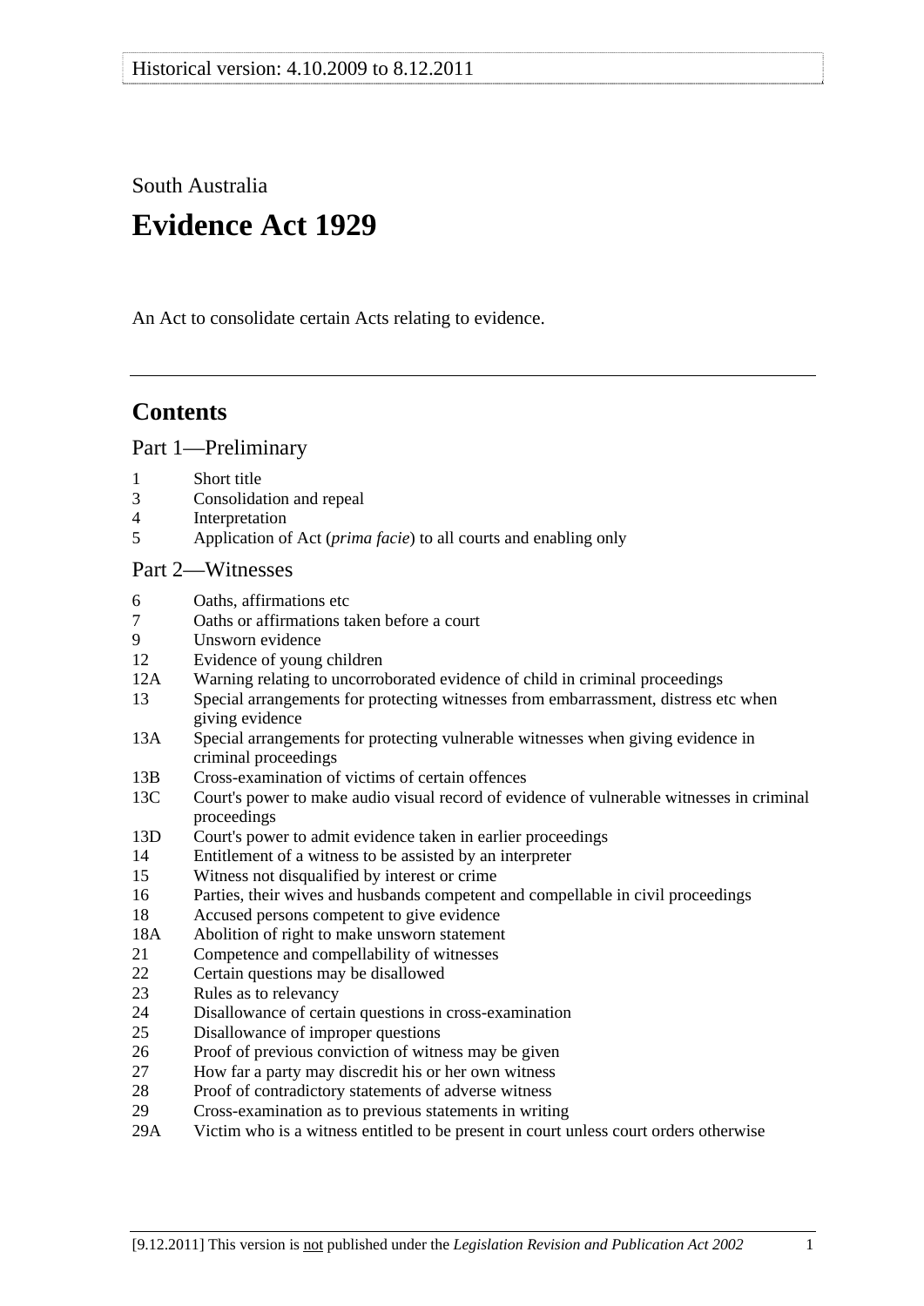Historical version: 4.10.2009 to 8.12.2011

South Australia

# Evidence Act 1929

An Act to consolidate certain Acts relating to evidence.

---

## Contents

### Part 1—Preliminary

1 Short title
3 Consolidation and repeal
4 Interpretation
5 Application of Act (*prima facie*) to all courts and enabling only

### Part 2—Witnesses

6 Oaths, affirmations etc
7 Oaths or affirmations taken before a court
9 Unsworn evidence
12 Evidence of young children
12A Warning relating to uncorroborated evidence of child in criminal proceedings
13 Special arrangements for protecting witnesses from embarrassment, distress etc when giving evidence
13A Special arrangements for protecting vulnerable witnesses when giving evidence in criminal proceedings
13B Cross-examination of victims of certain offences
13C Court's power to make audio visual record of evidence of vulnerable witnesses in criminal proceedings
13D Court's power to admit evidence taken in earlier proceedings
14 Entitlement of a witness to be assisted by an interpreter
15 Witness not disqualified by interest or crime
16 Parties, their wives and husbands competent and compellable in civil proceedings
18 Accused persons competent to give evidence
18A Abolition of right to make unsworn statement
21 Competence and compellability of witnesses
22 Certain questions may be disallowed
23 Rules as to relevancy
24 Disallowance of certain questions in cross-examination
25 Disallowance of improper questions
26 Proof of previous conviction of witness may be given
27 How far a party may discredit his or her own witness
28 Proof of contradictory statements of adverse witness
29 Cross-examination as to previous statements in writing
29A Victim who is a witness entitled to be present in court unless court orders otherwise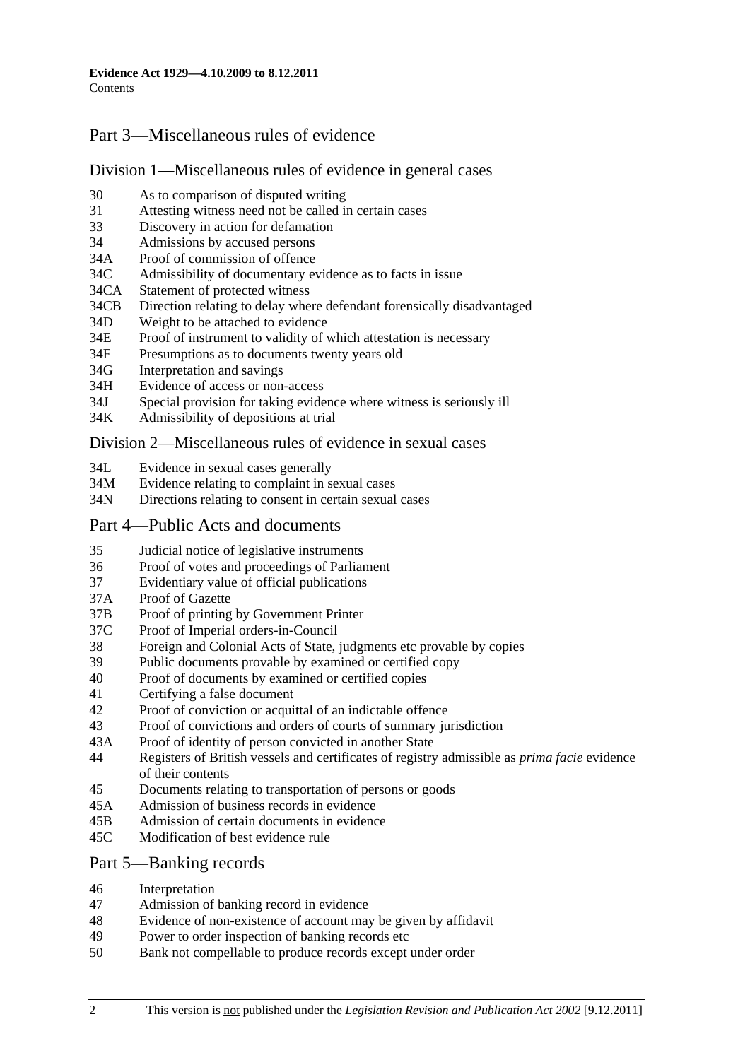## Part 3—Miscellaneous rules of evidence

### Division 1—Miscellaneous rules of evidence in general cases

30 As to comparison of disputed writing
31 Attesting witness need not be called in certain cases
33 Discovery in action for defamation
34 Admissions by accused persons
34A Proof of commission of offence
34C Admissibility of documentary evidence as to facts in issue
34CA Statement of protected witness
34CB Direction relating to delay where defendant forensically disadvantaged
34D Weight to be attached to evidence
34E Proof of instrument to validity of which attestation is necessary
34F Presumptions as to documents twenty years old
34G Interpretation and savings
34H Evidence of access or non-access
34J Special provision for taking evidence where witness is seriously ill
34K Admissibility of depositions at trial

### Division 2—Miscellaneous rules of evidence in sexual cases

34L Evidence in sexual cases generally
34M Evidence relating to complaint in sexual cases
34N Directions relating to consent in certain sexual cases

## Part 4—Public Acts and documents

35 Judicial notice of legislative instruments
36 Proof of votes and proceedings of Parliament
37 Evidentiary value of official publications
37A Proof of Gazette
37B Proof of printing by Government Printer
37C Proof of Imperial orders-in-Council
38 Foreign and Colonial Acts of State, judgments etc provable by copies
39 Public documents provable by examined or certified copy
40 Proof of documents by examined or certified copies
41 Certifying a false document
42 Proof of conviction or acquittal of an indictable offence
43 Proof of convictions and orders of courts of summary jurisdiction
43A Proof of identity of person convicted in another State
44 Registers of British vessels and certificates of registry admissible as *prima facie* evidence of their contents
45 Documents relating to transportation of persons or goods
45A Admission of business records in evidence
45B Admission of certain documents in evidence
45C Modification of best evidence rule

## Part 5—Banking records

46 Interpretation
47 Admission of banking record in evidence
48 Evidence of non-existence of account may be given by affidavit
49 Power to order inspection of banking records etc
50 Bank not compellable to produce records except under order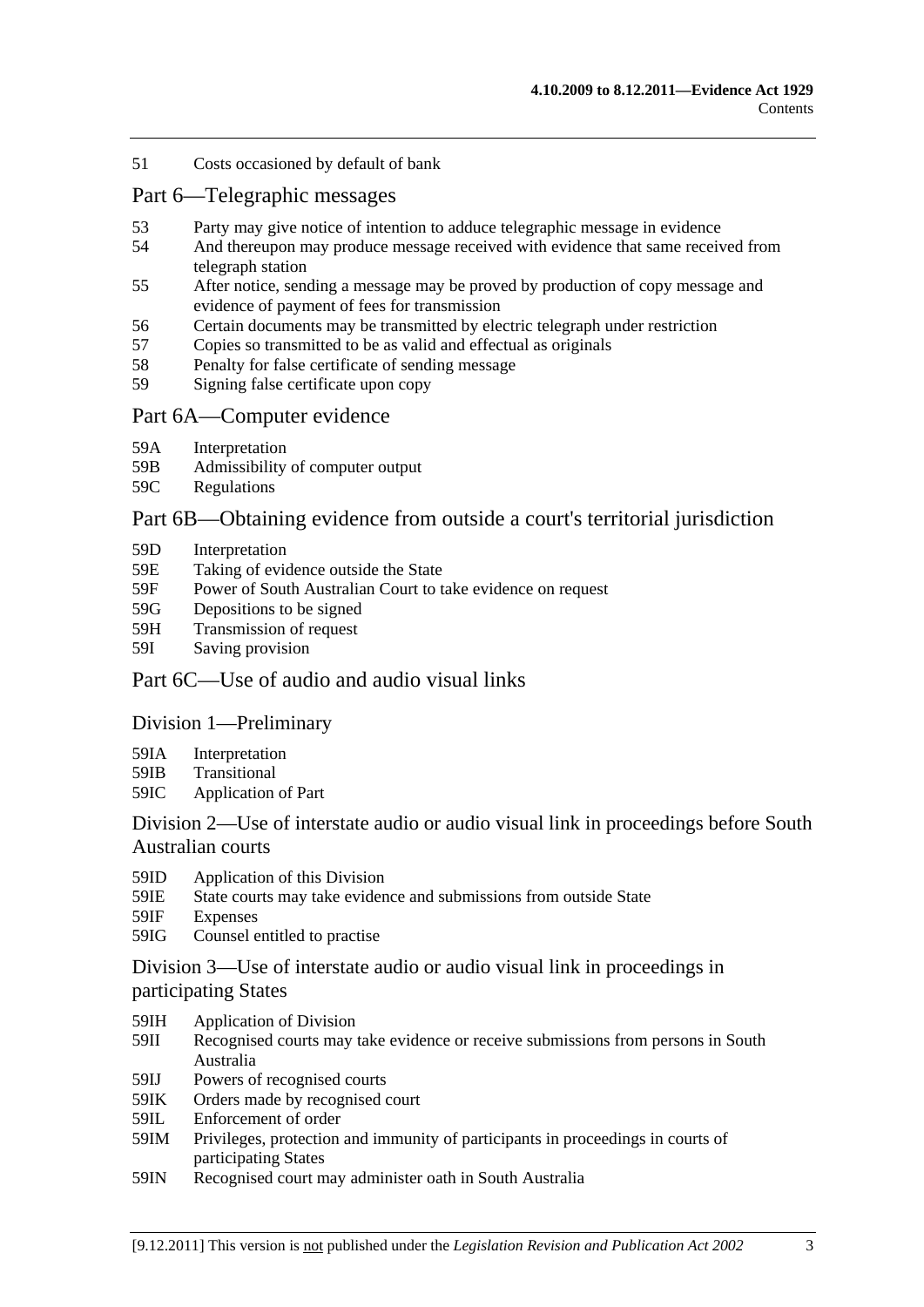51 Costs occasioned by default of bank

## Part 6—Telegraphic messages

53 Party may give notice of intention to adduce telegraphic message in evidence
54 And thereupon may produce message received with evidence that same received from telegraph station
55 After notice, sending a message may be proved by production of copy message and evidence of payment of fees for transmission
56 Certain documents may be transmitted by electric telegraph under restriction
57 Copies so transmitted to be as valid and effectual as originals
58 Penalty for false certificate of sending message
59 Signing false certificate upon copy

## Part 6A—Computer evidence

59A Interpretation
59B Admissibility of computer output
59C Regulations

## Part 6B—Obtaining evidence from outside a court's territorial jurisdiction

59D Interpretation
59E Taking of evidence outside the State
59F Power of South Australian Court to take evidence on request
59G Depositions to be signed
59H Transmission of request
59I Saving provision

## Part 6C—Use of audio and audio visual links

### Division 1—Preliminary

59IA Interpretation
59IB Transitional
59IC Application of Part

### Division 2—Use of interstate audio or audio visual link in proceedings before South Australian courts

59ID Application of this Division
59IE State courts may take evidence and submissions from outside State
59IF Expenses
59IG Counsel entitled to practise

### Division 3—Use of interstate audio or audio visual link in proceedings in participating States

59IH Application of Division
59II Recognised courts may take evidence or receive submissions from persons in South Australia
59IJ Powers of recognised courts
59IK Orders made by recognised court
59IL Enforcement of order
59IM Privileges, protection and immunity of participants in proceedings in courts of participating States
59IN Recognised court may administer oath in South Australia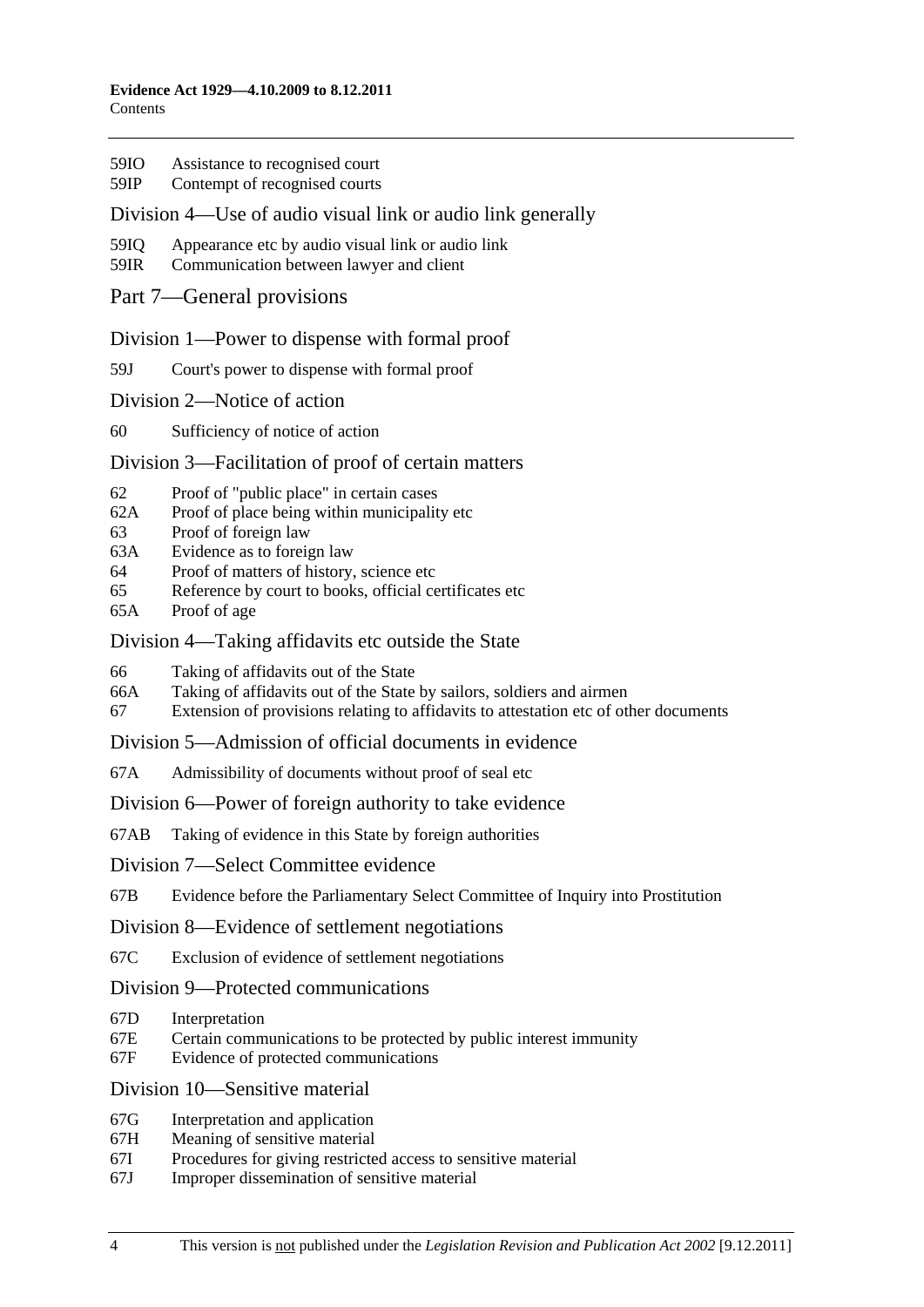59IO Assistance to recognised court
59IP Contempt of recognised courts

Division 4—Use of audio visual link or audio link generally

59IQ Appearance etc by audio visual link or audio link
59IR Communication between lawyer and client

Part 7—General provisions

Division 1—Power to dispense with formal proof

59J Court's power to dispense with formal proof

Division 2—Notice of action

60 Sufficiency of notice of action

Division 3—Facilitation of proof of certain matters

62 Proof of "public place" in certain cases
62A Proof of place being within municipality etc
63 Proof of foreign law
63A Evidence as to foreign law
64 Proof of matters of history, science etc
65 Reference by court to books, official certificates etc
65A Proof of age

Division 4—Taking affidavits etc outside the State

66 Taking of affidavits out of the State
66A Taking of affidavits out of the State by sailors, soldiers and airmen
67 Extension of provisions relating to affidavits to attestation etc of other documents

Division 5—Admission of official documents in evidence

67A Admissibility of documents without proof of seal etc

Division 6—Power of foreign authority to take evidence

67AB Taking of evidence in this State by foreign authorities

Division 7—Select Committee evidence

67B Evidence before the Parliamentary Select Committee of Inquiry into Prostitution

Division 8—Evidence of settlement negotiations

67C Exclusion of evidence of settlement negotiations

Division 9—Protected communications

67D Interpretation
67E Certain communications to be protected by public interest immunity
67F Evidence of protected communications

Division 10—Sensitive material

67G Interpretation and application
67H Meaning of sensitive material
67I Procedures for giving restricted access to sensitive material
67J Improper dissemination of sensitive material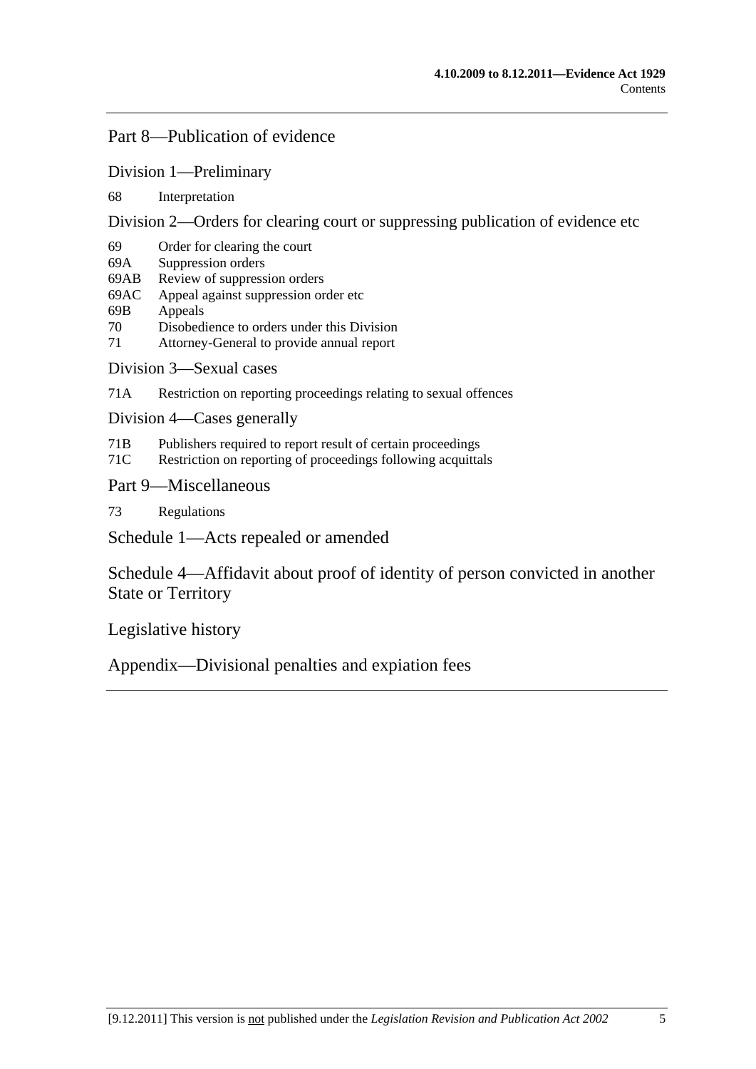## Part 8—Publication of evidence

### Division 1—Preliminary

68 Interpretation

### Division 2—Orders for clearing court or suppressing publication of evidence etc

69 Order for clearing the court
69A Suppression orders
69AB Review of suppression orders
69AC Appeal against suppression order etc
69B Appeals
70 Disobedience to orders under this Division
71 Attorney-General to provide annual report

### Division 3—Sexual cases

71A Restriction on reporting proceedings relating to sexual offences

### Division 4—Cases generally

71B Publishers required to report result of certain proceedings
71C Restriction on reporting of proceedings following acquittals

## Part 9—Miscellaneous

73 Regulations

## Schedule 1—Acts repealed or amended

## Schedule 4—Affidavit about proof of identity of person convicted in another State or Territory

## Legislative history

## Appendix—Divisional penalties and expiation fees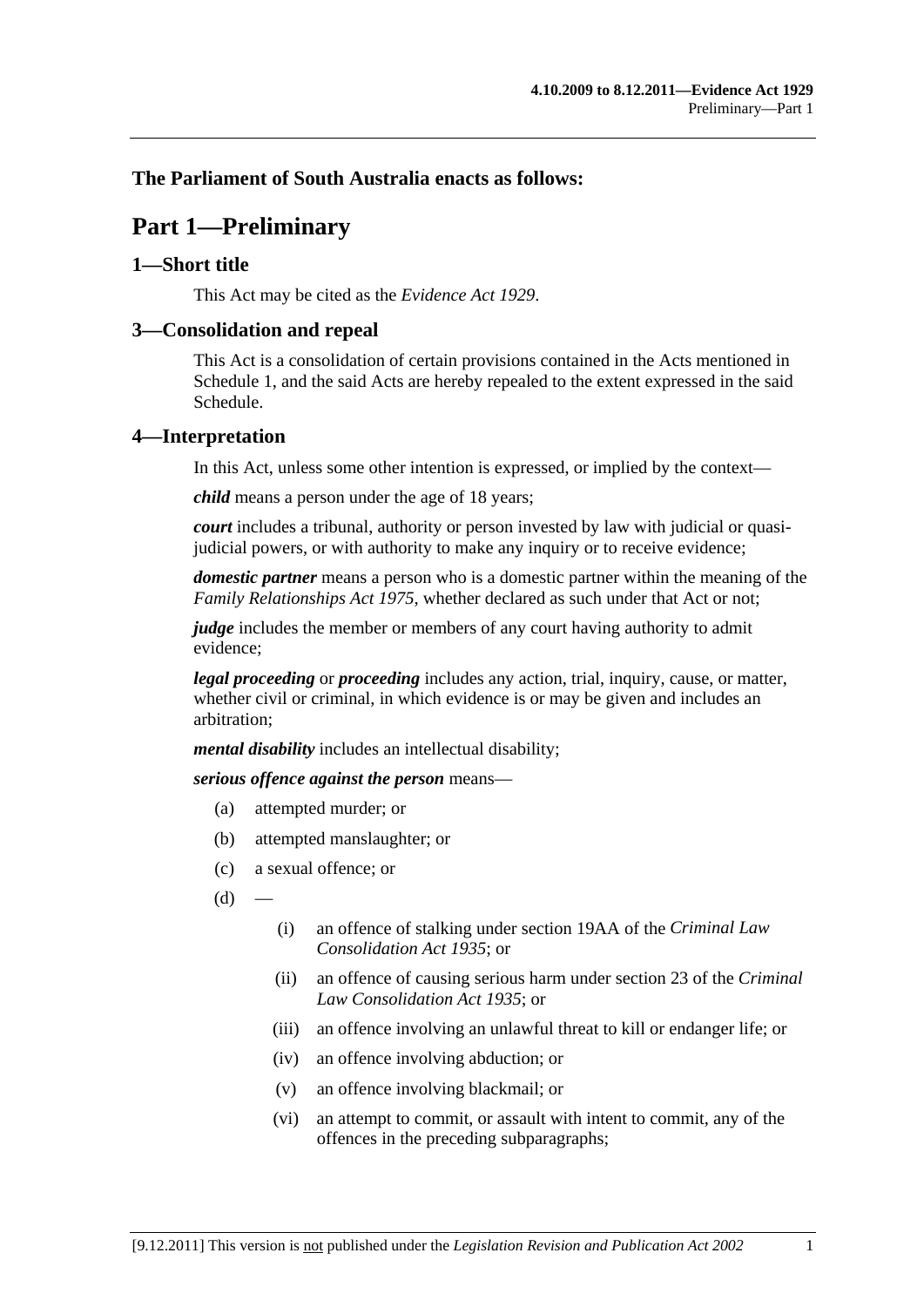**The Parliament of South Australia enacts as follows:**

# Part 1—Preliminary

## 1—Short title

This Act may be cited as the *Evidence Act 1929*.

## 3—Consolidation and repeal

This Act is a consolidation of certain provisions contained in the Acts mentioned in Schedule 1, and the said Acts are hereby repealed to the extent expressed in the said Schedule.

## 4—Interpretation

In this Act, unless some other intention is expressed, or implied by the context—

***child*** means a person under the age of 18 years;

***court*** includes a tribunal, authority or person invested by law with judicial or quasi-judicial powers, or with authority to make any inquiry or to receive evidence;

***domestic partner*** means a person who is a domestic partner within the meaning of the *Family Relationships Act 1975*, whether declared as such under that Act or not;

***judge*** includes the member or members of any court having authority to admit evidence;

***legal proceeding*** or ***proceeding*** includes any action, trial, inquiry, cause, or matter, whether civil or criminal, in which evidence is or may be given and includes an arbitration;

***mental disability*** includes an intellectual disability;

***serious offence against the person*** means—

- (a) attempted murder; or
- (b) attempted manslaughter; or
- (c) a sexual offence; or
- (d) —
  - (i) an offence of stalking under section 19AA of the *Criminal Law Consolidation Act 1935*; or
  - (ii) an offence of causing serious harm under section 23 of the *Criminal Law Consolidation Act 1935*; or
  - (iii) an offence involving an unlawful threat to kill or endanger life; or
  - (iv) an offence involving abduction; or
  - (v) an offence involving blackmail; or
  - (vi) an attempt to commit, or assault with intent to commit, any of the offences in the preceding subparagraphs;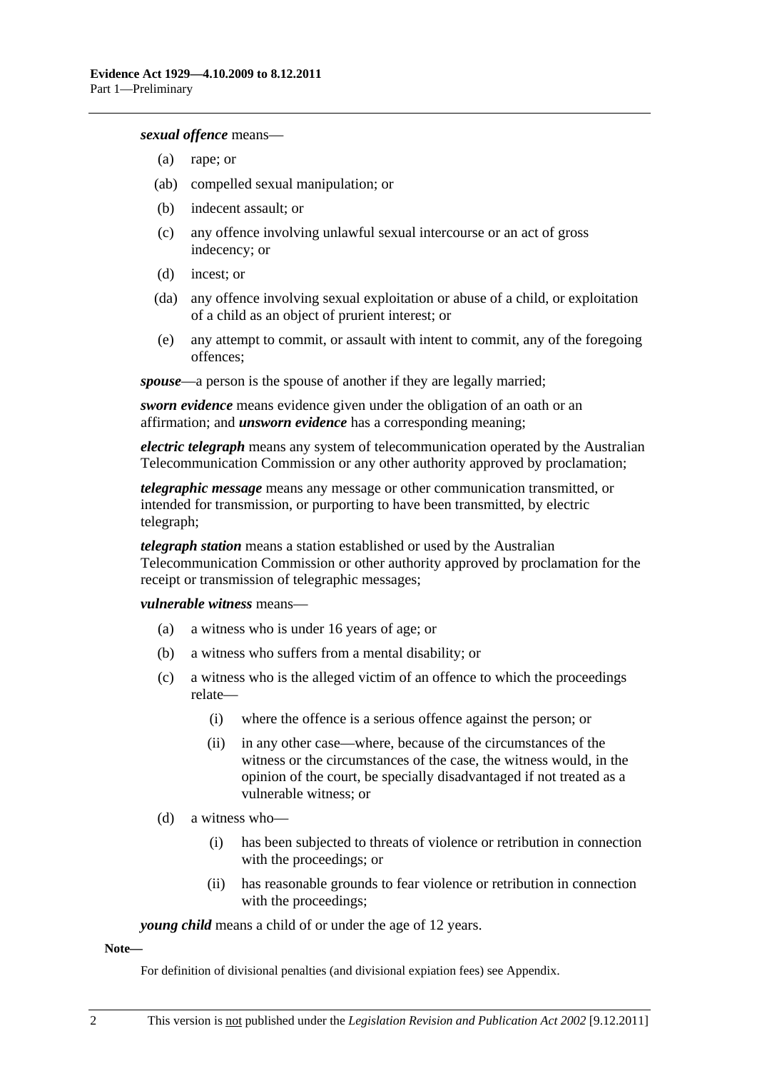***sexual offence*** means—

- (a) rape; or
- (ab) compelled sexual manipulation; or
- (b) indecent assault; or
- (c) any offence involving unlawful sexual intercourse or an act of gross indecency; or
- (d) incest; or
- (da) any offence involving sexual exploitation or abuse of a child, or exploitation of a child as an object of prurient interest; or
- (e) any attempt to commit, or assault with intent to commit, any of the foregoing offences;

***spouse***—a person is the spouse of another if they are legally married;

***sworn evidence*** means evidence given under the obligation of an oath or an affirmation; and ***unsworn evidence*** has a corresponding meaning;

***electric telegraph*** means any system of telecommunication operated by the Australian Telecommunication Commission or any other authority approved by proclamation;

***telegraphic message*** means any message or other communication transmitted, or intended for transmission, or purporting to have been transmitted, by electric telegraph;

***telegraph station*** means a station established or used by the Australian Telecommunication Commission or other authority approved by proclamation for the receipt or transmission of telegraphic messages;

***vulnerable witness*** means—

- (a) a witness who is under 16 years of age; or
- (b) a witness who suffers from a mental disability; or
- (c) a witness who is the alleged victim of an offence to which the proceedings relate—
  - (i) where the offence is a serious offence against the person; or
  - (ii) in any other case—where, because of the circumstances of the witness or the circumstances of the case, the witness would, in the opinion of the court, be specially disadvantaged if not treated as a vulnerable witness; or
- (d) a witness who—
  - (i) has been subjected to threats of violence or retribution in connection with the proceedings; or
  - (ii) has reasonable grounds to fear violence or retribution in connection with the proceedings;

***young child*** means a child of or under the age of 12 years.

**Note—**

For definition of divisional penalties (and divisional expiation fees) see Appendix.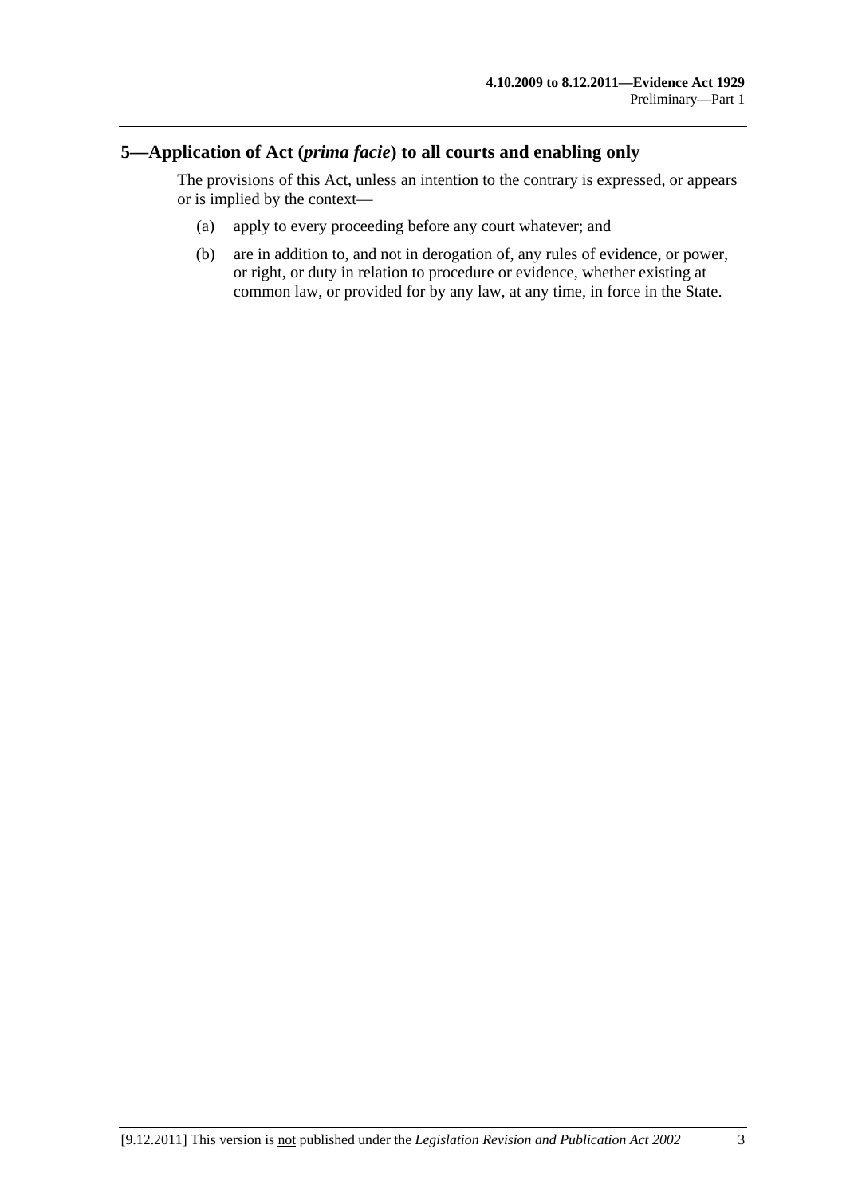## 5—Application of Act (*prima facie*) to all courts and enabling only

The provisions of this Act, unless an intention to the contrary is expressed, or appears or is implied by the context—

(a) apply to every proceeding before any court whatever; and

(b) are in addition to, and not in derogation of, any rules of evidence, or power, or right, or duty in relation to procedure or evidence, whether existing at common law, or provided for by any law, at any time, in force in the State.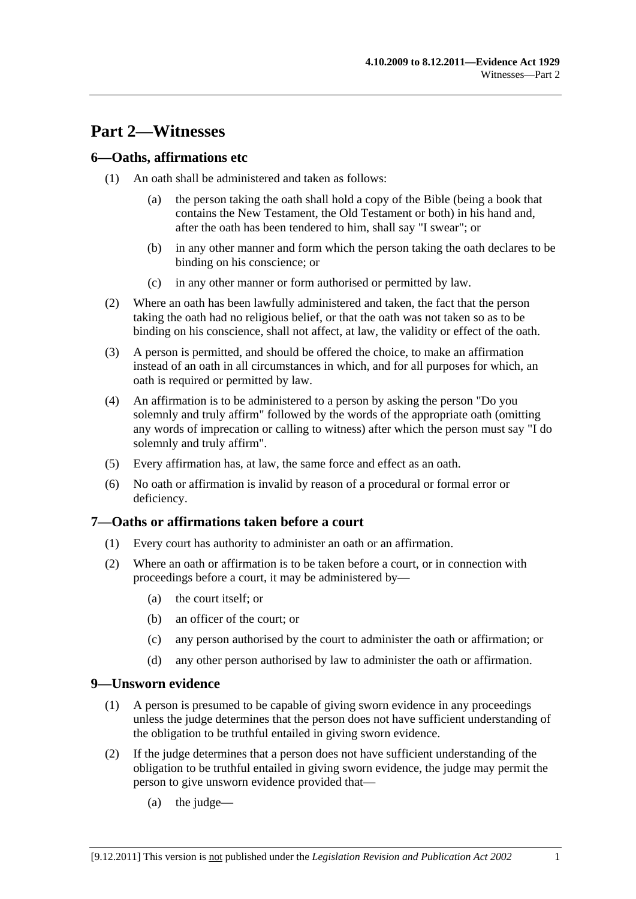# Part 2—Witnesses

## 6—Oaths, affirmations etc

(1) An oath shall be administered and taken as follows:

(a) the person taking the oath shall hold a copy of the Bible (being a book that contains the New Testament, the Old Testament or both) in his hand and, after the oath has been tendered to him, shall say "I swear"; or

(b) in any other manner and form which the person taking the oath declares to be binding on his conscience; or

(c) in any other manner or form authorised or permitted by law.

(2) Where an oath has been lawfully administered and taken, the fact that the person taking the oath had no religious belief, or that the oath was not taken so as to be binding on his conscience, shall not affect, at law, the validity or effect of the oath.

(3) A person is permitted, and should be offered the choice, to make an affirmation instead of an oath in all circumstances in which, and for all purposes for which, an oath is required or permitted by law.

(4) An affirmation is to be administered to a person by asking the person "Do you solemnly and truly affirm" followed by the words of the appropriate oath (omitting any words of imprecation or calling to witness) after which the person must say "I do solemnly and truly affirm".

(5) Every affirmation has, at law, the same force and effect as an oath.

(6) No oath or affirmation is invalid by reason of a procedural or formal error or deficiency.

## 7—Oaths or affirmations taken before a court

(1) Every court has authority to administer an oath or an affirmation.

(2) Where an oath or affirmation is to be taken before a court, or in connection with proceedings before a court, it may be administered by—

(a) the court itself; or

(b) an officer of the court; or

(c) any person authorised by the court to administer the oath or affirmation; or

(d) any other person authorised by law to administer the oath or affirmation.

## 9—Unsworn evidence

(1) A person is presumed to be capable of giving sworn evidence in any proceedings unless the judge determines that the person does not have sufficient understanding of the obligation to be truthful entailed in giving sworn evidence.

(2) If the judge determines that a person does not have sufficient understanding of the obligation to be truthful entailed in giving sworn evidence, the judge may permit the person to give unsworn evidence provided that—

(a) the judge—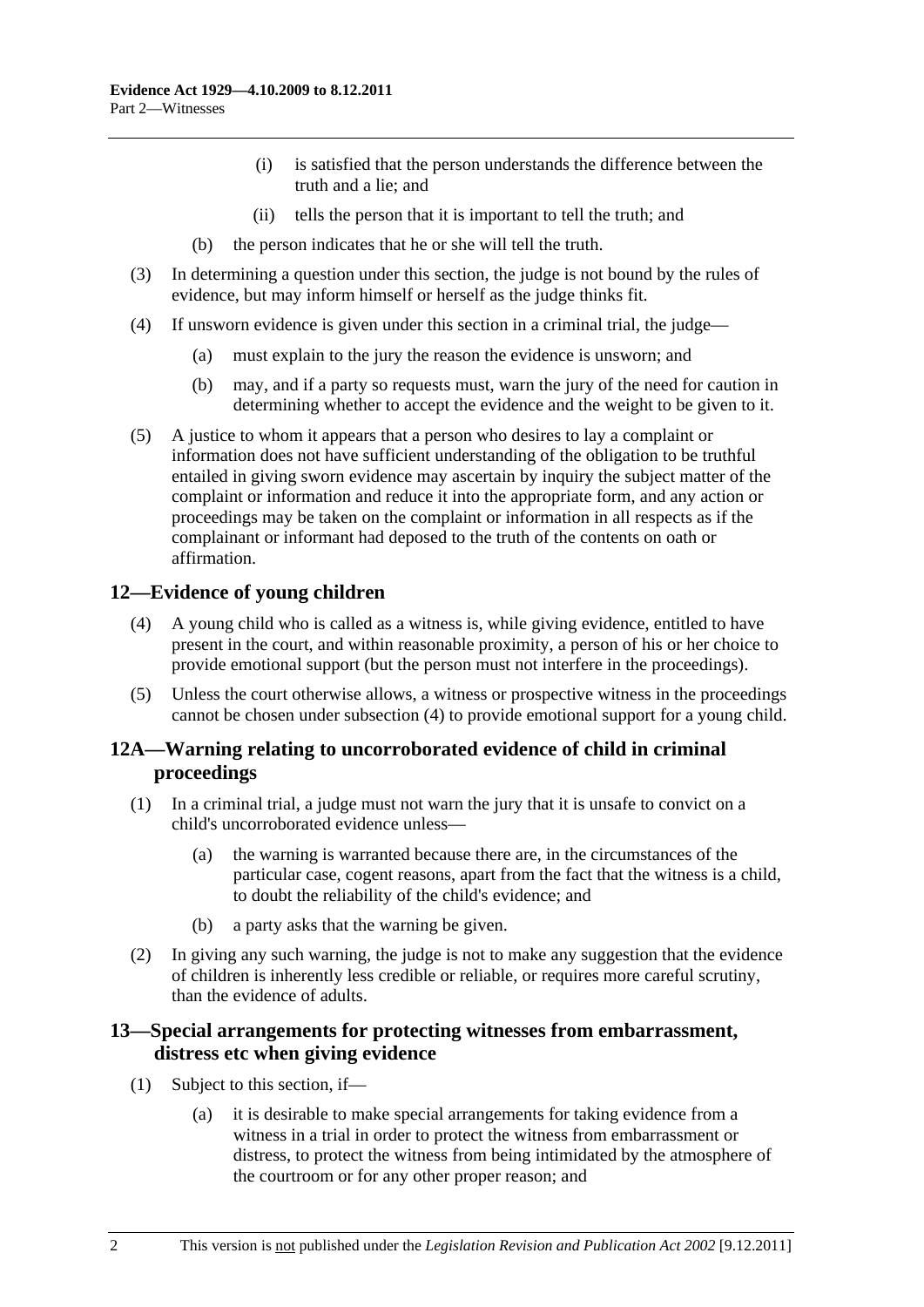(i) is satisfied that the person understands the difference between the truth and a lie; and

(ii) tells the person that it is important to tell the truth; and

(b) the person indicates that he or she will tell the truth.

(3) In determining a question under this section, the judge is not bound by the rules of evidence, but may inform himself or herself as the judge thinks fit.

(4) If unsworn evidence is given under this section in a criminal trial, the judge—

(a) must explain to the jury the reason the evidence is unsworn; and

(b) may, and if a party so requests must, warn the jury of the need for caution in determining whether to accept the evidence and the weight to be given to it.

(5) A justice to whom it appears that a person who desires to lay a complaint or information does not have sufficient understanding of the obligation to be truthful entailed in giving sworn evidence may ascertain by inquiry the subject matter of the complaint or information and reduce it into the appropriate form, and any action or proceedings may be taken on the complaint or information in all respects as if the complainant or informant had deposed to the truth of the contents on oath or affirmation.

## 12—Evidence of young children

(4) A young child who is called as a witness is, while giving evidence, entitled to have present in the court, and within reasonable proximity, a person of his or her choice to provide emotional support (but the person must not interfere in the proceedings).

(5) Unless the court otherwise allows, a witness or prospective witness in the proceedings cannot be chosen under subsection (4) to provide emotional support for a young child.

## 12A—Warning relating to uncorroborated evidence of child in criminal proceedings

(1) In a criminal trial, a judge must not warn the jury that it is unsafe to convict on a child's uncorroborated evidence unless—

(a) the warning is warranted because there are, in the circumstances of the particular case, cogent reasons, apart from the fact that the witness is a child, to doubt the reliability of the child's evidence; and

(b) a party asks that the warning be given.

(2) In giving any such warning, the judge is not to make any suggestion that the evidence of children is inherently less credible or reliable, or requires more careful scrutiny, than the evidence of adults.

## 13—Special arrangements for protecting witnesses from embarrassment, distress etc when giving evidence

(1) Subject to this section, if—

(a) it is desirable to make special arrangements for taking evidence from a witness in a trial in order to protect the witness from embarrassment or distress, to protect the witness from being intimidated by the atmosphere of the courtroom or for any other proper reason; and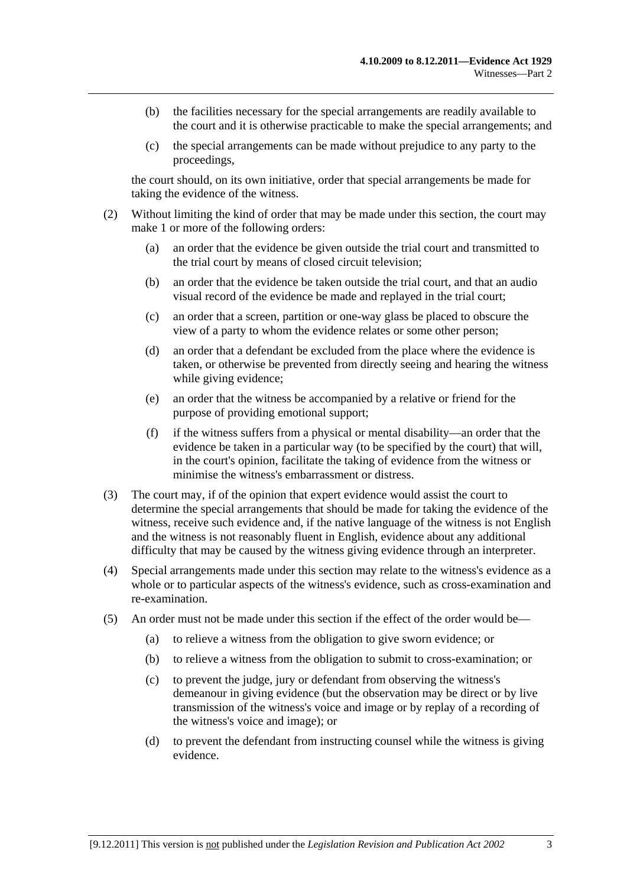(b) the facilities necessary for the special arrangements are readily available to the court and it is otherwise practicable to make the special arrangements; and

(c) the special arrangements can be made without prejudice to any party to the proceedings,

the court should, on its own initiative, order that special arrangements be made for taking the evidence of the witness.

(2) Without limiting the kind of order that may be made under this section, the court may make 1 or more of the following orders:

(a) an order that the evidence be given outside the trial court and transmitted to the trial court by means of closed circuit television;

(b) an order that the evidence be taken outside the trial court, and that an audio visual record of the evidence be made and replayed in the trial court;

(c) an order that a screen, partition or one-way glass be placed to obscure the view of a party to whom the evidence relates or some other person;

(d) an order that a defendant be excluded from the place where the evidence is taken, or otherwise be prevented from directly seeing and hearing the witness while giving evidence;

(e) an order that the witness be accompanied by a relative or friend for the purpose of providing emotional support;

(f) if the witness suffers from a physical or mental disability—an order that the evidence be taken in a particular way (to be specified by the court) that will, in the court's opinion, facilitate the taking of evidence from the witness or minimise the witness's embarrassment or distress.

(3) The court may, if of the opinion that expert evidence would assist the court to determine the special arrangements that should be made for taking the evidence of the witness, receive such evidence and, if the native language of the witness is not English and the witness is not reasonably fluent in English, evidence about any additional difficulty that may be caused by the witness giving evidence through an interpreter.

(4) Special arrangements made under this section may relate to the witness's evidence as a whole or to particular aspects of the witness's evidence, such as cross-examination and re-examination.

(5) An order must not be made under this section if the effect of the order would be—

(a) to relieve a witness from the obligation to give sworn evidence; or

(b) to relieve a witness from the obligation to submit to cross-examination; or

(c) to prevent the judge, jury or defendant from observing the witness's demeanour in giving evidence (but the observation may be direct or by live transmission of the witness's voice and image or by replay of a recording of the witness's voice and image); or

(d) to prevent the defendant from instructing counsel while the witness is giving evidence.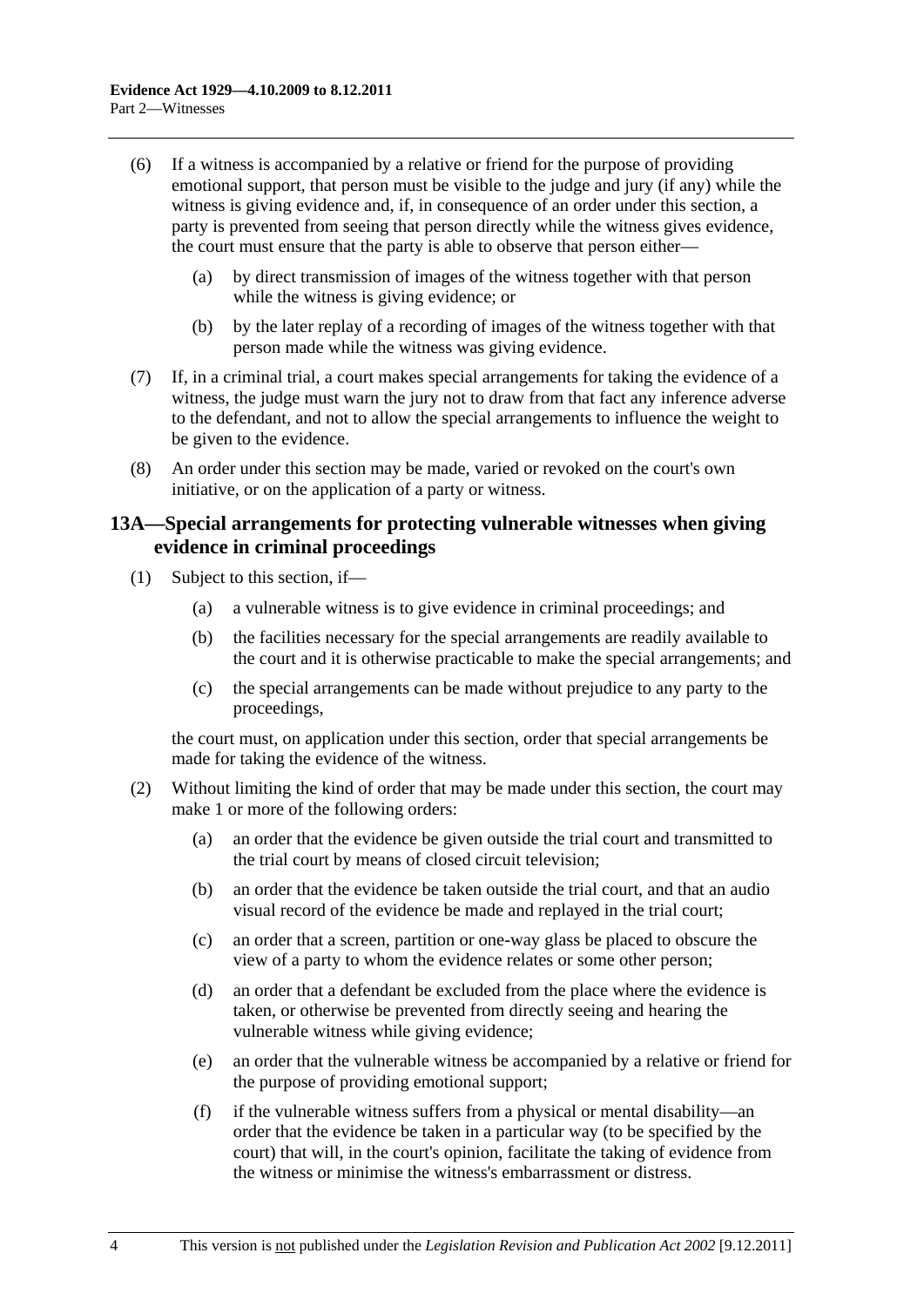(6) If a witness is accompanied by a relative or friend for the purpose of providing emotional support, that person must be visible to the judge and jury (if any) while the witness is giving evidence and, if, in consequence of an order under this section, a party is prevented from seeing that person directly while the witness gives evidence, the court must ensure that the party is able to observe that person either—

  (a) by direct transmission of images of the witness together with that person while the witness is giving evidence; or

  (b) by the later replay of a recording of images of the witness together with that person made while the witness was giving evidence.

(7) If, in a criminal trial, a court makes special arrangements for taking the evidence of a witness, the judge must warn the jury not to draw from that fact any inference adverse to the defendant, and not to allow the special arrangements to influence the weight to be given to the evidence.

(8) An order under this section may be made, varied or revoked on the court's own initiative, or on the application of a party or witness.

## 13A—Special arrangements for protecting vulnerable witnesses when giving evidence in criminal proceedings

(1) Subject to this section, if—

  (a) a vulnerable witness is to give evidence in criminal proceedings; and

  (b) the facilities necessary for the special arrangements are readily available to the court and it is otherwise practicable to make the special arrangements; and

  (c) the special arrangements can be made without prejudice to any party to the proceedings,

the court must, on application under this section, order that special arrangements be made for taking the evidence of the witness.

(2) Without limiting the kind of order that may be made under this section, the court may make 1 or more of the following orders:

  (a) an order that the evidence be given outside the trial court and transmitted to the trial court by means of closed circuit television;

  (b) an order that the evidence be taken outside the trial court, and that an audio visual record of the evidence be made and replayed in the trial court;

  (c) an order that a screen, partition or one-way glass be placed to obscure the view of a party to whom the evidence relates or some other person;

  (d) an order that a defendant be excluded from the place where the evidence is taken, or otherwise be prevented from directly seeing and hearing the vulnerable witness while giving evidence;

  (e) an order that the vulnerable witness be accompanied by a relative or friend for the purpose of providing emotional support;

  (f) if the vulnerable witness suffers from a physical or mental disability—an order that the evidence be taken in a particular way (to be specified by the court) that will, in the court's opinion, facilitate the taking of evidence from the witness or minimise the witness's embarrassment or distress.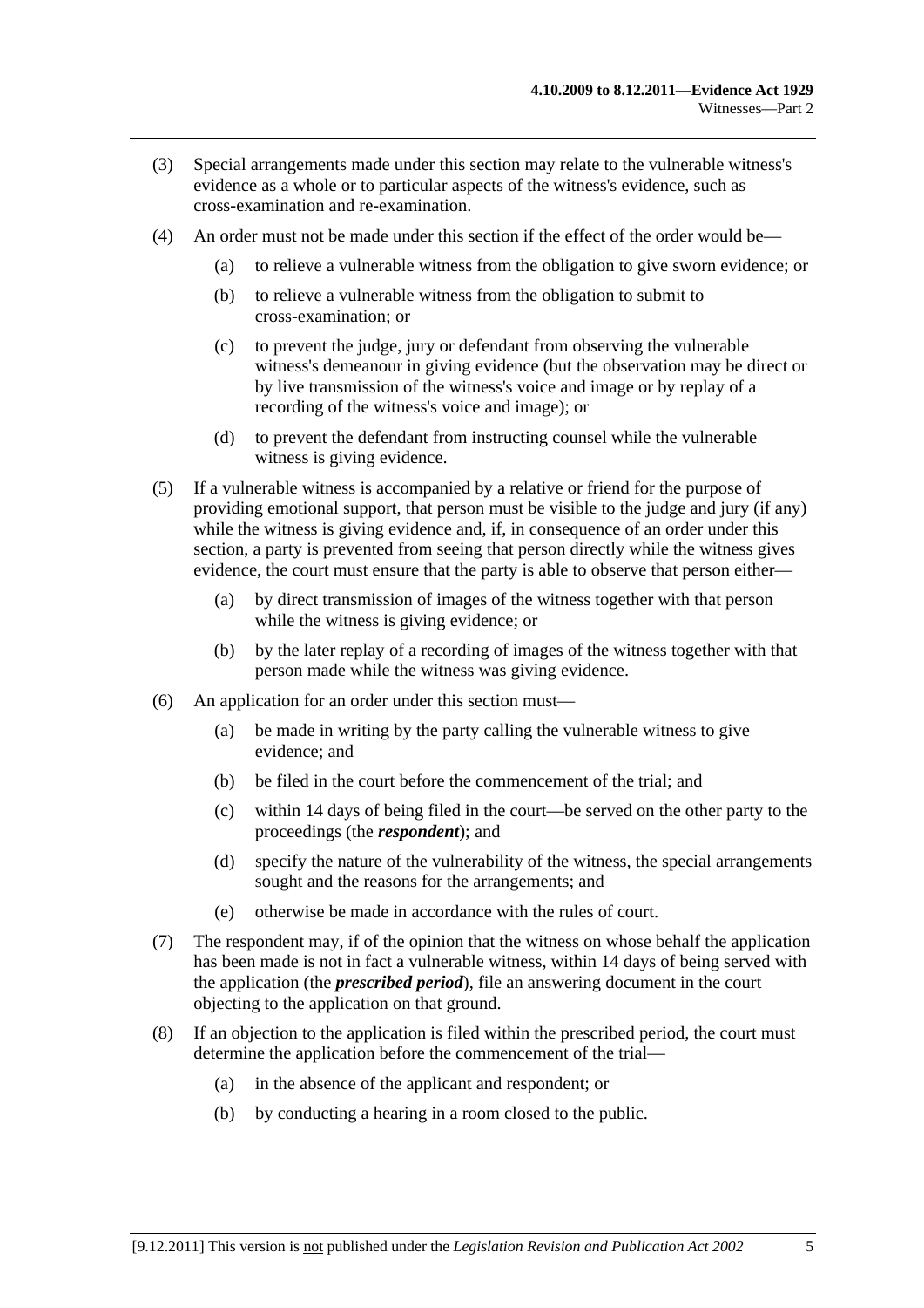(3) Special arrangements made under this section may relate to the vulnerable witness's evidence as a whole or to particular aspects of the witness's evidence, such as cross-examination and re-examination.

(4) An order must not be made under this section if the effect of the order would be—

(a) to relieve a vulnerable witness from the obligation to give sworn evidence; or

(b) to relieve a vulnerable witness from the obligation to submit to cross-examination; or

(c) to prevent the judge, jury or defendant from observing the vulnerable witness's demeanour in giving evidence (but the observation may be direct or by live transmission of the witness's voice and image or by replay of a recording of the witness's voice and image); or

(d) to prevent the defendant from instructing counsel while the vulnerable witness is giving evidence.

(5) If a vulnerable witness is accompanied by a relative or friend for the purpose of providing emotional support, that person must be visible to the judge and jury (if any) while the witness is giving evidence and, if, in consequence of an order under this section, a party is prevented from seeing that person directly while the witness gives evidence, the court must ensure that the party is able to observe that person either—

(a) by direct transmission of images of the witness together with that person while the witness is giving evidence; or

(b) by the later replay of a recording of images of the witness together with that person made while the witness was giving evidence.

(6) An application for an order under this section must—

(a) be made in writing by the party calling the vulnerable witness to give evidence; and

(b) be filed in the court before the commencement of the trial; and

(c) within 14 days of being filed in the court—be served on the other party to the proceedings (the ***respondent***); and

(d) specify the nature of the vulnerability of the witness, the special arrangements sought and the reasons for the arrangements; and

(e) otherwise be made in accordance with the rules of court.

(7) The respondent may, if of the opinion that the witness on whose behalf the application has been made is not in fact a vulnerable witness, within 14 days of being served with the application (the ***prescribed period***), file an answering document in the court objecting to the application on that ground.

(8) If an objection to the application is filed within the prescribed period, the court must determine the application before the commencement of the trial—

(a) in the absence of the applicant and respondent; or

(b) by conducting a hearing in a room closed to the public.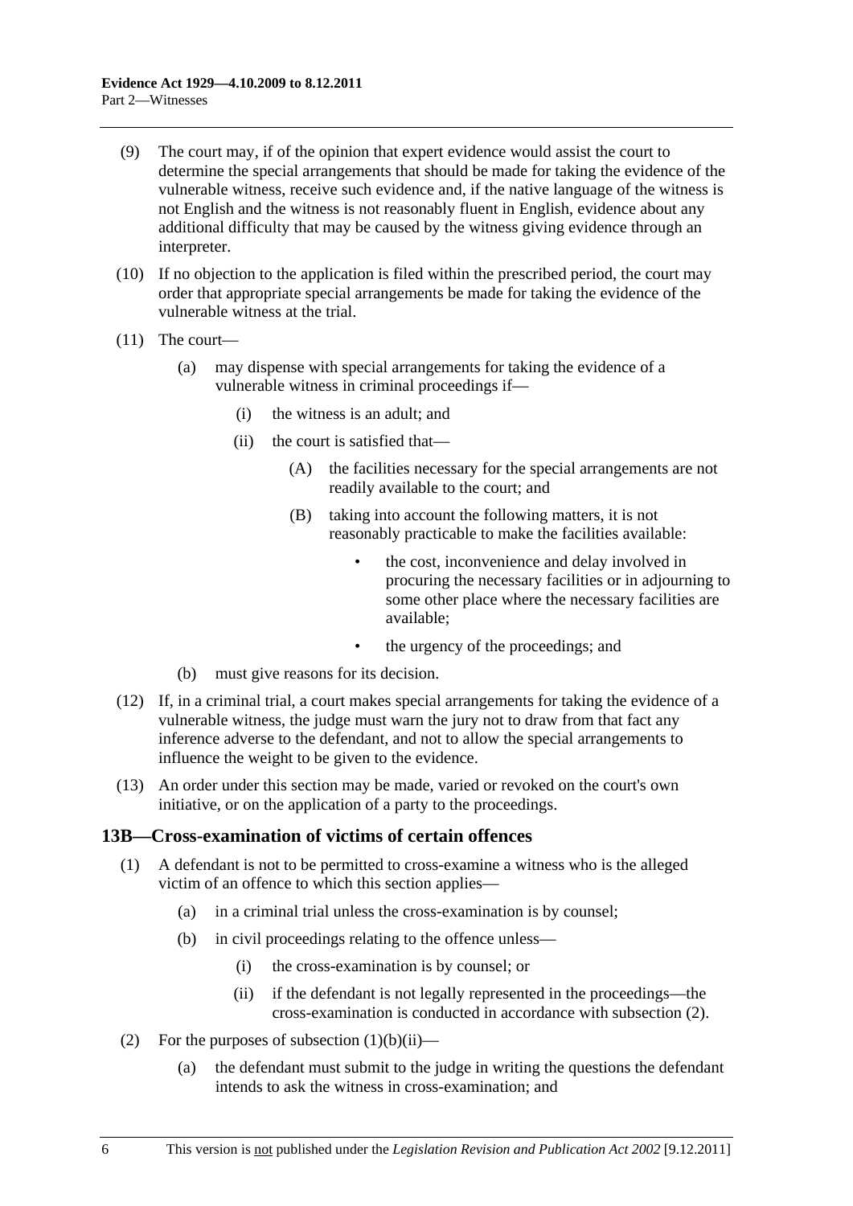(9) The court may, if of the opinion that expert evidence would assist the court to determine the special arrangements that should be made for taking the evidence of the vulnerable witness, receive such evidence and, if the native language of the witness is not English and the witness is not reasonably fluent in English, evidence about any additional difficulty that may be caused by the witness giving evidence through an interpreter.

(10) If no objection to the application is filed within the prescribed period, the court may order that appropriate special arrangements be made for taking the evidence of the vulnerable witness at the trial.

(11) The court—

- (a) may dispense with special arrangements for taking the evidence of a vulnerable witness in criminal proceedings if—
  - (i) the witness is an adult; and
  - (ii) the court is satisfied that—
    - (A) the facilities necessary for the special arrangements are not readily available to the court; and
    - (B) taking into account the following matters, it is not reasonably practicable to make the facilities available:
      - the cost, inconvenience and delay involved in procuring the necessary facilities or in adjourning to some other place where the necessary facilities are available;
      - the urgency of the proceedings; and
- (b) must give reasons for its decision.

(12) If, in a criminal trial, a court makes special arrangements for taking the evidence of a vulnerable witness, the judge must warn the jury not to draw from that fact any inference adverse to the defendant, and not to allow the special arrangements to influence the weight to be given to the evidence.

(13) An order under this section may be made, varied or revoked on the court's own initiative, or on the application of a party to the proceedings.

## 13B—Cross-examination of victims of certain offences

(1) A defendant is not to be permitted to cross-examine a witness who is the alleged victim of an offence to which this section applies—

- (a) in a criminal trial unless the cross-examination is by counsel;
- (b) in civil proceedings relating to the offence unless—
  - (i) the cross-examination is by counsel; or
  - (ii) if the defendant is not legally represented in the proceedings—the cross-examination is conducted in accordance with subsection (2).

(2) For the purposes of subsection (1)(b)(ii)—

- (a) the defendant must submit to the judge in writing the questions the defendant intends to ask the witness in cross-examination; and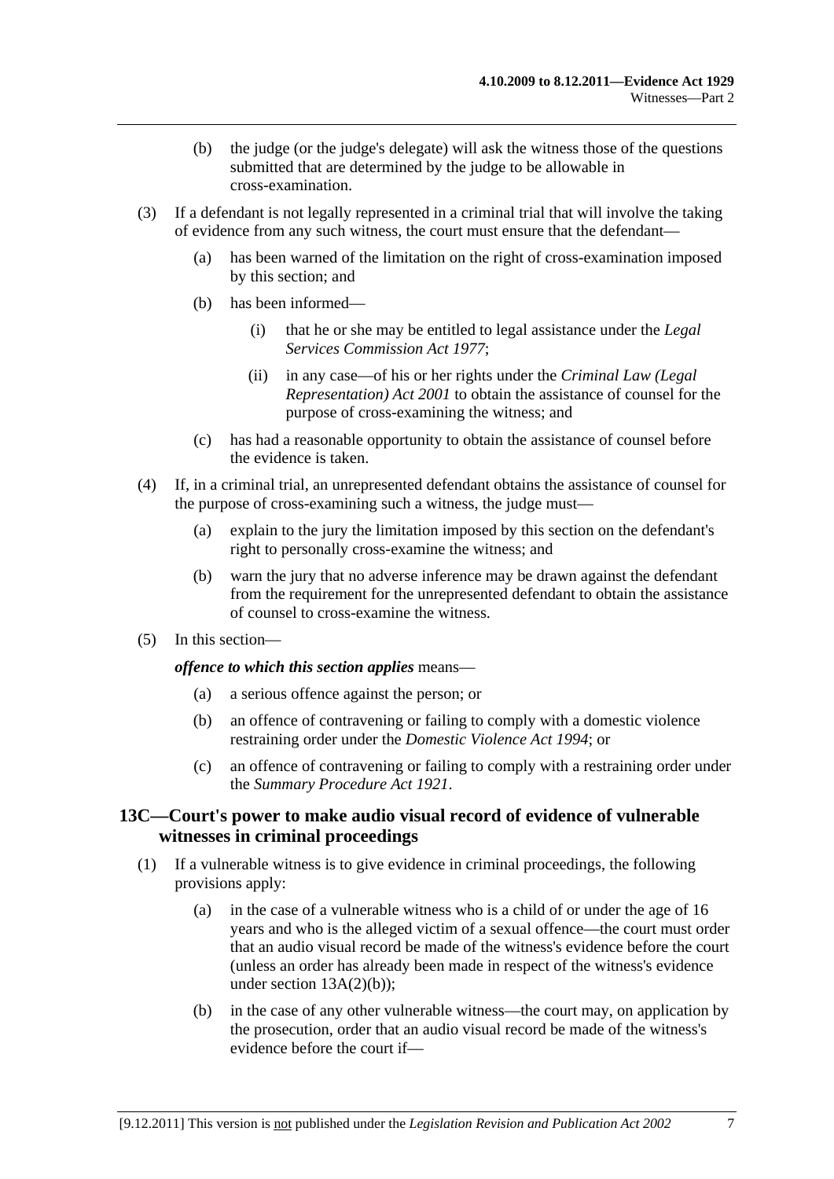(b) the judge (or the judge's delegate) will ask the witness those of the questions submitted that are determined by the judge to be allowable in cross-examination.

(3) If a defendant is not legally represented in a criminal trial that will involve the taking of evidence from any such witness, the court must ensure that the defendant—

(a) has been warned of the limitation on the right of cross-examination imposed by this section; and

(b) has been informed—

(i) that he or she may be entitled to legal assistance under the *Legal Services Commission Act 1977*;

(ii) in any case—of his or her rights under the *Criminal Law (Legal Representation) Act 2001* to obtain the assistance of counsel for the purpose of cross-examining the witness; and

(c) has had a reasonable opportunity to obtain the assistance of counsel before the evidence is taken.

(4) If, in a criminal trial, an unrepresented defendant obtains the assistance of counsel for the purpose of cross-examining such a witness, the judge must—

(a) explain to the jury the limitation imposed by this section on the defendant's right to personally cross-examine the witness; and

(b) warn the jury that no adverse inference may be drawn against the defendant from the requirement for the unrepresented defendant to obtain the assistance of counsel to cross-examine the witness.

(5) In this section—

***offence to which this section applies*** means—

(a) a serious offence against the person; or

(b) an offence of contravening or failing to comply with a domestic violence restraining order under the *Domestic Violence Act 1994*; or

(c) an offence of contravening or failing to comply with a restraining order under the *Summary Procedure Act 1921*.

## 13C—Court's power to make audio visual record of evidence of vulnerable witnesses in criminal proceedings

(1) If a vulnerable witness is to give evidence in criminal proceedings, the following provisions apply:

(a) in the case of a vulnerable witness who is a child of or under the age of 16 years and who is the alleged victim of a sexual offence—the court must order that an audio visual record be made of the witness's evidence before the court (unless an order has already been made in respect of the witness's evidence under section 13A(2)(b));

(b) in the case of any other vulnerable witness—the court may, on application by the prosecution, order that an audio visual record be made of the witness's evidence before the court if—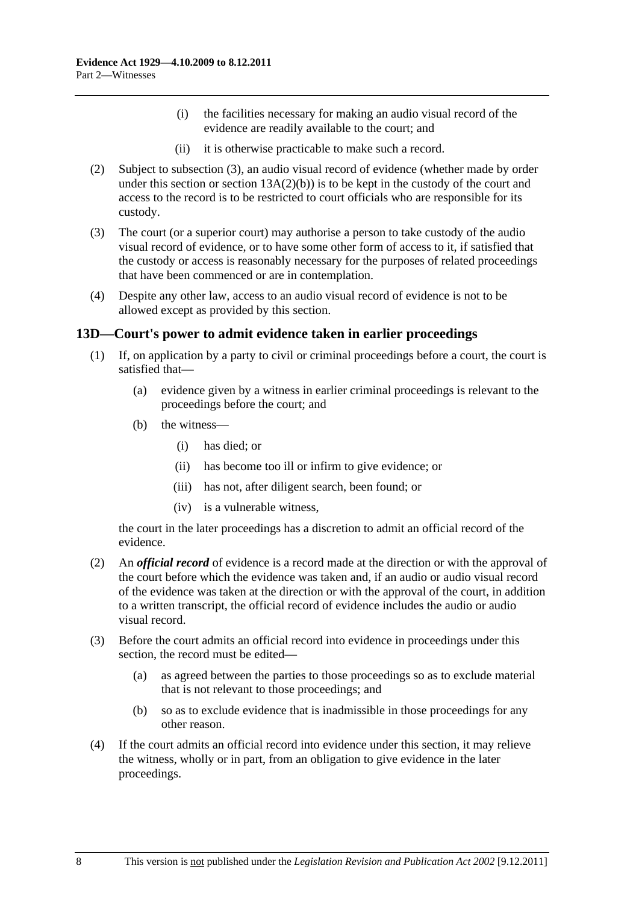(i) the facilities necessary for making an audio visual record of the evidence are readily available to the court; and

(ii) it is otherwise practicable to make such a record.

(2) Subject to subsection (3), an audio visual record of evidence (whether made by order under this section or section 13A(2)(b)) is to be kept in the custody of the court and access to the record is to be restricted to court officials who are responsible for its custody.

(3) The court (or a superior court) may authorise a person to take custody of the audio visual record of evidence, or to have some other form of access to it, if satisfied that the custody or access is reasonably necessary for the purposes of related proceedings that have been commenced or are in contemplation.

(4) Despite any other law, access to an audio visual record of evidence is not to be allowed except as provided by this section.

## 13D—Court's power to admit evidence taken in earlier proceedings

(1) If, on application by a party to civil or criminal proceedings before a court, the court is satisfied that—

(a) evidence given by a witness in earlier criminal proceedings is relevant to the proceedings before the court; and

(b) the witness—

(i) has died; or

(ii) has become too ill or infirm to give evidence; or

(iii) has not, after diligent search, been found; or

(iv) is a vulnerable witness,

the court in the later proceedings has a discretion to admit an official record of the evidence.

(2) An ***official record*** of evidence is a record made at the direction or with the approval of the court before which the evidence was taken and, if an audio or audio visual record of the evidence was taken at the direction or with the approval of the court, in addition to a written transcript, the official record of evidence includes the audio or audio visual record.

(3) Before the court admits an official record into evidence in proceedings under this section, the record must be edited—

(a) as agreed between the parties to those proceedings so as to exclude material that is not relevant to those proceedings; and

(b) so as to exclude evidence that is inadmissible in those proceedings for any other reason.

(4) If the court admits an official record into evidence under this section, it may relieve the witness, wholly or in part, from an obligation to give evidence in the later proceedings.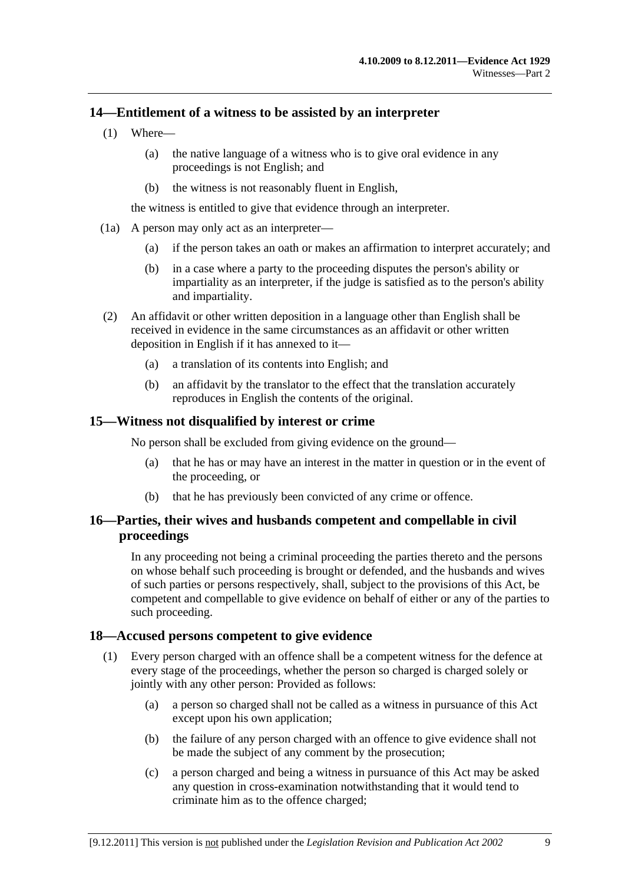## 14—Entitlement of a witness to be assisted by an interpreter

(1) Where—

(a) the native language of a witness who is to give oral evidence in any proceedings is not English; and

(b) the witness is not reasonably fluent in English,

the witness is entitled to give that evidence through an interpreter.

(1a) A person may only act as an interpreter—

(a) if the person takes an oath or makes an affirmation to interpret accurately; and

(b) in a case where a party to the proceeding disputes the person's ability or impartiality as an interpreter, if the judge is satisfied as to the person's ability and impartiality.

(2) An affidavit or other written deposition in a language other than English shall be received in evidence in the same circumstances as an affidavit or other written deposition in English if it has annexed to it—

(a) a translation of its contents into English; and

(b) an affidavit by the translator to the effect that the translation accurately reproduces in English the contents of the original.

## 15—Witness not disqualified by interest or crime

No person shall be excluded from giving evidence on the ground—

(a) that he has or may have an interest in the matter in question or in the event of the proceeding, or

(b) that he has previously been convicted of any crime or offence.

## 16—Parties, their wives and husbands competent and compellable in civil proceedings

In any proceeding not being a criminal proceeding the parties thereto and the persons on whose behalf such proceeding is brought or defended, and the husbands and wives of such parties or persons respectively, shall, subject to the provisions of this Act, be competent and compellable to give evidence on behalf of either or any of the parties to such proceeding.

## 18—Accused persons competent to give evidence

(1) Every person charged with an offence shall be a competent witness for the defence at every stage of the proceedings, whether the person so charged is charged solely or jointly with any other person: Provided as follows:

(a) a person so charged shall not be called as a witness in pursuance of this Act except upon his own application;

(b) the failure of any person charged with an offence to give evidence shall not be made the subject of any comment by the prosecution;

(c) a person charged and being a witness in pursuance of this Act may be asked any question in cross-examination notwithstanding that it would tend to criminate him as to the offence charged;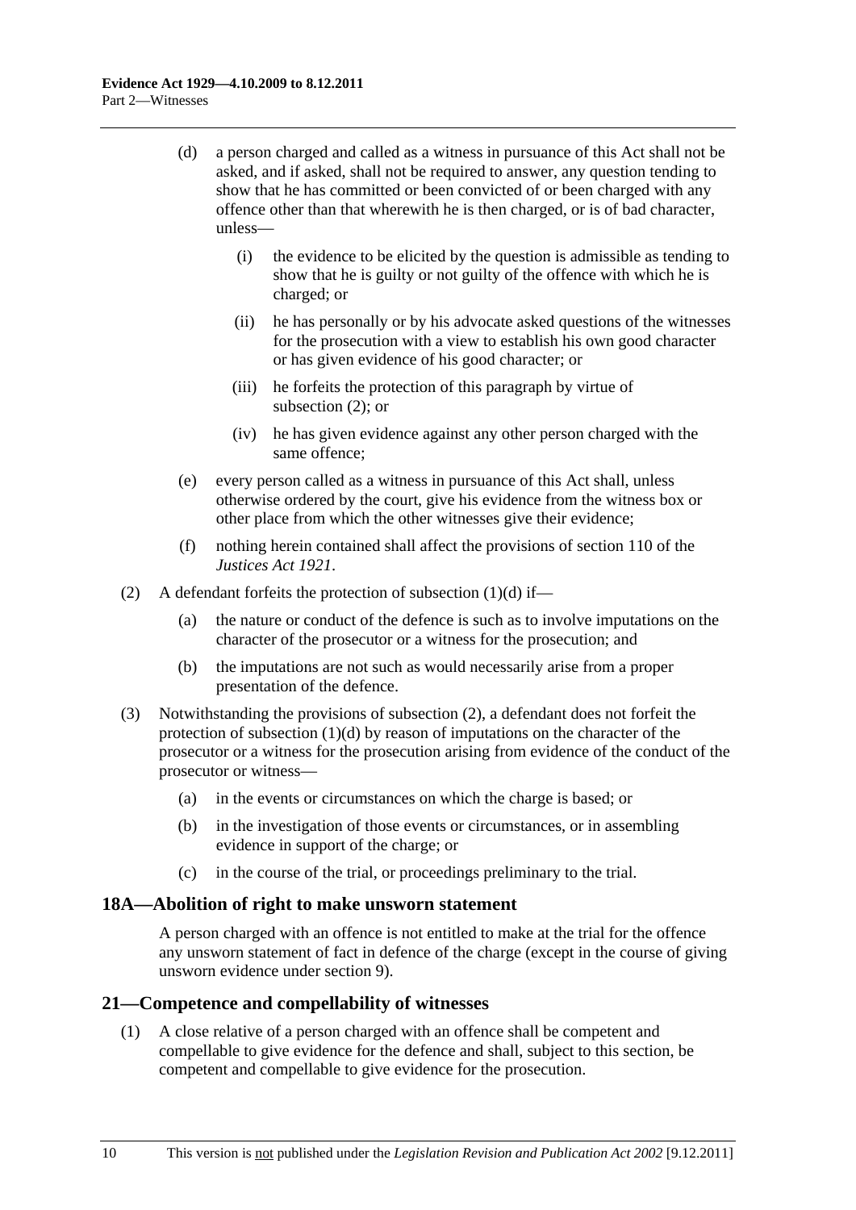(d) a person charged and called as a witness in pursuance of this Act shall not be asked, and if asked, shall not be required to answer, any question tending to show that he has committed or been convicted of or been charged with any offence other than that wherewith he is then charged, or is of bad character, unless—

  (i) the evidence to be elicited by the question is admissible as tending to show that he is guilty or not guilty of the offence with which he is charged; or

  (ii) he has personally or by his advocate asked questions of the witnesses for the prosecution with a view to establish his own good character or has given evidence of his good character; or

  (iii) he forfeits the protection of this paragraph by virtue of subsection (2); or

  (iv) he has given evidence against any other person charged with the same offence;

(e) every person called as a witness in pursuance of this Act shall, unless otherwise ordered by the court, give his evidence from the witness box or other place from which the other witnesses give their evidence;

(f) nothing herein contained shall affect the provisions of section 110 of the *Justices Act 1921*.

(2) A defendant forfeits the protection of subsection (1)(d) if—

  (a) the nature or conduct of the defence is such as to involve imputations on the character of the prosecutor or a witness for the prosecution; and

  (b) the imputations are not such as would necessarily arise from a proper presentation of the defence.

(3) Notwithstanding the provisions of subsection (2), a defendant does not forfeit the protection of subsection (1)(d) by reason of imputations on the character of the prosecutor or a witness for the prosecution arising from evidence of the conduct of the prosecutor or witness—

  (a) in the events or circumstances on which the charge is based; or

  (b) in the investigation of those events or circumstances, or in assembling evidence in support of the charge; or

  (c) in the course of the trial, or proceedings preliminary to the trial.

## 18A—Abolition of right to make unsworn statement

A person charged with an offence is not entitled to make at the trial for the offence any unsworn statement of fact in defence of the charge (except in the course of giving unsworn evidence under section 9).

## 21—Competence and compellability of witnesses

(1) A close relative of a person charged with an offence shall be competent and compellable to give evidence for the defence and shall, subject to this section, be competent and compellable to give evidence for the prosecution.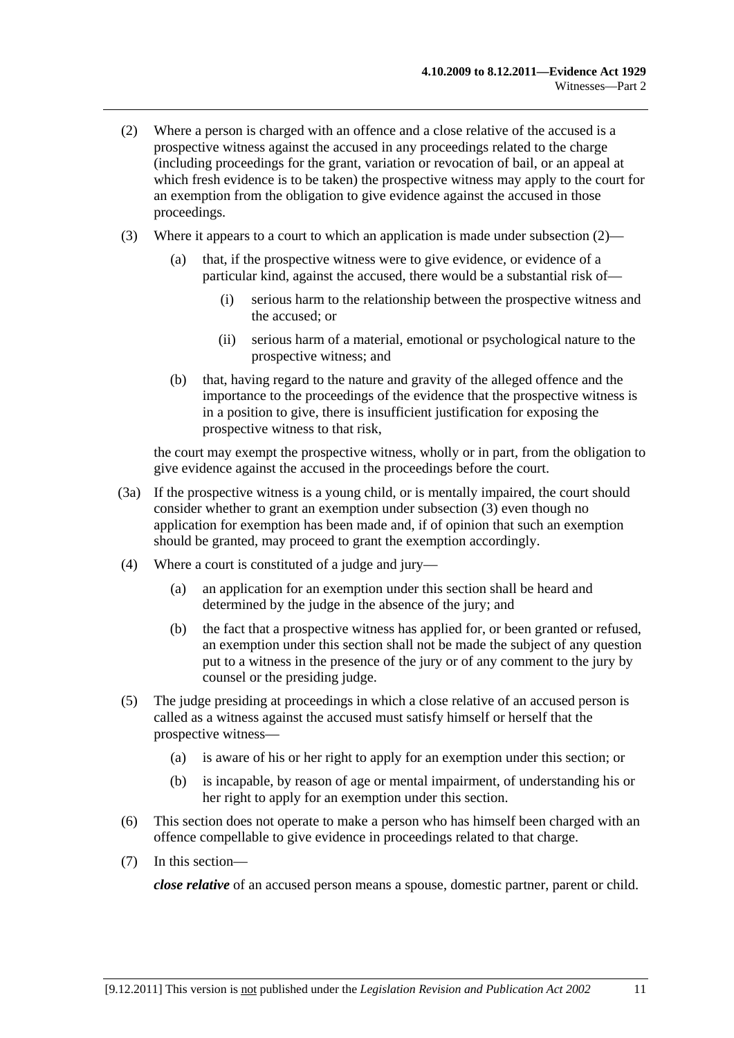(2) Where a person is charged with an offence and a close relative of the accused is a prospective witness against the accused in any proceedings related to the charge (including proceedings for the grant, variation or revocation of bail, or an appeal at which fresh evidence is to be taken) the prospective witness may apply to the court for an exemption from the obligation to give evidence against the accused in those proceedings.

(3) Where it appears to a court to which an application is made under subsection (2)—

- (a) that, if the prospective witness were to give evidence, or evidence of a particular kind, against the accused, there would be a substantial risk of—
  - (i) serious harm to the relationship between the prospective witness and the accused; or
  - (ii) serious harm of a material, emotional or psychological nature to the prospective witness; and
- (b) that, having regard to the nature and gravity of the alleged offence and the importance to the proceedings of the evidence that the prospective witness is in a position to give, there is insufficient justification for exposing the prospective witness to that risk,

the court may exempt the prospective witness, wholly or in part, from the obligation to give evidence against the accused in the proceedings before the court.

(3a) If the prospective witness is a young child, or is mentally impaired, the court should consider whether to grant an exemption under subsection (3) even though no application for exemption has been made and, if of opinion that such an exemption should be granted, may proceed to grant the exemption accordingly.

(4) Where a court is constituted of a judge and jury—

- (a) an application for an exemption under this section shall be heard and determined by the judge in the absence of the jury; and
- (b) the fact that a prospective witness has applied for, or been granted or refused, an exemption under this section shall not be made the subject of any question put to a witness in the presence of the jury or of any comment to the jury by counsel or the presiding judge.

(5) The judge presiding at proceedings in which a close relative of an accused person is called as a witness against the accused must satisfy himself or herself that the prospective witness—

- (a) is aware of his or her right to apply for an exemption under this section; or
- (b) is incapable, by reason of age or mental impairment, of understanding his or her right to apply for an exemption under this section.

(6) This section does not operate to make a person who has himself been charged with an offence compellable to give evidence in proceedings related to that charge.

(7) In this section—

***close relative*** of an accused person means a spouse, domestic partner, parent or child.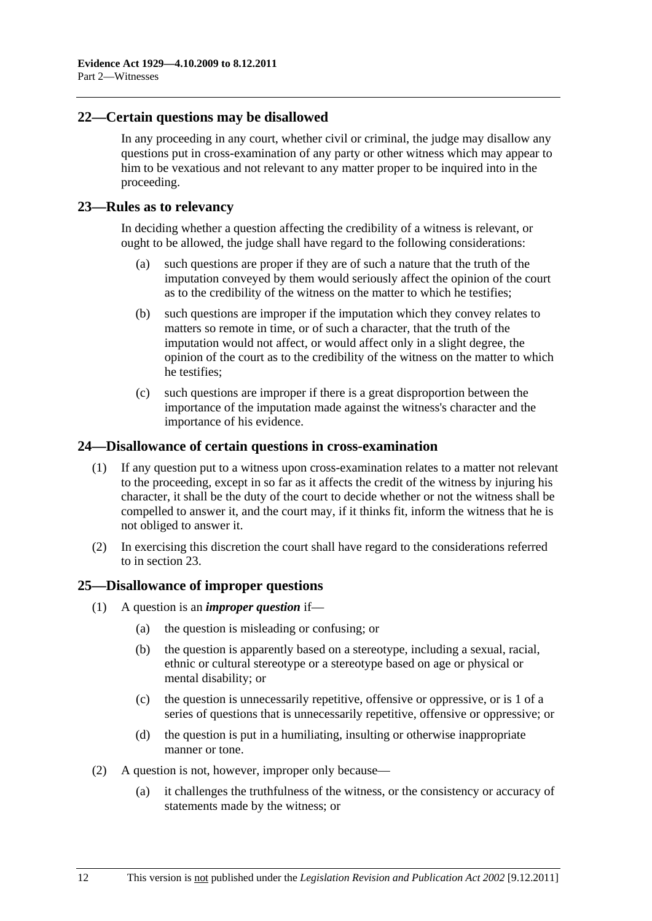## 22—Certain questions may be disallowed

In any proceeding in any court, whether civil or criminal, the judge may disallow any questions put in cross-examination of any party or other witness which may appear to him to be vexatious and not relevant to any matter proper to be inquired into in the proceeding.

## 23—Rules as to relevancy

In deciding whether a question affecting the credibility of a witness is relevant, or ought to be allowed, the judge shall have regard to the following considerations:

- (a) such questions are proper if they are of such a nature that the truth of the imputation conveyed by them would seriously affect the opinion of the court as to the credibility of the witness on the matter to which he testifies;
- (b) such questions are improper if the imputation which they convey relates to matters so remote in time, or of such a character, that the truth of the imputation would not affect, or would affect only in a slight degree, the opinion of the court as to the credibility of the witness on the matter to which he testifies;
- (c) such questions are improper if there is a great disproportion between the importance of the imputation made against the witness's character and the importance of his evidence.

## 24—Disallowance of certain questions in cross-examination

(1) If any question put to a witness upon cross-examination relates to a matter not relevant to the proceeding, except in so far as it affects the credit of the witness by injuring his character, it shall be the duty of the court to decide whether or not the witness shall be compelled to answer it, and the court may, if it thinks fit, inform the witness that he is not obliged to answer it.

(2) In exercising this discretion the court shall have regard to the considerations referred to in section 23.

## 25—Disallowance of improper questions

(1) A question is an ***improper question*** if—

- (a) the question is misleading or confusing; or
- (b) the question is apparently based on a stereotype, including a sexual, racial, ethnic or cultural stereotype or a stereotype based on age or physical or mental disability; or
- (c) the question is unnecessarily repetitive, offensive or oppressive, or is 1 of a series of questions that is unnecessarily repetitive, offensive or oppressive; or
- (d) the question is put in a humiliating, insulting or otherwise inappropriate manner or tone.

(2) A question is not, however, improper only because—

- (a) it challenges the truthfulness of the witness, or the consistency or accuracy of statements made by the witness; or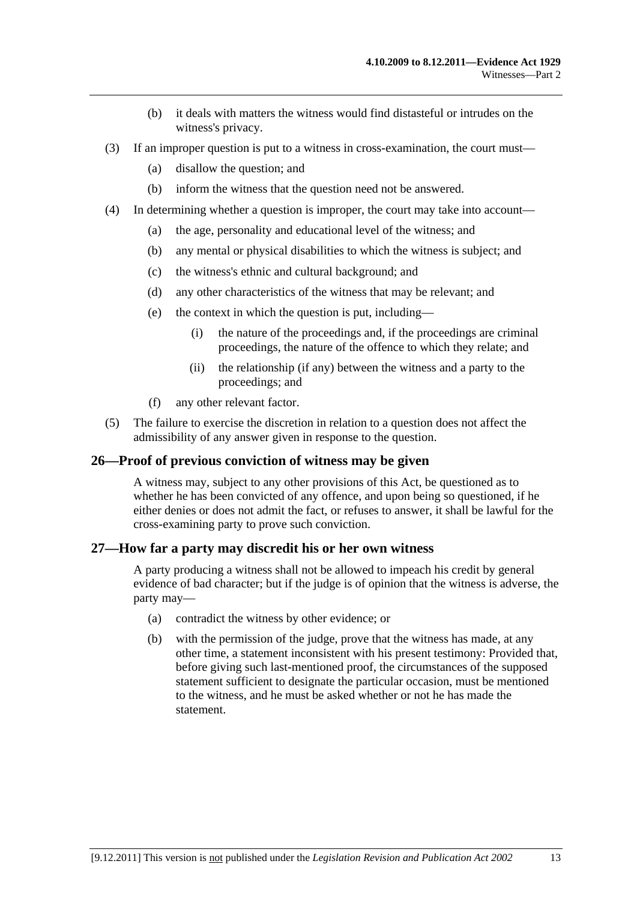(b) it deals with matters the witness would find distasteful or intrudes on the witness's privacy.

(3) If an improper question is put to a witness in cross-examination, the court must—

(a) disallow the question; and

(b) inform the witness that the question need not be answered.

(4) In determining whether a question is improper, the court may take into account—

(a) the age, personality and educational level of the witness; and

(b) any mental or physical disabilities to which the witness is subject; and

(c) the witness's ethnic and cultural background; and

(d) any other characteristics of the witness that may be relevant; and

(e) the context in which the question is put, including—

(i) the nature of the proceedings and, if the proceedings are criminal proceedings, the nature of the offence to which they relate; and

(ii) the relationship (if any) between the witness and a party to the proceedings; and

(f) any other relevant factor.

(5) The failure to exercise the discretion in relation to a question does not affect the admissibility of any answer given in response to the question.

## 26—Proof of previous conviction of witness may be given

A witness may, subject to any other provisions of this Act, be questioned as to whether he has been convicted of any offence, and upon being so questioned, if he either denies or does not admit the fact, or refuses to answer, it shall be lawful for the cross-examining party to prove such conviction.

## 27—How far a party may discredit his or her own witness

A party producing a witness shall not be allowed to impeach his credit by general evidence of bad character; but if the judge is of opinion that the witness is adverse, the party may—

(a) contradict the witness by other evidence; or

(b) with the permission of the judge, prove that the witness has made, at any other time, a statement inconsistent with his present testimony: Provided that, before giving such last-mentioned proof, the circumstances of the supposed statement sufficient to designate the particular occasion, must be mentioned to the witness, and he must be asked whether or not he has made the statement.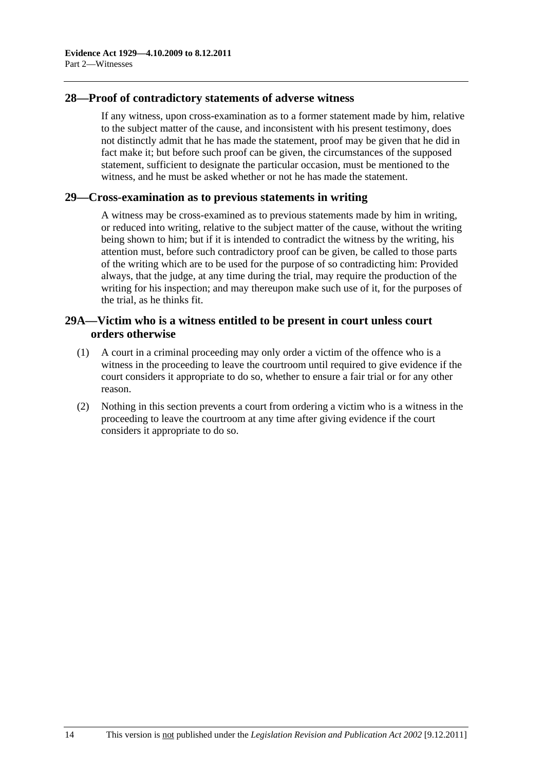## 28—Proof of contradictory statements of adverse witness

If any witness, upon cross-examination as to a former statement made by him, relative to the subject matter of the cause, and inconsistent with his present testimony, does not distinctly admit that he has made the statement, proof may be given that he did in fact make it; but before such proof can be given, the circumstances of the supposed statement, sufficient to designate the particular occasion, must be mentioned to the witness, and he must be asked whether or not he has made the statement.

## 29—Cross-examination as to previous statements in writing

A witness may be cross-examined as to previous statements made by him in writing, or reduced into writing, relative to the subject matter of the cause, without the writing being shown to him; but if it is intended to contradict the witness by the writing, his attention must, before such contradictory proof can be given, be called to those parts of the writing which are to be used for the purpose of so contradicting him: Provided always, that the judge, at any time during the trial, may require the production of the writing for his inspection; and may thereupon make such use of it, for the purposes of the trial, as he thinks fit.

## 29A—Victim who is a witness entitled to be present in court unless court orders otherwise

(1) A court in a criminal proceeding may only order a victim of the offence who is a witness in the proceeding to leave the courtroom until required to give evidence if the court considers it appropriate to do so, whether to ensure a fair trial or for any other reason.

(2) Nothing in this section prevents a court from ordering a victim who is a witness in the proceeding to leave the courtroom at any time after giving evidence if the court considers it appropriate to do so.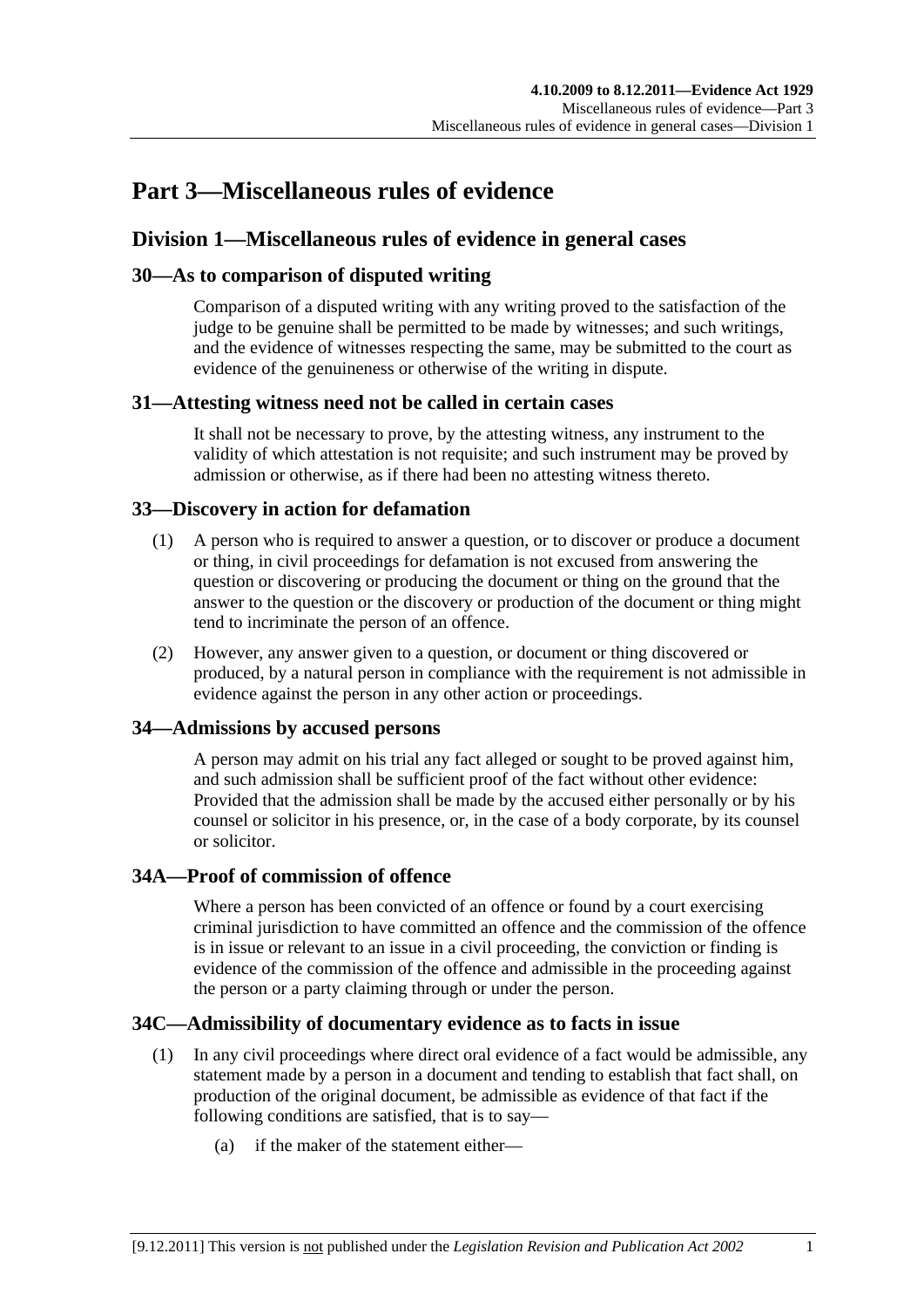# Part 3—Miscellaneous rules of evidence

## Division 1—Miscellaneous rules of evidence in general cases

### 30—As to comparison of disputed writing

Comparison of a disputed writing with any writing proved to the satisfaction of the judge to be genuine shall be permitted to be made by witnesses; and such writings, and the evidence of witnesses respecting the same, may be submitted to the court as evidence of the genuineness or otherwise of the writing in dispute.

### 31—Attesting witness need not be called in certain cases

It shall not be necessary to prove, by the attesting witness, any instrument to the validity of which attestation is not requisite; and such instrument may be proved by admission or otherwise, as if there had been no attesting witness thereto.

### 33—Discovery in action for defamation

(1) A person who is required to answer a question, or to discover or produce a document or thing, in civil proceedings for defamation is not excused from answering the question or discovering or producing the document or thing on the ground that the answer to the question or the discovery or production of the document or thing might tend to incriminate the person of an offence.

(2) However, any answer given to a question, or document or thing discovered or produced, by a natural person in compliance with the requirement is not admissible in evidence against the person in any other action or proceedings.

### 34—Admissions by accused persons

A person may admit on his trial any fact alleged or sought to be proved against him, and such admission shall be sufficient proof of the fact without other evidence: Provided that the admission shall be made by the accused either personally or by his counsel or solicitor in his presence, or, in the case of a body corporate, by its counsel or solicitor.

### 34A—Proof of commission of offence

Where a person has been convicted of an offence or found by a court exercising criminal jurisdiction to have committed an offence and the commission of the offence is in issue or relevant to an issue in a civil proceeding, the conviction or finding is evidence of the commission of the offence and admissible in the proceeding against the person or a party claiming through or under the person.

### 34C—Admissibility of documentary evidence as to facts in issue

(1) In any civil proceedings where direct oral evidence of a fact would be admissible, any statement made by a person in a document and tending to establish that fact shall, on production of the original document, be admissible as evidence of that fact if the following conditions are satisfied, that is to say—

(a) if the maker of the statement either—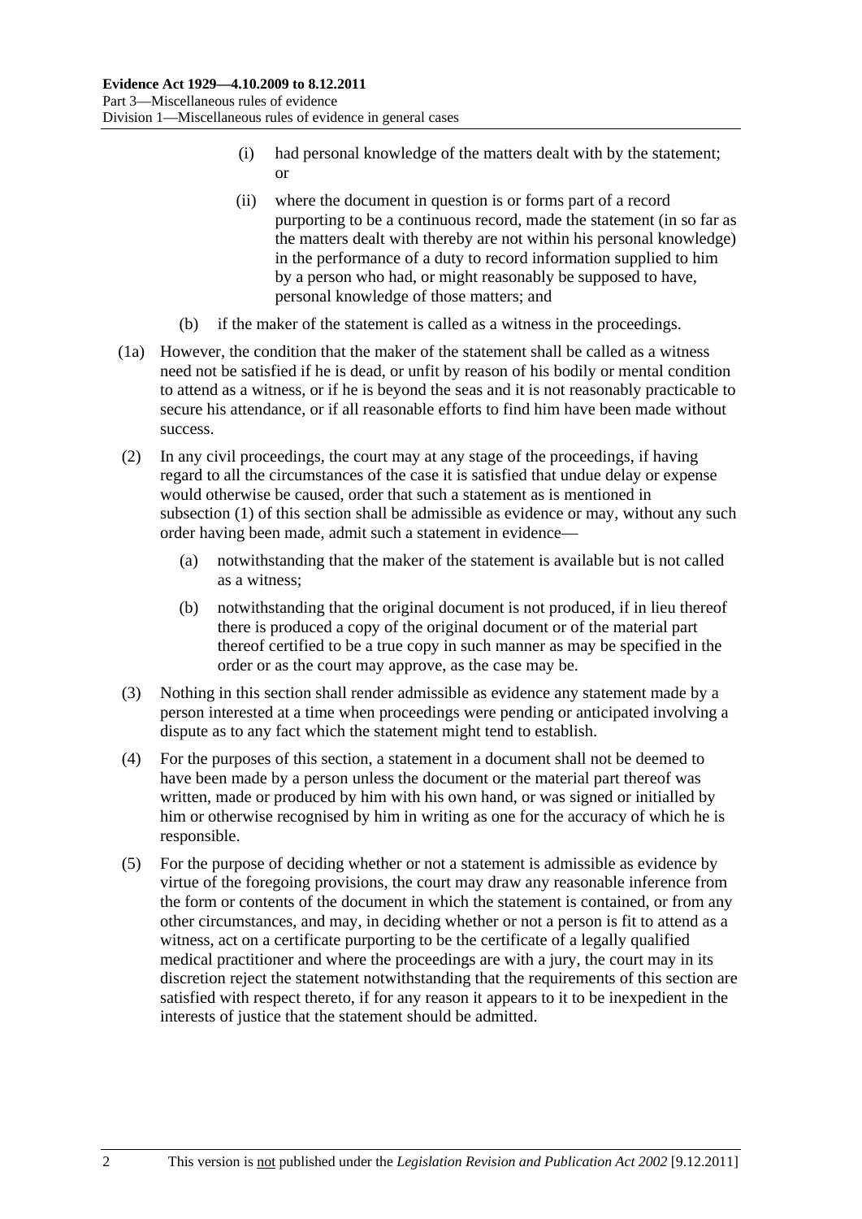(i) had personal knowledge of the matters dealt with by the statement; or

(ii) where the document in question is or forms part of a record purporting to be a continuous record, made the statement (in so far as the matters dealt with thereby are not within his personal knowledge) in the performance of a duty to record information supplied to him by a person who had, or might reasonably be supposed to have, personal knowledge of those matters; and

(b) if the maker of the statement is called as a witness in the proceedings.

(1a) However, the condition that the maker of the statement shall be called as a witness need not be satisfied if he is dead, or unfit by reason of his bodily or mental condition to attend as a witness, or if he is beyond the seas and it is not reasonably practicable to secure his attendance, or if all reasonable efforts to find him have been made without success.

(2) In any civil proceedings, the court may at any stage of the proceedings, if having regard to all the circumstances of the case it is satisfied that undue delay or expense would otherwise be caused, order that such a statement as is mentioned in subsection (1) of this section shall be admissible as evidence or may, without any such order having been made, admit such a statement in evidence—

(a) notwithstanding that the maker of the statement is available but is not called as a witness;

(b) notwithstanding that the original document is not produced, if in lieu thereof there is produced a copy of the original document or of the material part thereof certified to be a true copy in such manner as may be specified in the order or as the court may approve, as the case may be.

(3) Nothing in this section shall render admissible as evidence any statement made by a person interested at a time when proceedings were pending or anticipated involving a dispute as to any fact which the statement might tend to establish.

(4) For the purposes of this section, a statement in a document shall not be deemed to have been made by a person unless the document or the material part thereof was written, made or produced by him with his own hand, or was signed or initialled by him or otherwise recognised by him in writing as one for the accuracy of which he is responsible.

(5) For the purpose of deciding whether or not a statement is admissible as evidence by virtue of the foregoing provisions, the court may draw any reasonable inference from the form or contents of the document in which the statement is contained, or from any other circumstances, and may, in deciding whether or not a person is fit to attend as a witness, act on a certificate purporting to be the certificate of a legally qualified medical practitioner and where the proceedings are with a jury, the court may in its discretion reject the statement notwithstanding that the requirements of this section are satisfied with respect thereto, if for any reason it appears to it to be inexpedient in the interests of justice that the statement should be admitted.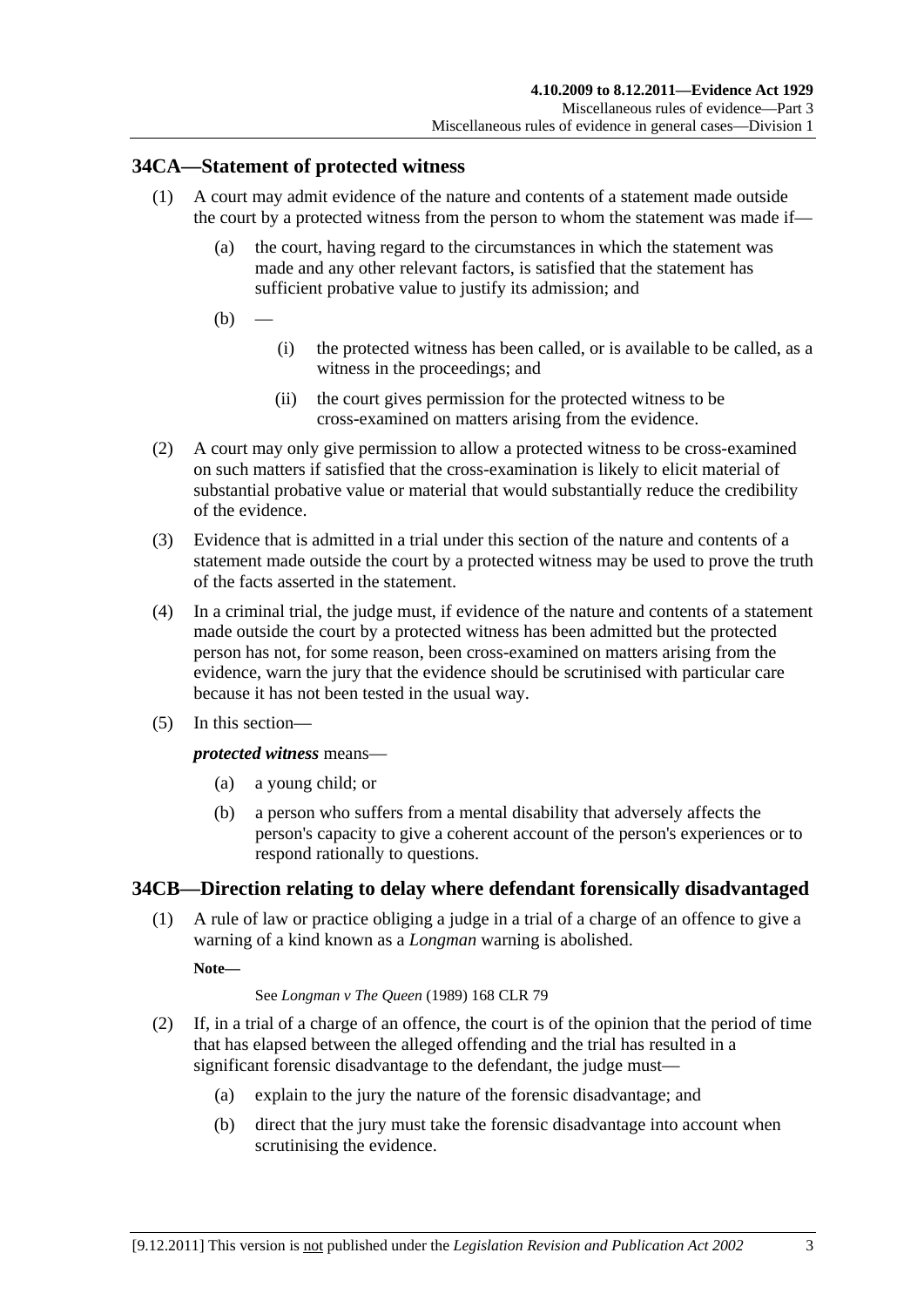## 34CA—Statement of protected witness

(1) A court may admit evidence of the nature and contents of a statement made outside the court by a protected witness from the person to whom the statement was made if—

- (a) the court, having regard to the circumstances in which the statement was made and any other relevant factors, is satisfied that the statement has sufficient probative value to justify its admission; and
- (b) —
  - (i) the protected witness has been called, or is available to be called, as a witness in the proceedings; and
  - (ii) the court gives permission for the protected witness to be cross-examined on matters arising from the evidence.

(2) A court may only give permission to allow a protected witness to be cross-examined on such matters if satisfied that the cross-examination is likely to elicit material of substantial probative value or material that would substantially reduce the credibility of the evidence.

(3) Evidence that is admitted in a trial under this section of the nature and contents of a statement made outside the court by a protected witness may be used to prove the truth of the facts asserted in the statement.

(4) In a criminal trial, the judge must, if evidence of the nature and contents of a statement made outside the court by a protected witness has been admitted but the protected person has not, for some reason, been cross-examined on matters arising from the evidence, warn the jury that the evidence should be scrutinised with particular care because it has not been tested in the usual way.

(5) In this section—

***protected witness*** means—

- (a) a young child; or
- (b) a person who suffers from a mental disability that adversely affects the person's capacity to give a coherent account of the person's experiences or to respond rationally to questions.

## 34CB—Direction relating to delay where defendant forensically disadvantaged

(1) A rule of law or practice obliging a judge in a trial of a charge of an offence to give a warning of a kind known as a *Longman* warning is abolished.

**Note—**

See *Longman v The Queen* (1989) 168 CLR 79

(2) If, in a trial of a charge of an offence, the court is of the opinion that the period of time that has elapsed between the alleged offending and the trial has resulted in a significant forensic disadvantage to the defendant, the judge must—

- (a) explain to the jury the nature of the forensic disadvantage; and
- (b) direct that the jury must take the forensic disadvantage into account when scrutinising the evidence.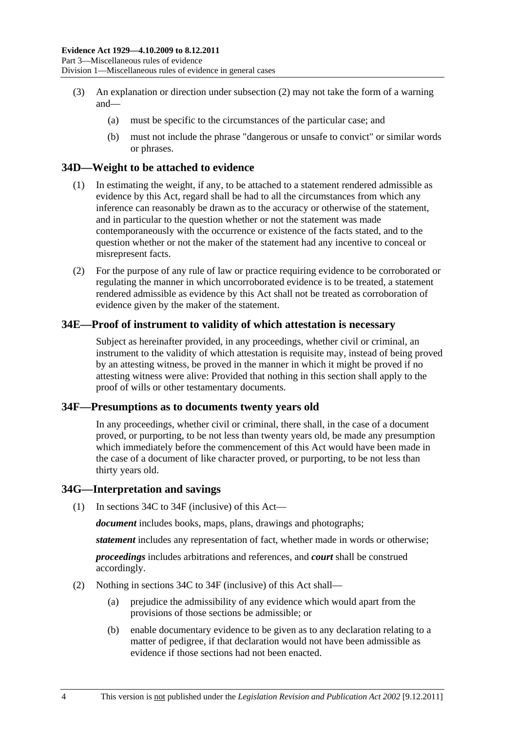(3) An explanation or direction under subsection (2) may not take the form of a warning and—

(a) must be specific to the circumstances of the particular case; and

(b) must not include the phrase "dangerous or unsafe to convict" or similar words or phrases.

## 34D—Weight to be attached to evidence

(1) In estimating the weight, if any, to be attached to a statement rendered admissible as evidence by this Act, regard shall be had to all the circumstances from which any inference can reasonably be drawn as to the accuracy or otherwise of the statement, and in particular to the question whether or not the statement was made contemporaneously with the occurrence or existence of the facts stated, and to the question whether or not the maker of the statement had any incentive to conceal or misrepresent facts.

(2) For the purpose of any rule of law or practice requiring evidence to be corroborated or regulating the manner in which uncorroborated evidence is to be treated, a statement rendered admissible as evidence by this Act shall not be treated as corroboration of evidence given by the maker of the statement.

## 34E—Proof of instrument to validity of which attestation is necessary

Subject as hereinafter provided, in any proceedings, whether civil or criminal, an instrument to the validity of which attestation is requisite may, instead of being proved by an attesting witness, be proved in the manner in which it might be proved if no attesting witness were alive: Provided that nothing in this section shall apply to the proof of wills or other testamentary documents.

## 34F—Presumptions as to documents twenty years old

In any proceedings, whether civil or criminal, there shall, in the case of a document proved, or purporting, to be not less than twenty years old, be made any presumption which immediately before the commencement of this Act would have been made in the case of a document of like character proved, or purporting, to be not less than thirty years old.

## 34G—Interpretation and savings

(1) In sections 34C to 34F (inclusive) of this Act—

***document*** includes books, maps, plans, drawings and photographs;

***statement*** includes any representation of fact, whether made in words or otherwise;

***proceedings*** includes arbitrations and references, and ***court*** shall be construed accordingly.

(2) Nothing in sections 34C to 34F (inclusive) of this Act shall—

(a) prejudice the admissibility of any evidence which would apart from the provisions of those sections be admissible; or

(b) enable documentary evidence to be given as to any declaration relating to a matter of pedigree, if that declaration would not have been admissible as evidence if those sections had not been enacted.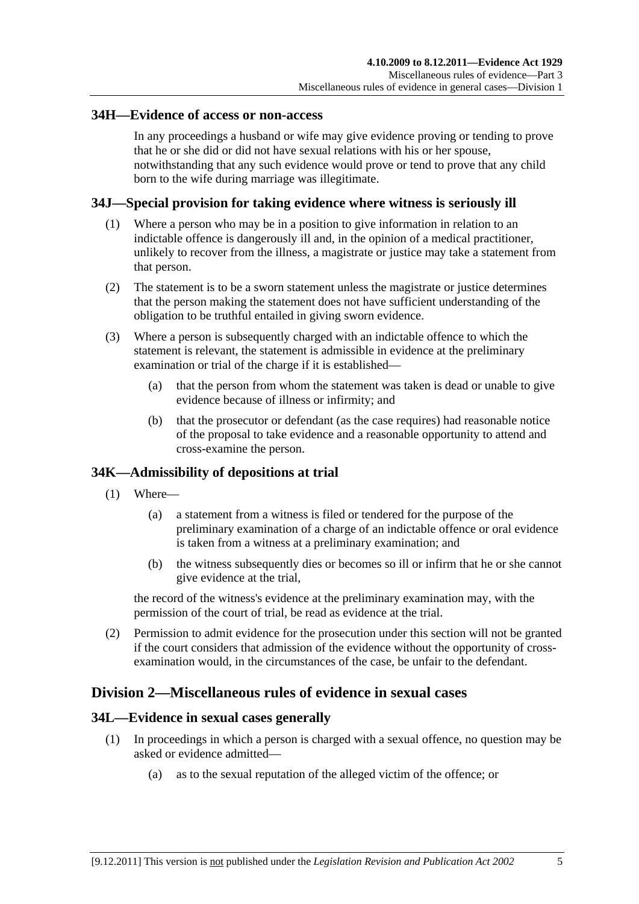### 34H—Evidence of access or non-access

In any proceedings a husband or wife may give evidence proving or tending to prove that he or she did or did not have sexual relations with his or her spouse, notwithstanding that any such evidence would prove or tend to prove that any child born to the wife during marriage was illegitimate.

### 34J—Special provision for taking evidence where witness is seriously ill

(1) Where a person who may be in a position to give information in relation to an indictable offence is dangerously ill and, in the opinion of a medical practitioner, unlikely to recover from the illness, a magistrate or justice may take a statement from that person.

(2) The statement is to be a sworn statement unless the magistrate or justice determines that the person making the statement does not have sufficient understanding of the obligation to be truthful entailed in giving sworn evidence.

(3) Where a person is subsequently charged with an indictable offence to which the statement is relevant, the statement is admissible in evidence at the preliminary examination or trial of the charge if it is established—

- (a) that the person from whom the statement was taken is dead or unable to give evidence because of illness or infirmity; and
- (b) that the prosecutor or defendant (as the case requires) had reasonable notice of the proposal to take evidence and a reasonable opportunity to attend and cross-examine the person.

### 34K—Admissibility of depositions at trial

(1) Where—

- (a) a statement from a witness is filed or tendered for the purpose of the preliminary examination of a charge of an indictable offence or oral evidence is taken from a witness at a preliminary examination; and
- (b) the witness subsequently dies or becomes so ill or infirm that he or she cannot give evidence at the trial,

the record of the witness's evidence at the preliminary examination may, with the permission of the court of trial, be read as evidence at the trial.

(2) Permission to admit evidence for the prosecution under this section will not be granted if the court considers that admission of the evidence without the opportunity of cross-examination would, in the circumstances of the case, be unfair to the defendant.

## Division 2—Miscellaneous rules of evidence in sexual cases

### 34L—Evidence in sexual cases generally

(1) In proceedings in which a person is charged with a sexual offence, no question may be asked or evidence admitted—

- (a) as to the sexual reputation of the alleged victim of the offence; or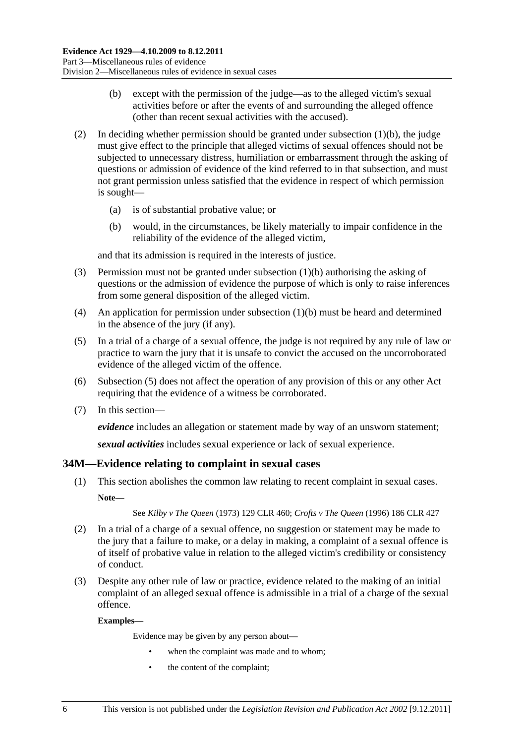(b) except with the permission of the judge—as to the alleged victim's sexual activities before or after the events of and surrounding the alleged offence (other than recent sexual activities with the accused).

(2) In deciding whether permission should be granted under subsection (1)(b), the judge must give effect to the principle that alleged victims of sexual offences should not be subjected to unnecessary distress, humiliation or embarrassment through the asking of questions or admission of evidence of the kind referred to in that subsection, and must not grant permission unless satisfied that the evidence in respect of which permission is sought—

(a) is of substantial probative value; or

(b) would, in the circumstances, be likely materially to impair confidence in the reliability of the evidence of the alleged victim,

and that its admission is required in the interests of justice.

(3) Permission must not be granted under subsection (1)(b) authorising the asking of questions or the admission of evidence the purpose of which is only to raise inferences from some general disposition of the alleged victim.

(4) An application for permission under subsection (1)(b) must be heard and determined in the absence of the jury (if any).

(5) In a trial of a charge of a sexual offence, the judge is not required by any rule of law or practice to warn the jury that it is unsafe to convict the accused on the uncorroborated evidence of the alleged victim of the offence.

(6) Subsection (5) does not affect the operation of any provision of this or any other Act requiring that the evidence of a witness be corroborated.

(7) In this section—

***evidence*** includes an allegation or statement made by way of an unsworn statement;

***sexual activities*** includes sexual experience or lack of sexual experience.

## 34M—Evidence relating to complaint in sexual cases

(1) This section abolishes the common law relating to recent complaint in sexual cases.

**Note—**

See *Kilby v The Queen* (1973) 129 CLR 460; *Crofts v The Queen* (1996) 186 CLR 427

(2) In a trial of a charge of a sexual offence, no suggestion or statement may be made to the jury that a failure to make, or a delay in making, a complaint of a sexual offence is of itself of probative value in relation to the alleged victim's credibility or consistency of conduct.

(3) Despite any other rule of law or practice, evidence related to the making of an initial complaint of an alleged sexual offence is admissible in a trial of a charge of the sexual offence.

**Examples—**

Evidence may be given by any person about—

- when the complaint was made and to whom;
- the content of the complaint;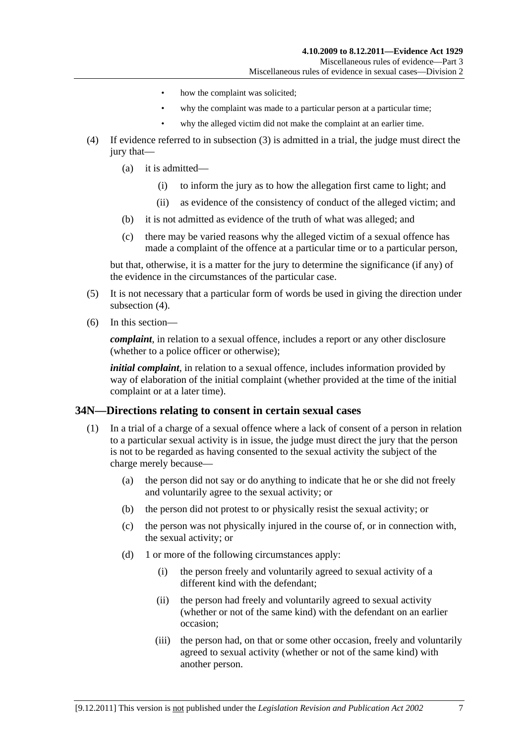- how the complaint was solicited;
- why the complaint was made to a particular person at a particular time;
- why the alleged victim did not make the complaint at an earlier time.

(4) If evidence referred to in subsection (3) is admitted in a trial, the judge must direct the jury that—

(a) it is admitted—

(i) to inform the jury as to how the allegation first came to light; and

(ii) as evidence of the consistency of conduct of the alleged victim; and

(b) it is not admitted as evidence of the truth of what was alleged; and

(c) there may be varied reasons why the alleged victim of a sexual offence has made a complaint of the offence at a particular time or to a particular person,

but that, otherwise, it is a matter for the jury to determine the significance (if any) of the evidence in the circumstances of the particular case.

(5) It is not necessary that a particular form of words be used in giving the direction under subsection (4).

(6) In this section—

***complaint***, in relation to a sexual offence, includes a report or any other disclosure (whether to a police officer or otherwise);

***initial complaint***, in relation to a sexual offence, includes information provided by way of elaboration of the initial complaint (whether provided at the time of the initial complaint or at a later time).

## 34N—Directions relating to consent in certain sexual cases

(1) In a trial of a charge of a sexual offence where a lack of consent of a person in relation to a particular sexual activity is in issue, the judge must direct the jury that the person is not to be regarded as having consented to the sexual activity the subject of the charge merely because—

(a) the person did not say or do anything to indicate that he or she did not freely and voluntarily agree to the sexual activity; or

(b) the person did not protest to or physically resist the sexual activity; or

(c) the person was not physically injured in the course of, or in connection with, the sexual activity; or

(d) 1 or more of the following circumstances apply:

(i) the person freely and voluntarily agreed to sexual activity of a different kind with the defendant;

(ii) the person had freely and voluntarily agreed to sexual activity (whether or not of the same kind) with the defendant on an earlier occasion;

(iii) the person had, on that or some other occasion, freely and voluntarily agreed to sexual activity (whether or not of the same kind) with another person.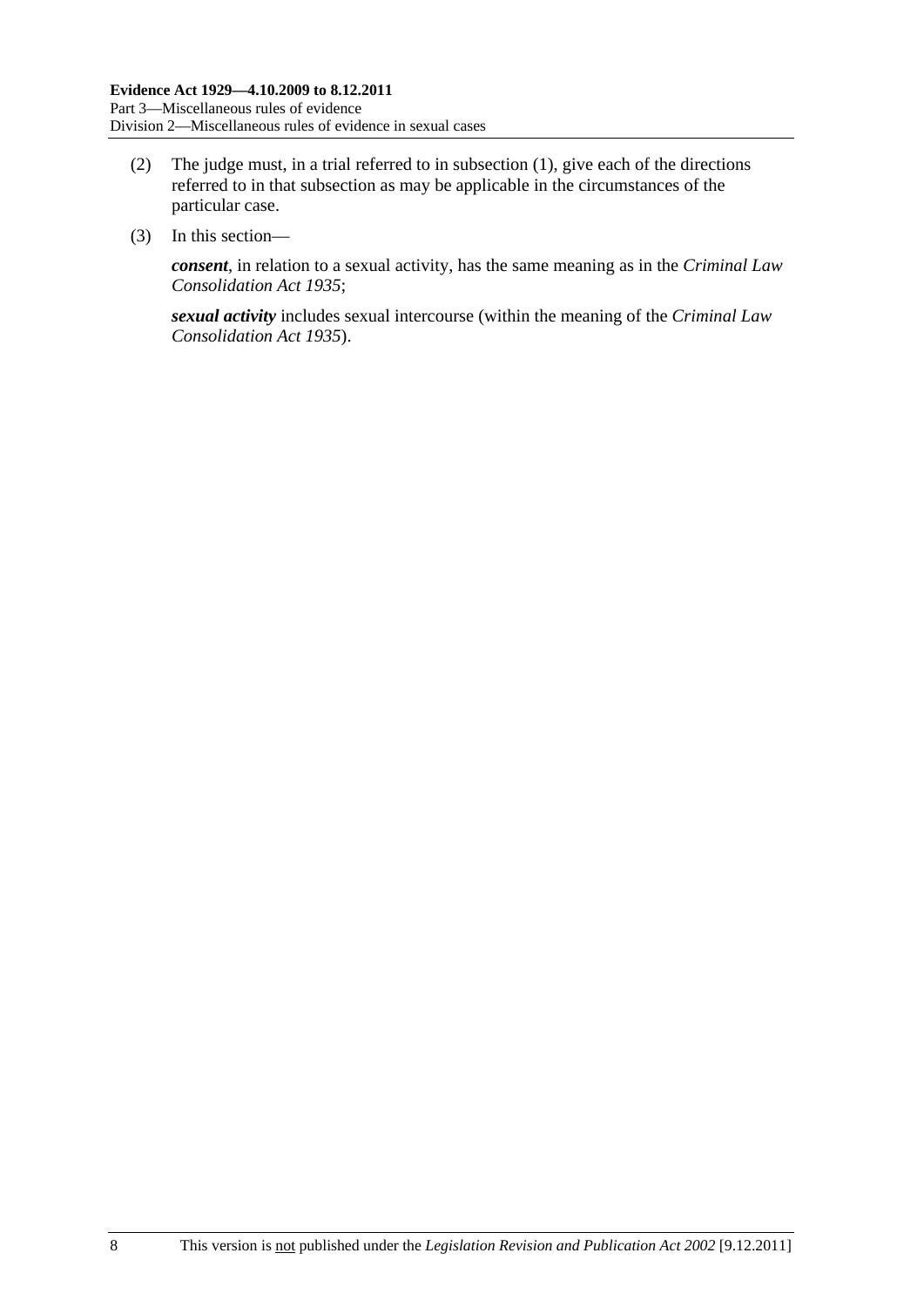(2) The judge must, in a trial referred to in subsection (1), give each of the directions referred to in that subsection as may be applicable in the circumstances of the particular case.

(3) In this section—

***consent***, in relation to a sexual activity, has the same meaning as in the *Criminal Law Consolidation Act 1935*;

***sexual activity*** includes sexual intercourse (within the meaning of the *Criminal Law Consolidation Act 1935*).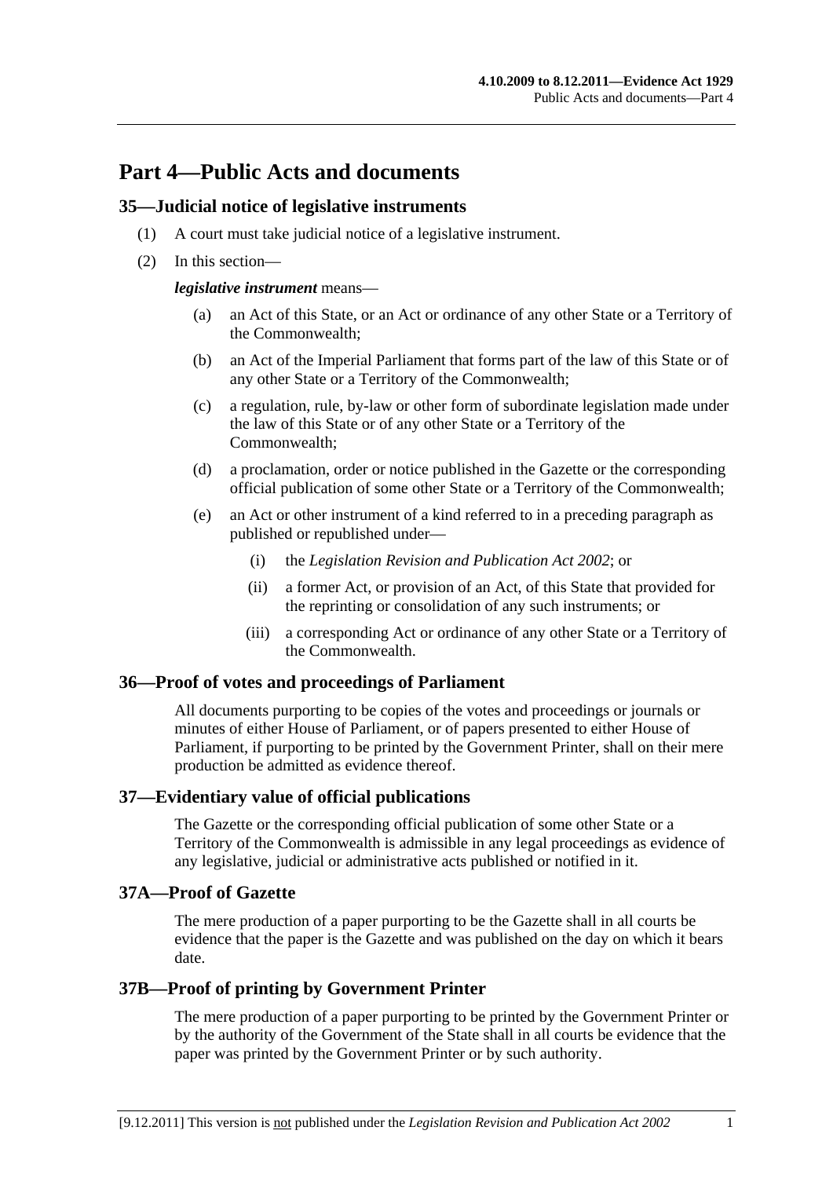# Part 4—Public Acts and documents

## 35—Judicial notice of legislative instruments

(1) A court must take judicial notice of a legislative instrument.

(2) In this section—

***legislative instrument*** means—

- (a) an Act of this State, or an Act or ordinance of any other State or a Territory of the Commonwealth;
- (b) an Act of the Imperial Parliament that forms part of the law of this State or of any other State or a Territory of the Commonwealth;
- (c) a regulation, rule, by-law or other form of subordinate legislation made under the law of this State or of any other State or a Territory of the Commonwealth;
- (d) a proclamation, order or notice published in the Gazette or the corresponding official publication of some other State or a Territory of the Commonwealth;
- (e) an Act or other instrument of a kind referred to in a preceding paragraph as published or republished under—
  - (i) the *Legislation Revision and Publication Act 2002*; or
  - (ii) a former Act, or provision of an Act, of this State that provided for the reprinting or consolidation of any such instruments; or
  - (iii) a corresponding Act or ordinance of any other State or a Territory of the Commonwealth.

## 36—Proof of votes and proceedings of Parliament

All documents purporting to be copies of the votes and proceedings or journals or minutes of either House of Parliament, or of papers presented to either House of Parliament, if purporting to be printed by the Government Printer, shall on their mere production be admitted as evidence thereof.

## 37—Evidentiary value of official publications

The Gazette or the corresponding official publication of some other State or a Territory of the Commonwealth is admissible in any legal proceedings as evidence of any legislative, judicial or administrative acts published or notified in it.

## 37A—Proof of Gazette

The mere production of a paper purporting to be the Gazette shall in all courts be evidence that the paper is the Gazette and was published on the day on which it bears date.

## 37B—Proof of printing by Government Printer

The mere production of a paper purporting to be printed by the Government Printer or by the authority of the Government of the State shall in all courts be evidence that the paper was printed by the Government Printer or by such authority.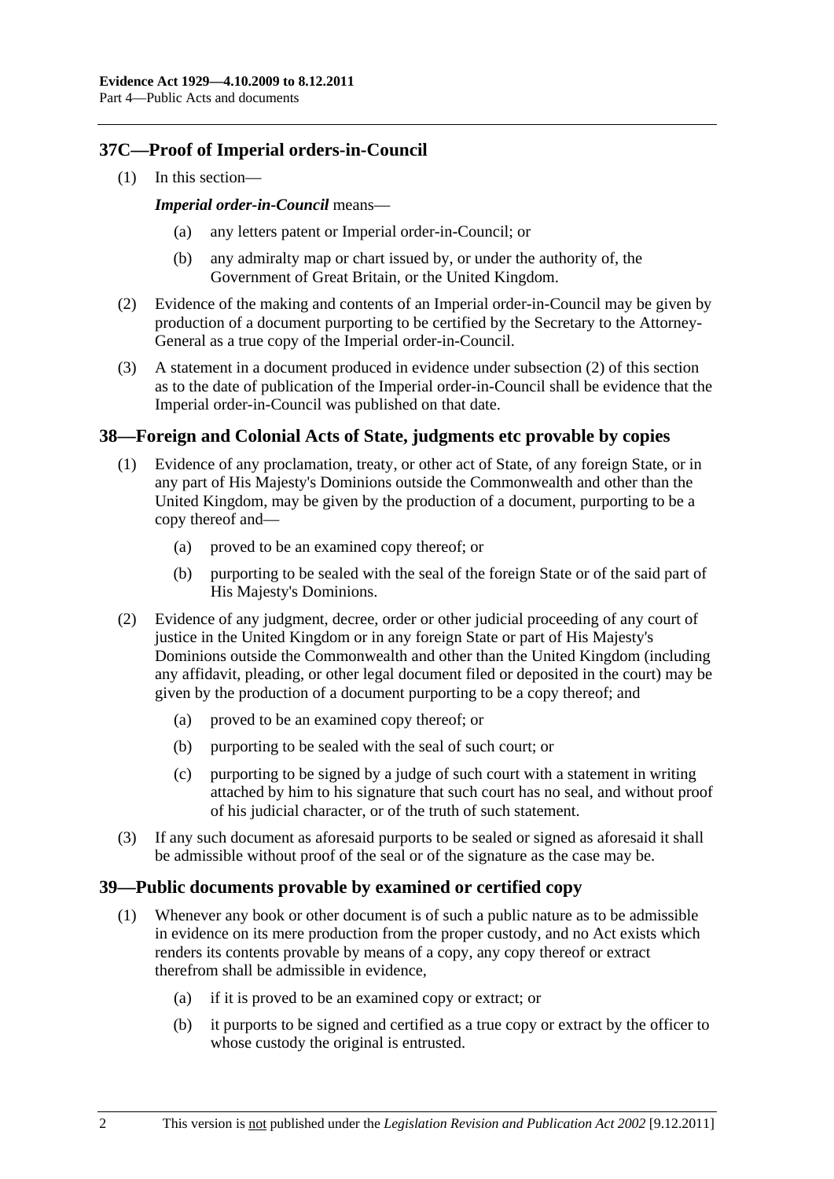## 37C—Proof of Imperial orders-in-Council

(1) In this section—

***Imperial order-in-Council*** means—

(a) any letters patent or Imperial order-in-Council; or

(b) any admiralty map or chart issued by, or under the authority of, the Government of Great Britain, or the United Kingdom.

(2) Evidence of the making and contents of an Imperial order-in-Council may be given by production of a document purporting to be certified by the Secretary to the Attorney-General as a true copy of the Imperial order-in-Council.

(3) A statement in a document produced in evidence under subsection (2) of this section as to the date of publication of the Imperial order-in-Council shall be evidence that the Imperial order-in-Council was published on that date.

## 38—Foreign and Colonial Acts of State, judgments etc provable by copies

(1) Evidence of any proclamation, treaty, or other act of State, of any foreign State, or in any part of His Majesty's Dominions outside the Commonwealth and other than the United Kingdom, may be given by the production of a document, purporting to be a copy thereof and—

(a) proved to be an examined copy thereof; or

(b) purporting to be sealed with the seal of the foreign State or of the said part of His Majesty's Dominions.

(2) Evidence of any judgment, decree, order or other judicial proceeding of any court of justice in the United Kingdom or in any foreign State or part of His Majesty's Dominions outside the Commonwealth and other than the United Kingdom (including any affidavit, pleading, or other legal document filed or deposited in the court) may be given by the production of a document purporting to be a copy thereof; and

(a) proved to be an examined copy thereof; or

(b) purporting to be sealed with the seal of such court; or

(c) purporting to be signed by a judge of such court with a statement in writing attached by him to his signature that such court has no seal, and without proof of his judicial character, or of the truth of such statement.

(3) If any such document as aforesaid purports to be sealed or signed as aforesaid it shall be admissible without proof of the seal or of the signature as the case may be.

## 39—Public documents provable by examined or certified copy

(1) Whenever any book or other document is of such a public nature as to be admissible in evidence on its mere production from the proper custody, and no Act exists which renders its contents provable by means of a copy, any copy thereof or extract therefrom shall be admissible in evidence,

(a) if it is proved to be an examined copy or extract; or

(b) it purports to be signed and certified as a true copy or extract by the officer to whose custody the original is entrusted.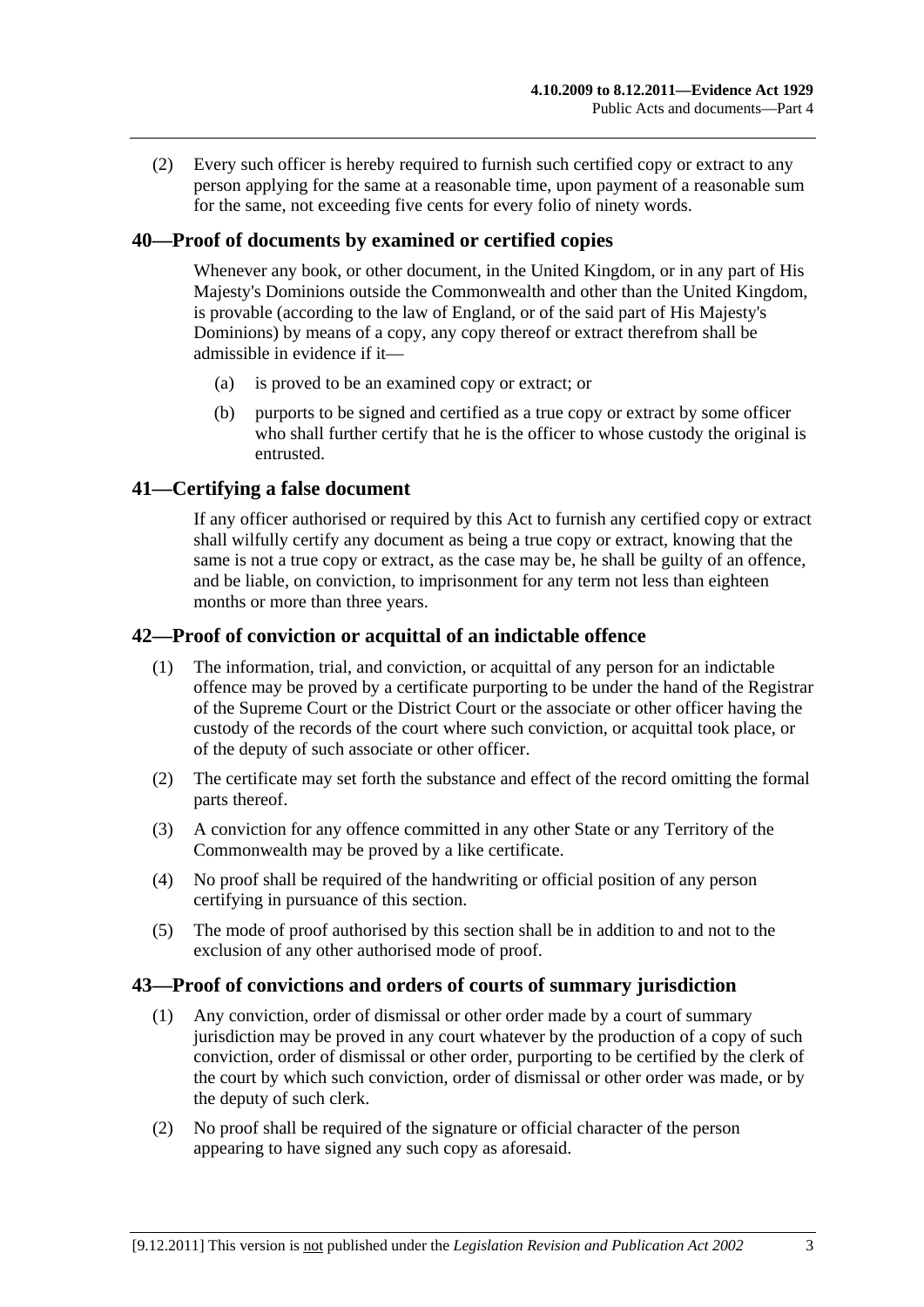(2) Every such officer is hereby required to furnish such certified copy or extract to any person applying for the same at a reasonable time, upon payment of a reasonable sum for the same, not exceeding five cents for every folio of ninety words.

## 40—Proof of documents by examined or certified copies

Whenever any book, or other document, in the United Kingdom, or in any part of His Majesty's Dominions outside the Commonwealth and other than the United Kingdom, is provable (according to the law of England, or of the said part of His Majesty's Dominions) by means of a copy, any copy thereof or extract therefrom shall be admissible in evidence if it—

(a) is proved to be an examined copy or extract; or

(b) purports to be signed and certified as a true copy or extract by some officer who shall further certify that he is the officer to whose custody the original is entrusted.

## 41—Certifying a false document

If any officer authorised or required by this Act to furnish any certified copy or extract shall wilfully certify any document as being a true copy or extract, knowing that the same is not a true copy or extract, as the case may be, he shall be guilty of an offence, and be liable, on conviction, to imprisonment for any term not less than eighteen months or more than three years.

## 42—Proof of conviction or acquittal of an indictable offence

(1) The information, trial, and conviction, or acquittal of any person for an indictable offence may be proved by a certificate purporting to be under the hand of the Registrar of the Supreme Court or the District Court or the associate or other officer having the custody of the records of the court where such conviction, or acquittal took place, or of the deputy of such associate or other officer.

(2) The certificate may set forth the substance and effect of the record omitting the formal parts thereof.

(3) A conviction for any offence committed in any other State or any Territory of the Commonwealth may be proved by a like certificate.

(4) No proof shall be required of the handwriting or official position of any person certifying in pursuance of this section.

(5) The mode of proof authorised by this section shall be in addition to and not to the exclusion of any other authorised mode of proof.

## 43—Proof of convictions and orders of courts of summary jurisdiction

(1) Any conviction, order of dismissal or other order made by a court of summary jurisdiction may be proved in any court whatever by the production of a copy of such conviction, order of dismissal or other order, purporting to be certified by the clerk of the court by which such conviction, order of dismissal or other order was made, or by the deputy of such clerk.

(2) No proof shall be required of the signature or official character of the person appearing to have signed any such copy as aforesaid.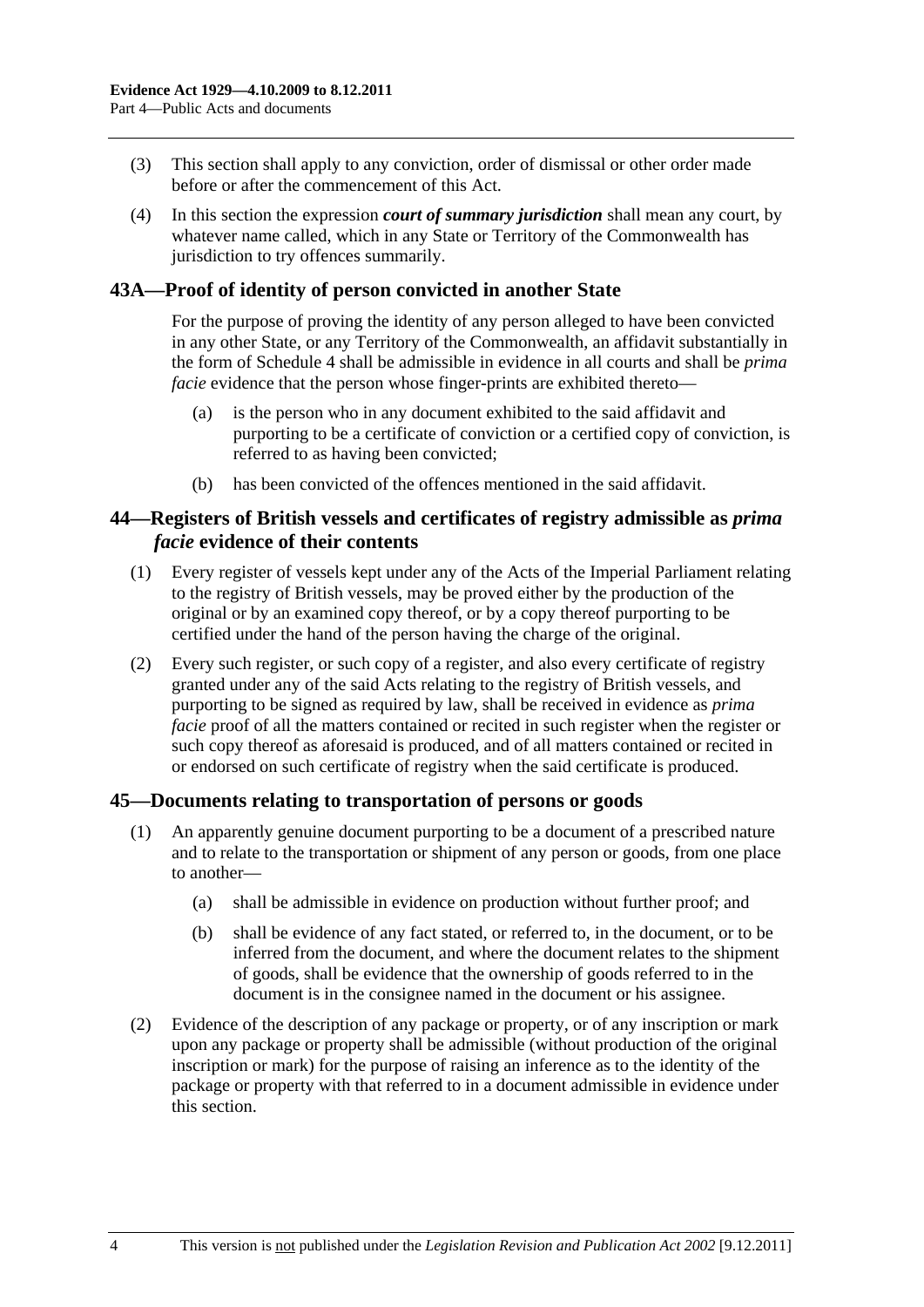(3) This section shall apply to any conviction, order of dismissal or other order made before or after the commencement of this Act.

(4) In this section the expression ***court of summary jurisdiction*** shall mean any court, by whatever name called, which in any State or Territory of the Commonwealth has jurisdiction to try offences summarily.

## 43A—Proof of identity of person convicted in another State

For the purpose of proving the identity of any person alleged to have been convicted in any other State, or any Territory of the Commonwealth, an affidavit substantially in the form of Schedule 4 shall be admissible in evidence in all courts and shall be *prima facie* evidence that the person whose finger-prints are exhibited thereto—

(a) is the person who in any document exhibited to the said affidavit and purporting to be a certificate of conviction or a certified copy of conviction, is referred to as having been convicted;

(b) has been convicted of the offences mentioned in the said affidavit.

## 44—Registers of British vessels and certificates of registry admissible as *prima facie* evidence of their contents

(1) Every register of vessels kept under any of the Acts of the Imperial Parliament relating to the registry of British vessels, may be proved either by the production of the original or by an examined copy thereof, or by a copy thereof purporting to be certified under the hand of the person having the charge of the original.

(2) Every such register, or such copy of a register, and also every certificate of registry granted under any of the said Acts relating to the registry of British vessels, and purporting to be signed as required by law, shall be received in evidence as *prima facie* proof of all the matters contained or recited in such register when the register or such copy thereof as aforesaid is produced, and of all matters contained or recited in or endorsed on such certificate of registry when the said certificate is produced.

## 45—Documents relating to transportation of persons or goods

(1) An apparently genuine document purporting to be a document of a prescribed nature and to relate to the transportation or shipment of any person or goods, from one place to another—

(a) shall be admissible in evidence on production without further proof; and

(b) shall be evidence of any fact stated, or referred to, in the document, or to be inferred from the document, and where the document relates to the shipment of goods, shall be evidence that the ownership of goods referred to in the document is in the consignee named in the document or his assignee.

(2) Evidence of the description of any package or property, or of any inscription or mark upon any package or property shall be admissible (without production of the original inscription or mark) for the purpose of raising an inference as to the identity of the package or property with that referred to in a document admissible in evidence under this section.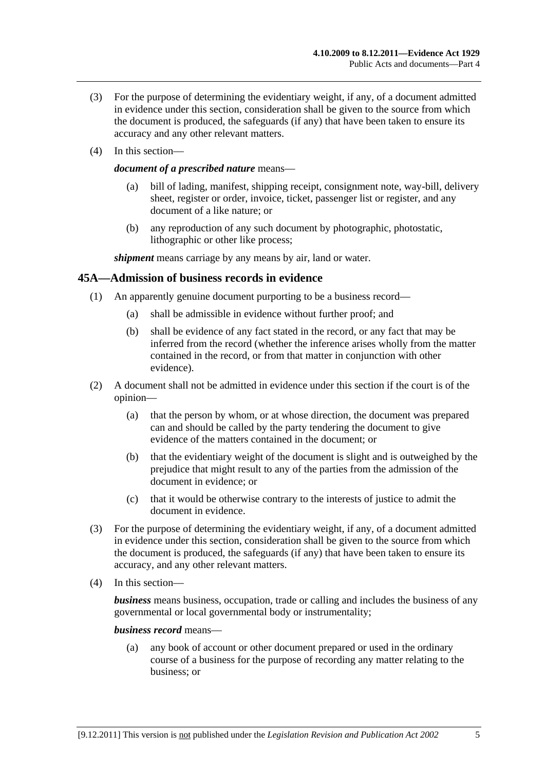(3) For the purpose of determining the evidentiary weight, if any, of a document admitted in evidence under this section, consideration shall be given to the source from which the document is produced, the safeguards (if any) that have been taken to ensure its accuracy and any other relevant matters.

(4) In this section—

***document of a prescribed nature*** means—

(a) bill of lading, manifest, shipping receipt, consignment note, way-bill, delivery sheet, register or order, invoice, ticket, passenger list or register, and any document of a like nature; or

(b) any reproduction of any such document by photographic, photostatic, lithographic or other like process;

***shipment*** means carriage by any means by air, land or water.

## 45A—Admission of business records in evidence

(1) An apparently genuine document purporting to be a business record—

(a) shall be admissible in evidence without further proof; and

(b) shall be evidence of any fact stated in the record, or any fact that may be inferred from the record (whether the inference arises wholly from the matter contained in the record, or from that matter in conjunction with other evidence).

(2) A document shall not be admitted in evidence under this section if the court is of the opinion—

(a) that the person by whom, or at whose direction, the document was prepared can and should be called by the party tendering the document to give evidence of the matters contained in the document; or

(b) that the evidentiary weight of the document is slight and is outweighed by the prejudice that might result to any of the parties from the admission of the document in evidence; or

(c) that it would be otherwise contrary to the interests of justice to admit the document in evidence.

(3) For the purpose of determining the evidentiary weight, if any, of a document admitted in evidence under this section, consideration shall be given to the source from which the document is produced, the safeguards (if any) that have been taken to ensure its accuracy, and any other relevant matters.

(4) In this section—

***business*** means business, occupation, trade or calling and includes the business of any governmental or local governmental body or instrumentality;

***business record*** means—

(a) any book of account or other document prepared or used in the ordinary course of a business for the purpose of recording any matter relating to the business; or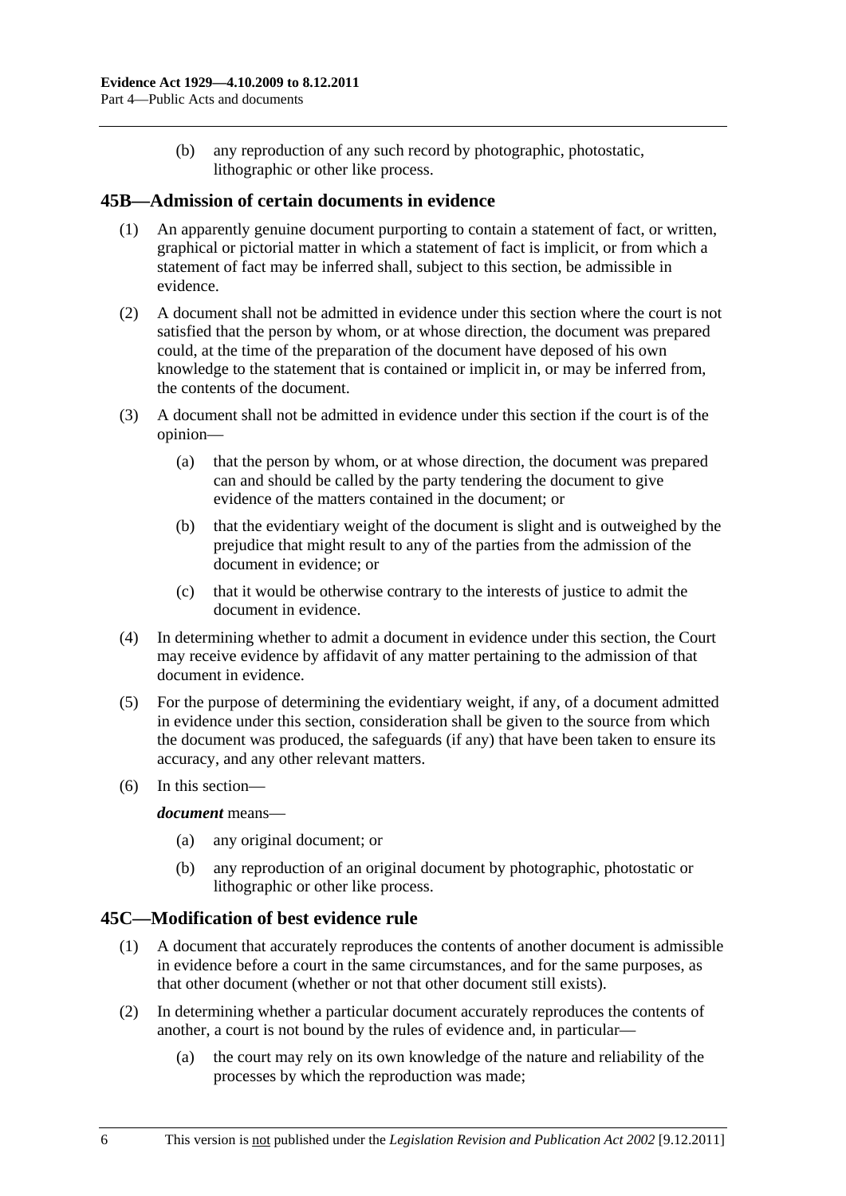(b) any reproduction of any such record by photographic, photostatic, lithographic or other like process.

## 45B—Admission of certain documents in evidence

(1) An apparently genuine document purporting to contain a statement of fact, or written, graphical or pictorial matter in which a statement of fact is implicit, or from which a statement of fact may be inferred shall, subject to this section, be admissible in evidence.

(2) A document shall not be admitted in evidence under this section where the court is not satisfied that the person by whom, or at whose direction, the document was prepared could, at the time of the preparation of the document have deposed of his own knowledge to the statement that is contained or implicit in, or may be inferred from, the contents of the document.

(3) A document shall not be admitted in evidence under this section if the court is of the opinion—

(a) that the person by whom, or at whose direction, the document was prepared can and should be called by the party tendering the document to give evidence of the matters contained in the document; or

(b) that the evidentiary weight of the document is slight and is outweighed by the prejudice that might result to any of the parties from the admission of the document in evidence; or

(c) that it would be otherwise contrary to the interests of justice to admit the document in evidence.

(4) In determining whether to admit a document in evidence under this section, the Court may receive evidence by affidavit of any matter pertaining to the admission of that document in evidence.

(5) For the purpose of determining the evidentiary weight, if any, of a document admitted in evidence under this section, consideration shall be given to the source from which the document was produced, the safeguards (if any) that have been taken to ensure its accuracy, and any other relevant matters.

(6) In this section—

***document*** means—

(a) any original document; or

(b) any reproduction of an original document by photographic, photostatic or lithographic or other like process.

## 45C—Modification of best evidence rule

(1) A document that accurately reproduces the contents of another document is admissible in evidence before a court in the same circumstances, and for the same purposes, as that other document (whether or not that other document still exists).

(2) In determining whether a particular document accurately reproduces the contents of another, a court is not bound by the rules of evidence and, in particular—

(a) the court may rely on its own knowledge of the nature and reliability of the processes by which the reproduction was made;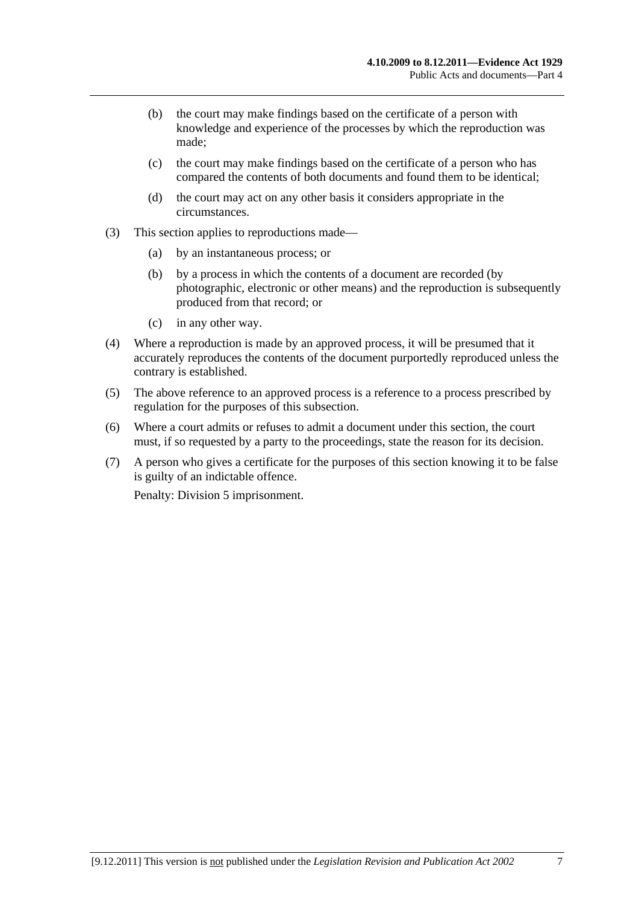(b) the court may make findings based on the certificate of a person with knowledge and experience of the processes by which the reproduction was made;

(c) the court may make findings based on the certificate of a person who has compared the contents of both documents and found them to be identical;

(d) the court may act on any other basis it considers appropriate in the circumstances.

(3) This section applies to reproductions made—

(a) by an instantaneous process; or

(b) by a process in which the contents of a document are recorded (by photographic, electronic or other means) and the reproduction is subsequently produced from that record; or

(c) in any other way.

(4) Where a reproduction is made by an approved process, it will be presumed that it accurately reproduces the contents of the document purportedly reproduced unless the contrary is established.

(5) The above reference to an approved process is a reference to a process prescribed by regulation for the purposes of this subsection.

(6) Where a court admits or refuses to admit a document under this section, the court must, if so requested by a party to the proceedings, state the reason for its decision.

(7) A person who gives a certificate for the purposes of this section knowing it to be false is guilty of an indictable offence.

Penalty: Division 5 imprisonment.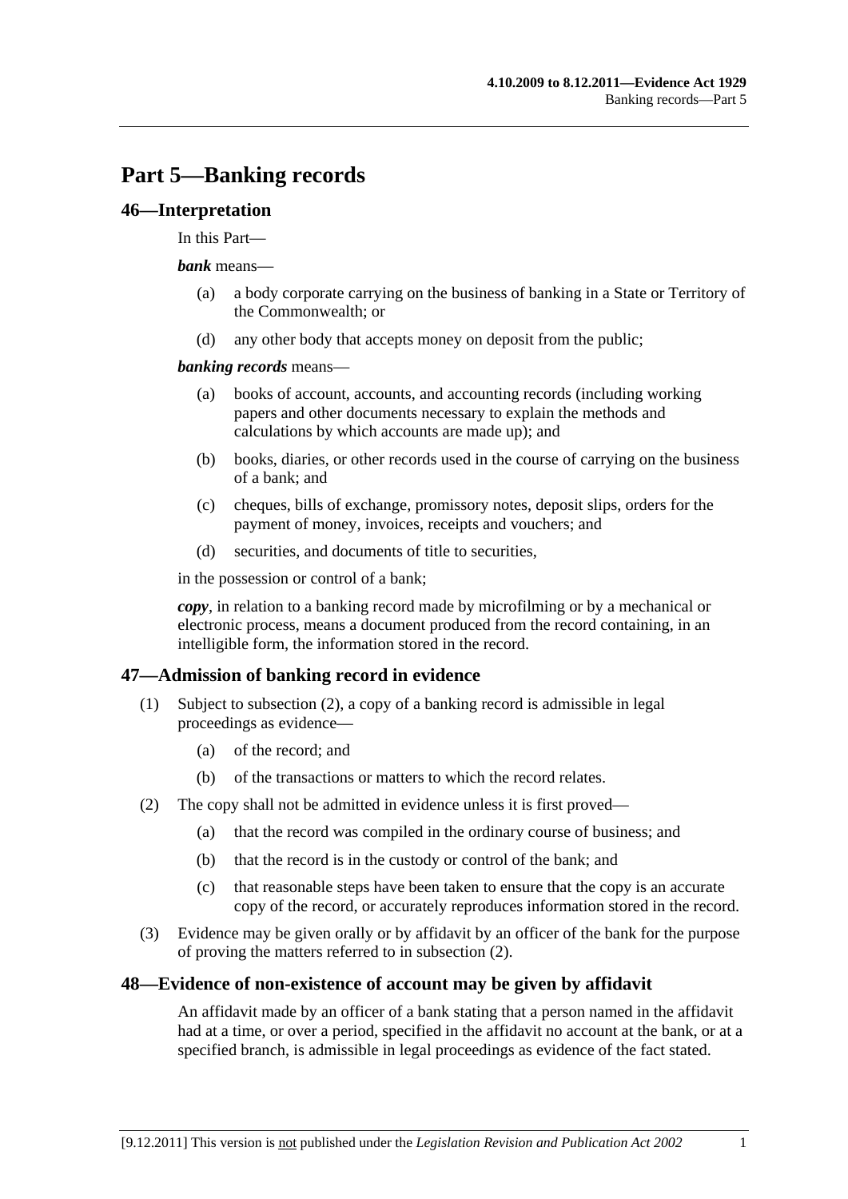# Part 5—Banking records

## 46—Interpretation

In this Part—

***bank*** means—

(a) a body corporate carrying on the business of banking in a State or Territory of the Commonwealth; or

(d) any other body that accepts money on deposit from the public;

***banking records*** means—

(a) books of account, accounts, and accounting records (including working papers and other documents necessary to explain the methods and calculations by which accounts are made up); and

(b) books, diaries, or other records used in the course of carrying on the business of a bank; and

(c) cheques, bills of exchange, promissory notes, deposit slips, orders for the payment of money, invoices, receipts and vouchers; and

(d) securities, and documents of title to securities,

in the possession or control of a bank;

***copy***, in relation to a banking record made by microfilming or by a mechanical or electronic process, means a document produced from the record containing, in an intelligible form, the information stored in the record.

## 47—Admission of banking record in evidence

(1) Subject to subsection (2), a copy of a banking record is admissible in legal proceedings as evidence—

(a) of the record; and

(b) of the transactions or matters to which the record relates.

(2) The copy shall not be admitted in evidence unless it is first proved—

(a) that the record was compiled in the ordinary course of business; and

(b) that the record is in the custody or control of the bank; and

(c) that reasonable steps have been taken to ensure that the copy is an accurate copy of the record, or accurately reproduces information stored in the record.

(3) Evidence may be given orally or by affidavit by an officer of the bank for the purpose of proving the matters referred to in subsection (2).

## 48—Evidence of non-existence of account may be given by affidavit

An affidavit made by an officer of a bank stating that a person named in the affidavit had at a time, or over a period, specified in the affidavit no account at the bank, or at a specified branch, is admissible in legal proceedings as evidence of the fact stated.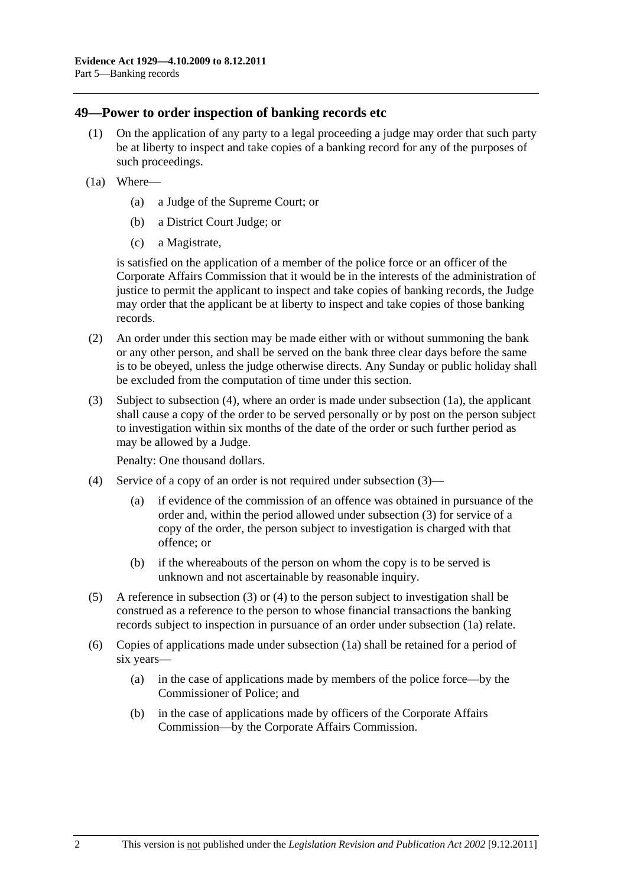## 49—Power to order inspection of banking records etc

(1) On the application of any party to a legal proceeding a judge may order that such party be at liberty to inspect and take copies of a banking record for any of the purposes of such proceedings.

(1a) Where—

(a) a Judge of the Supreme Court; or

(b) a District Court Judge; or

(c) a Magistrate,

is satisfied on the application of a member of the police force or an officer of the Corporate Affairs Commission that it would be in the interests of the administration of justice to permit the applicant to inspect and take copies of banking records, the Judge may order that the applicant be at liberty to inspect and take copies of those banking records.

(2) An order under this section may be made either with or without summoning the bank or any other person, and shall be served on the bank three clear days before the same is to be obeyed, unless the judge otherwise directs. Any Sunday or public holiday shall be excluded from the computation of time under this section.

(3) Subject to subsection (4), where an order is made under subsection (1a), the applicant shall cause a copy of the order to be served personally or by post on the person subject to investigation within six months of the date of the order or such further period as may be allowed by a Judge.

Penalty: One thousand dollars.

(4) Service of a copy of an order is not required under subsection (3)—

(a) if evidence of the commission of an offence was obtained in pursuance of the order and, within the period allowed under subsection (3) for service of a copy of the order, the person subject to investigation is charged with that offence; or

(b) if the whereabouts of the person on whom the copy is to be served is unknown and not ascertainable by reasonable inquiry.

(5) A reference in subsection (3) or (4) to the person subject to investigation shall be construed as a reference to the person to whose financial transactions the banking records subject to inspection in pursuance of an order under subsection (1a) relate.

(6) Copies of applications made under subsection (1a) shall be retained for a period of six years—

(a) in the case of applications made by members of the police force—by the Commissioner of Police; and

(b) in the case of applications made by officers of the Corporate Affairs Commission—by the Corporate Affairs Commission.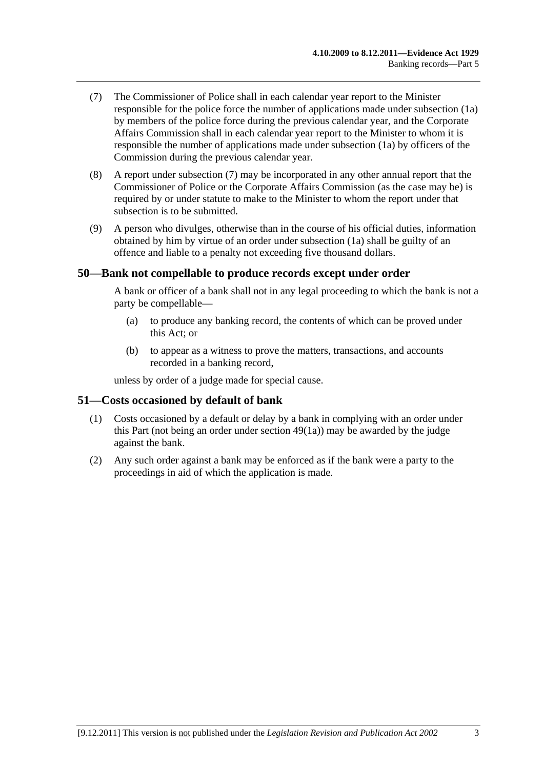(7) The Commissioner of Police shall in each calendar year report to the Minister responsible for the police force the number of applications made under subsection (1a) by members of the police force during the previous calendar year, and the Corporate Affairs Commission shall in each calendar year report to the Minister to whom it is responsible the number of applications made under subsection (1a) by officers of the Commission during the previous calendar year.

(8) A report under subsection (7) may be incorporated in any other annual report that the Commissioner of Police or the Corporate Affairs Commission (as the case may be) is required by or under statute to make to the Minister to whom the report under that subsection is to be submitted.

(9) A person who divulges, otherwise than in the course of his official duties, information obtained by him by virtue of an order under subsection (1a) shall be guilty of an offence and liable to a penalty not exceeding five thousand dollars.

## 50—Bank not compellable to produce records except under order

A bank or officer of a bank shall not in any legal proceeding to which the bank is not a party be compellable—

(a) to produce any banking record, the contents of which can be proved under this Act; or

(b) to appear as a witness to prove the matters, transactions, and accounts recorded in a banking record,

unless by order of a judge made for special cause.

## 51—Costs occasioned by default of bank

(1) Costs occasioned by a default or delay by a bank in complying with an order under this Part (not being an order under section 49(1a)) may be awarded by the judge against the bank.

(2) Any such order against a bank may be enforced as if the bank were a party to the proceedings in aid of which the application is made.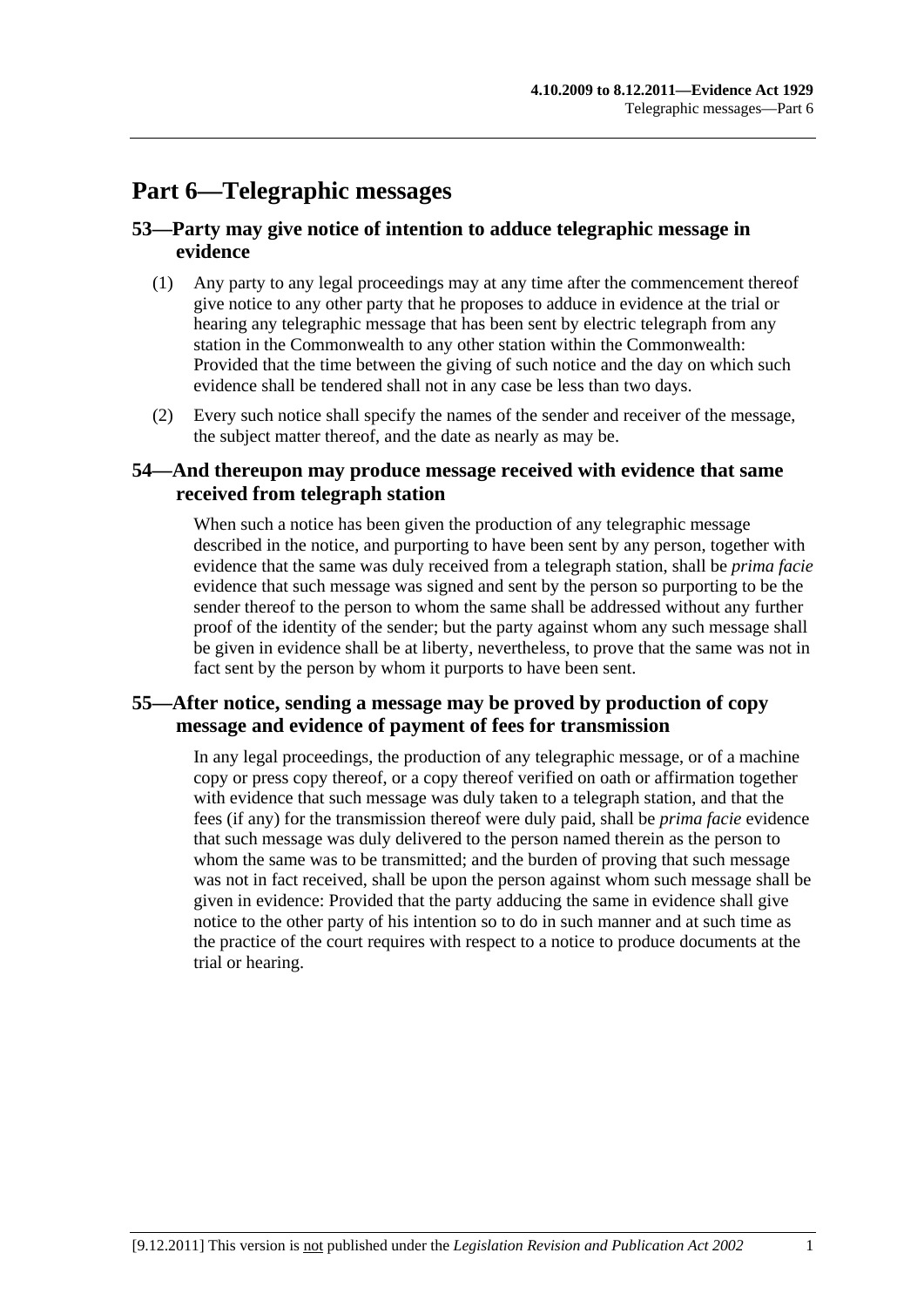# Part 6—Telegraphic messages

## 53—Party may give notice of intention to adduce telegraphic message in evidence

(1) Any party to any legal proceedings may at any time after the commencement thereof give notice to any other party that he proposes to adduce in evidence at the trial or hearing any telegraphic message that has been sent by electric telegraph from any station in the Commonwealth to any other station within the Commonwealth: Provided that the time between the giving of such notice and the day on which such evidence shall be tendered shall not in any case be less than two days.

(2) Every such notice shall specify the names of the sender and receiver of the message, the subject matter thereof, and the date as nearly as may be.

## 54—And thereupon may produce message received with evidence that same received from telegraph station

When such a notice has been given the production of any telegraphic message described in the notice, and purporting to have been sent by any person, together with evidence that the same was duly received from a telegraph station, shall be *prima facie* evidence that such message was signed and sent by the person so purporting to be the sender thereof to the person to whom the same shall be addressed without any further proof of the identity of the sender; but the party against whom any such message shall be given in evidence shall be at liberty, nevertheless, to prove that the same was not in fact sent by the person by whom it purports to have been sent.

## 55—After notice, sending a message may be proved by production of copy message and evidence of payment of fees for transmission

In any legal proceedings, the production of any telegraphic message, or of a machine copy or press copy thereof, or a copy thereof verified on oath or affirmation together with evidence that such message was duly taken to a telegraph station, and that the fees (if any) for the transmission thereof were duly paid, shall be *prima facie* evidence that such message was duly delivered to the person named therein as the person to whom the same was to be transmitted; and the burden of proving that such message was not in fact received, shall be upon the person against whom such message shall be given in evidence: Provided that the party adducing the same in evidence shall give notice to the other party of his intention so to do in such manner and at such time as the practice of the court requires with respect to a notice to produce documents at the trial or hearing.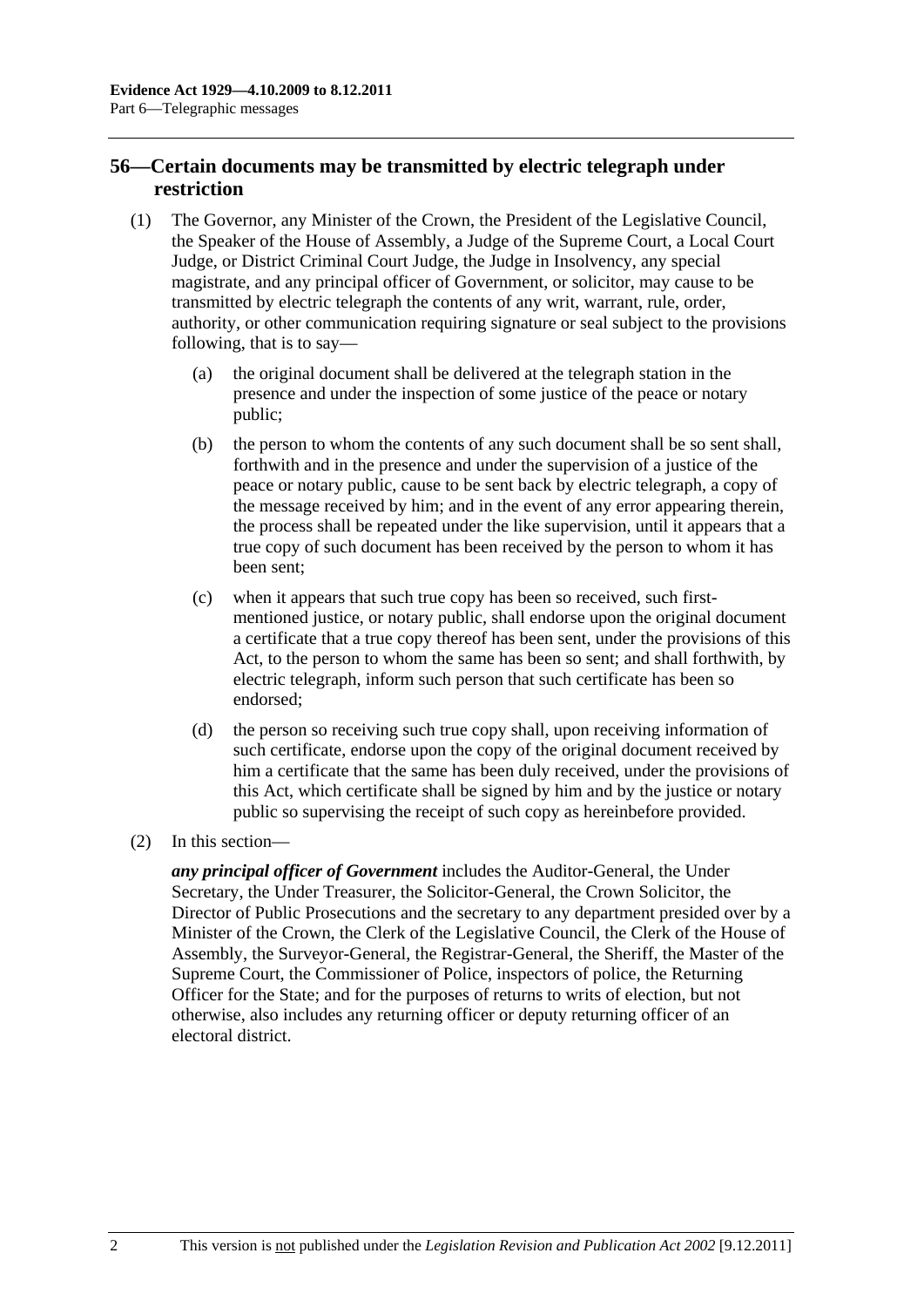## 56—Certain documents may be transmitted by electric telegraph under restriction

(1) The Governor, any Minister of the Crown, the President of the Legislative Council, the Speaker of the House of Assembly, a Judge of the Supreme Court, a Local Court Judge, or District Criminal Court Judge, the Judge in Insolvency, any special magistrate, and any principal officer of Government, or solicitor, may cause to be transmitted by electric telegraph the contents of any writ, warrant, rule, order, authority, or other communication requiring signature or seal subject to the provisions following, that is to say—

(a) the original document shall be delivered at the telegraph station in the presence and under the inspection of some justice of the peace or notary public;

(b) the person to whom the contents of any such document shall be so sent shall, forthwith and in the presence and under the supervision of a justice of the peace or notary public, cause to be sent back by electric telegraph, a copy of the message received by him; and in the event of any error appearing therein, the process shall be repeated under the like supervision, until it appears that a true copy of such document has been received by the person to whom it has been sent;

(c) when it appears that such true copy has been so received, such first-mentioned justice, or notary public, shall endorse upon the original document a certificate that a true copy thereof has been sent, under the provisions of this Act, to the person to whom the same has been so sent; and shall forthwith, by electric telegraph, inform such person that such certificate has been so endorsed;

(d) the person so receiving such true copy shall, upon receiving information of such certificate, endorse upon the copy of the original document received by him a certificate that the same has been duly received, under the provisions of this Act, which certificate shall be signed by him and by the justice or notary public so supervising the receipt of such copy as hereinbefore provided.

(2) In this section—

***any principal officer of Government*** includes the Auditor-General, the Under Secretary, the Under Treasurer, the Solicitor-General, the Crown Solicitor, the Director of Public Prosecutions and the secretary to any department presided over by a Minister of the Crown, the Clerk of the Legislative Council, the Clerk of the House of Assembly, the Surveyor-General, the Registrar-General, the Sheriff, the Master of the Supreme Court, the Commissioner of Police, inspectors of police, the Returning Officer for the State; and for the purposes of returns to writs of election, but not otherwise, also includes any returning officer or deputy returning officer of an electoral district.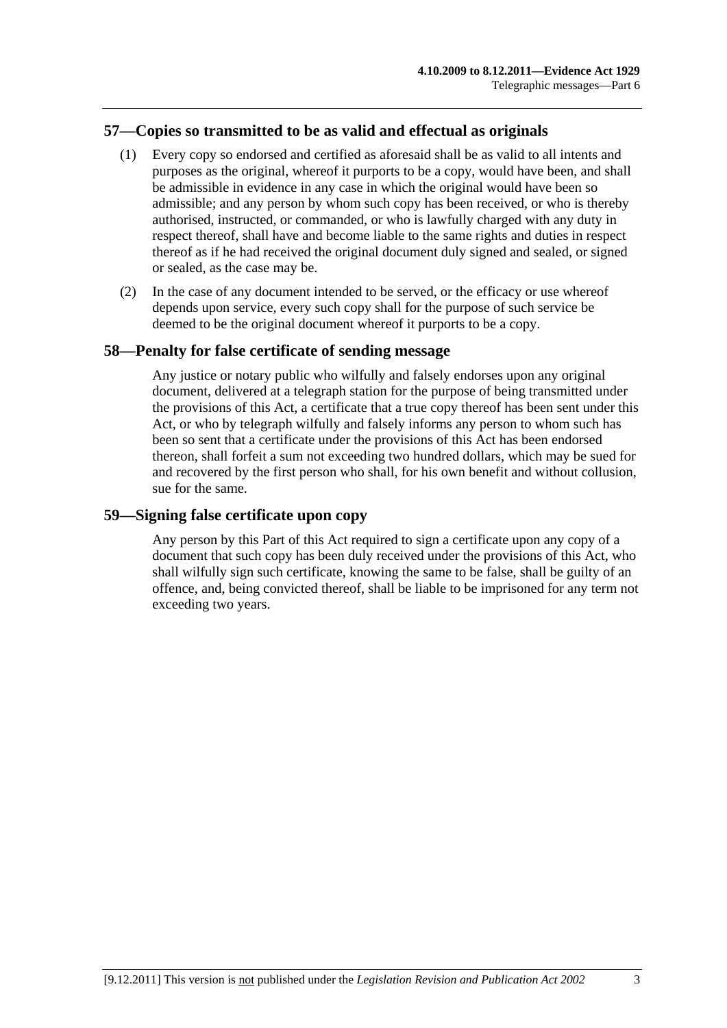## 57—Copies so transmitted to be as valid and effectual as originals

(1) Every copy so endorsed and certified as aforesaid shall be as valid to all intents and purposes as the original, whereof it purports to be a copy, would have been, and shall be admissible in evidence in any case in which the original would have been so admissible; and any person by whom such copy has been received, or who is thereby authorised, instructed, or commanded, or who is lawfully charged with any duty in respect thereof, shall have and become liable to the same rights and duties in respect thereof as if he had received the original document duly signed and sealed, or signed or sealed, as the case may be.

(2) In the case of any document intended to be served, or the efficacy or use whereof depends upon service, every such copy shall for the purpose of such service be deemed to be the original document whereof it purports to be a copy.

## 58—Penalty for false certificate of sending message

Any justice or notary public who wilfully and falsely endorses upon any original document, delivered at a telegraph station for the purpose of being transmitted under the provisions of this Act, a certificate that a true copy thereof has been sent under this Act, or who by telegraph wilfully and falsely informs any person to whom such has been so sent that a certificate under the provisions of this Act has been endorsed thereon, shall forfeit a sum not exceeding two hundred dollars, which may be sued for and recovered by the first person who shall, for his own benefit and without collusion, sue for the same.

## 59—Signing false certificate upon copy

Any person by this Part of this Act required to sign a certificate upon any copy of a document that such copy has been duly received under the provisions of this Act, who shall wilfully sign such certificate, knowing the same to be false, shall be guilty of an offence, and, being convicted thereof, shall be liable to be imprisoned for any term not exceeding two years.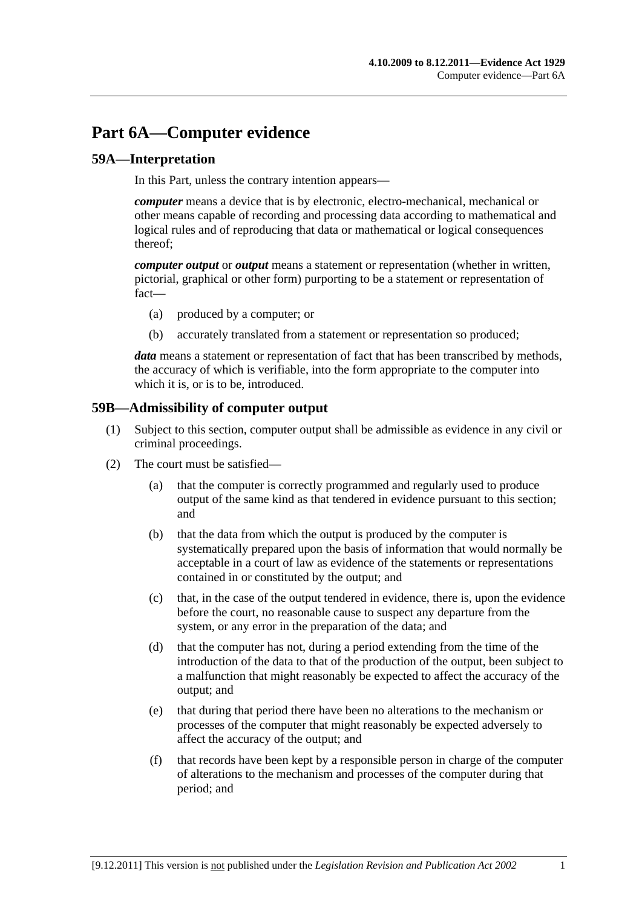# Part 6A—Computer evidence

## 59A—Interpretation

In this Part, unless the contrary intention appears—

***computer*** means a device that is by electronic, electro-mechanical, mechanical or other means capable of recording and processing data according to mathematical and logical rules and of reproducing that data or mathematical or logical consequences thereof;

***computer output*** or ***output*** means a statement or representation (whether in written, pictorial, graphical or other form) purporting to be a statement or representation of fact—

- (a) produced by a computer; or
- (b) accurately translated from a statement or representation so produced;

***data*** means a statement or representation of fact that has been transcribed by methods, the accuracy of which is verifiable, into the form appropriate to the computer into which it is, or is to be, introduced.

## 59B—Admissibility of computer output

(1) Subject to this section, computer output shall be admissible as evidence in any civil or criminal proceedings.

(2) The court must be satisfied—

- (a) that the computer is correctly programmed and regularly used to produce output of the same kind as that tendered in evidence pursuant to this section; and
- (b) that the data from which the output is produced by the computer is systematically prepared upon the basis of information that would normally be acceptable in a court of law as evidence of the statements or representations contained in or constituted by the output; and
- (c) that, in the case of the output tendered in evidence, there is, upon the evidence before the court, no reasonable cause to suspect any departure from the system, or any error in the preparation of the data; and
- (d) that the computer has not, during a period extending from the time of the introduction of the data to that of the production of the output, been subject to a malfunction that might reasonably be expected to affect the accuracy of the output; and
- (e) that during that period there have been no alterations to the mechanism or processes of the computer that might reasonably be expected adversely to affect the accuracy of the output; and
- (f) that records have been kept by a responsible person in charge of the computer of alterations to the mechanism and processes of the computer during that period; and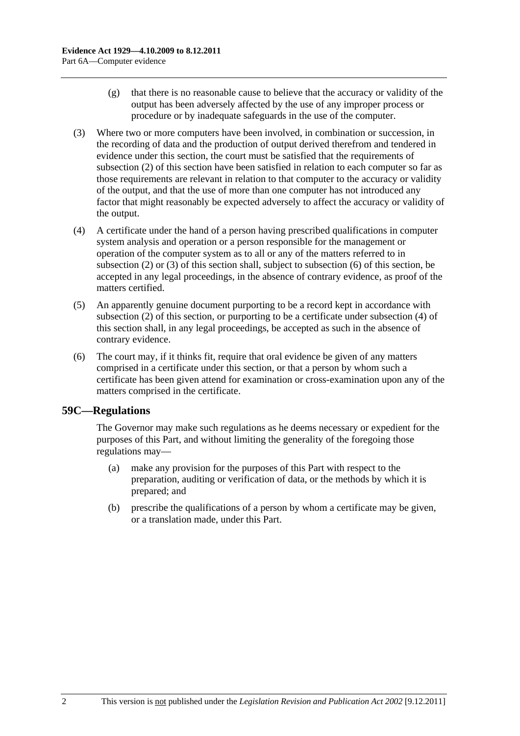(g) that there is no reasonable cause to believe that the accuracy or validity of the output has been adversely affected by the use of any improper process or procedure or by inadequate safeguards in the use of the computer.

(3) Where two or more computers have been involved, in combination or succession, in the recording of data and the production of output derived therefrom and tendered in evidence under this section, the court must be satisfied that the requirements of subsection (2) of this section have been satisfied in relation to each computer so far as those requirements are relevant in relation to that computer to the accuracy or validity of the output, and that the use of more than one computer has not introduced any factor that might reasonably be expected adversely to affect the accuracy or validity of the output.

(4) A certificate under the hand of a person having prescribed qualifications in computer system analysis and operation or a person responsible for the management or operation of the computer system as to all or any of the matters referred to in subsection (2) or (3) of this section shall, subject to subsection (6) of this section, be accepted in any legal proceedings, in the absence of contrary evidence, as proof of the matters certified.

(5) An apparently genuine document purporting to be a record kept in accordance with subsection (2) of this section, or purporting to be a certificate under subsection (4) of this section shall, in any legal proceedings, be accepted as such in the absence of contrary evidence.

(6) The court may, if it thinks fit, require that oral evidence be given of any matters comprised in a certificate under this section, or that a person by whom such a certificate has been given attend for examination or cross-examination upon any of the matters comprised in the certificate.

## 59C—Regulations

The Governor may make such regulations as he deems necessary or expedient for the purposes of this Part, and without limiting the generality of the foregoing those regulations may—

(a) make any provision for the purposes of this Part with respect to the preparation, auditing or verification of data, or the methods by which it is prepared; and

(b) prescribe the qualifications of a person by whom a certificate may be given, or a translation made, under this Part.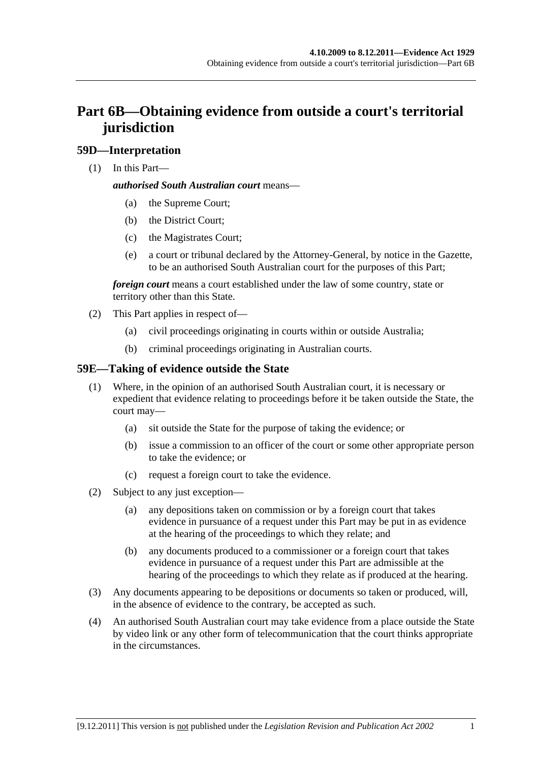# Part 6B—Obtaining evidence from outside a court's territorial jurisdiction

## 59D—Interpretation

(1) In this Part—

***authorised South Australian court*** means—

(a) the Supreme Court;

(b) the District Court;

(c) the Magistrates Court;

(e) a court or tribunal declared by the Attorney-General, by notice in the Gazette, to be an authorised South Australian court for the purposes of this Part;

***foreign court*** means a court established under the law of some country, state or territory other than this State.

(2) This Part applies in respect of—

(a) civil proceedings originating in courts within or outside Australia;

(b) criminal proceedings originating in Australian courts.

## 59E—Taking of evidence outside the State

(1) Where, in the opinion of an authorised South Australian court, it is necessary or expedient that evidence relating to proceedings before it be taken outside the State, the court may—

(a) sit outside the State for the purpose of taking the evidence; or

(b) issue a commission to an officer of the court or some other appropriate person to take the evidence; or

(c) request a foreign court to take the evidence.

(2) Subject to any just exception—

(a) any depositions taken on commission or by a foreign court that takes evidence in pursuance of a request under this Part may be put in as evidence at the hearing of the proceedings to which they relate; and

(b) any documents produced to a commissioner or a foreign court that takes evidence in pursuance of a request under this Part are admissible at the hearing of the proceedings to which they relate as if produced at the hearing.

(3) Any documents appearing to be depositions or documents so taken or produced, will, in the absence of evidence to the contrary, be accepted as such.

(4) An authorised South Australian court may take evidence from a place outside the State by video link or any other form of telecommunication that the court thinks appropriate in the circumstances.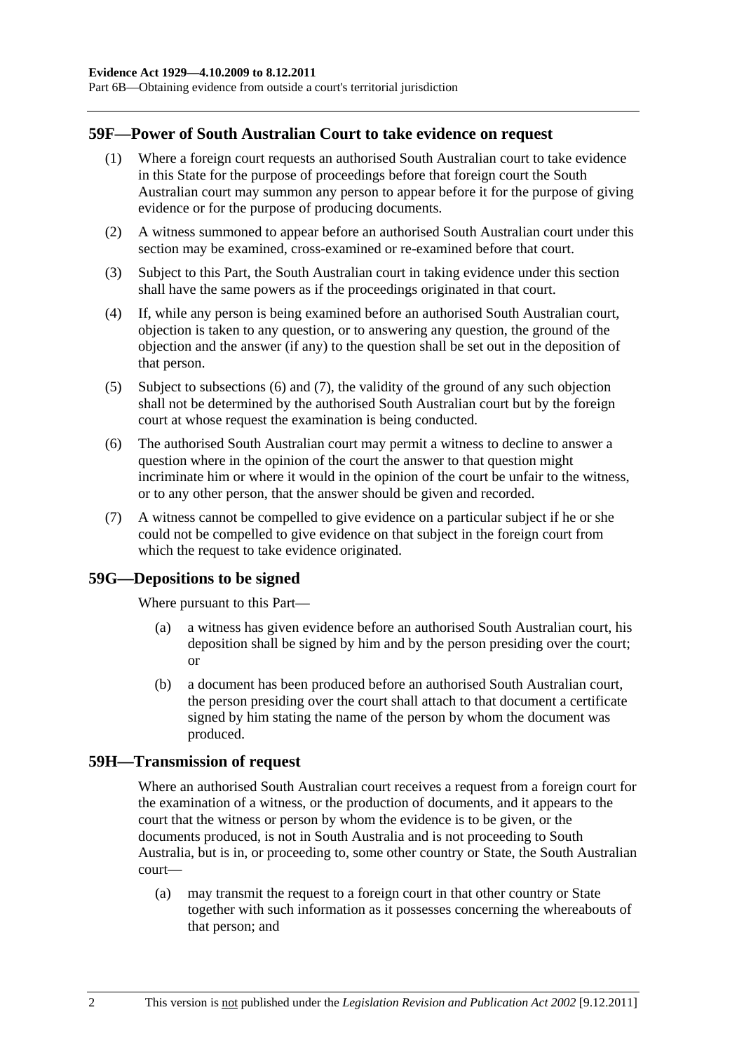## 59F—Power of South Australian Court to take evidence on request

(1) Where a foreign court requests an authorised South Australian court to take evidence in this State for the purpose of proceedings before that foreign court the South Australian court may summon any person to appear before it for the purpose of giving evidence or for the purpose of producing documents.

(2) A witness summoned to appear before an authorised South Australian court under this section may be examined, cross-examined or re-examined before that court.

(3) Subject to this Part, the South Australian court in taking evidence under this section shall have the same powers as if the proceedings originated in that court.

(4) If, while any person is being examined before an authorised South Australian court, objection is taken to any question, or to answering any question, the ground of the objection and the answer (if any) to the question shall be set out in the deposition of that person.

(5) Subject to subsections (6) and (7), the validity of the ground of any such objection shall not be determined by the authorised South Australian court but by the foreign court at whose request the examination is being conducted.

(6) The authorised South Australian court may permit a witness to decline to answer a question where in the opinion of the court the answer to that question might incriminate him or where it would in the opinion of the court be unfair to the witness, or to any other person, that the answer should be given and recorded.

(7) A witness cannot be compelled to give evidence on a particular subject if he or she could not be compelled to give evidence on that subject in the foreign court from which the request to take evidence originated.

## 59G—Depositions to be signed

Where pursuant to this Part—

(a) a witness has given evidence before an authorised South Australian court, his deposition shall be signed by him and by the person presiding over the court; or

(b) a document has been produced before an authorised South Australian court, the person presiding over the court shall attach to that document a certificate signed by him stating the name of the person by whom the document was produced.

## 59H—Transmission of request

Where an authorised South Australian court receives a request from a foreign court for the examination of a witness, or the production of documents, and it appears to the court that the witness or person by whom the evidence is to be given, or the documents produced, is not in South Australia and is not proceeding to South Australia, but is in, or proceeding to, some other country or State, the South Australian court—

(a) may transmit the request to a foreign court in that other country or State together with such information as it possesses concerning the whereabouts of that person; and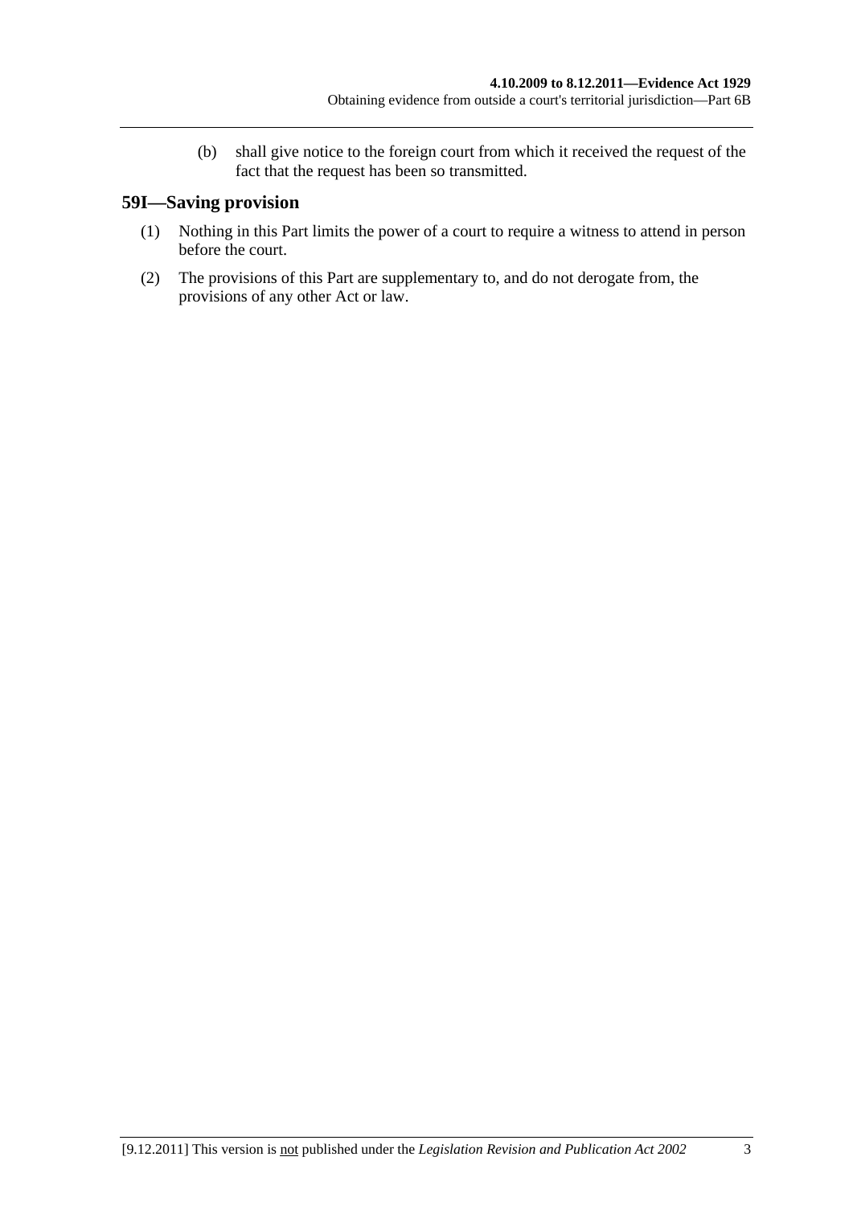(b) shall give notice to the foreign court from which it received the request of the fact that the request has been so transmitted.

## 59I—Saving provision

(1) Nothing in this Part limits the power of a court to require a witness to attend in person before the court.

(2) The provisions of this Part are supplementary to, and do not derogate from, the provisions of any other Act or law.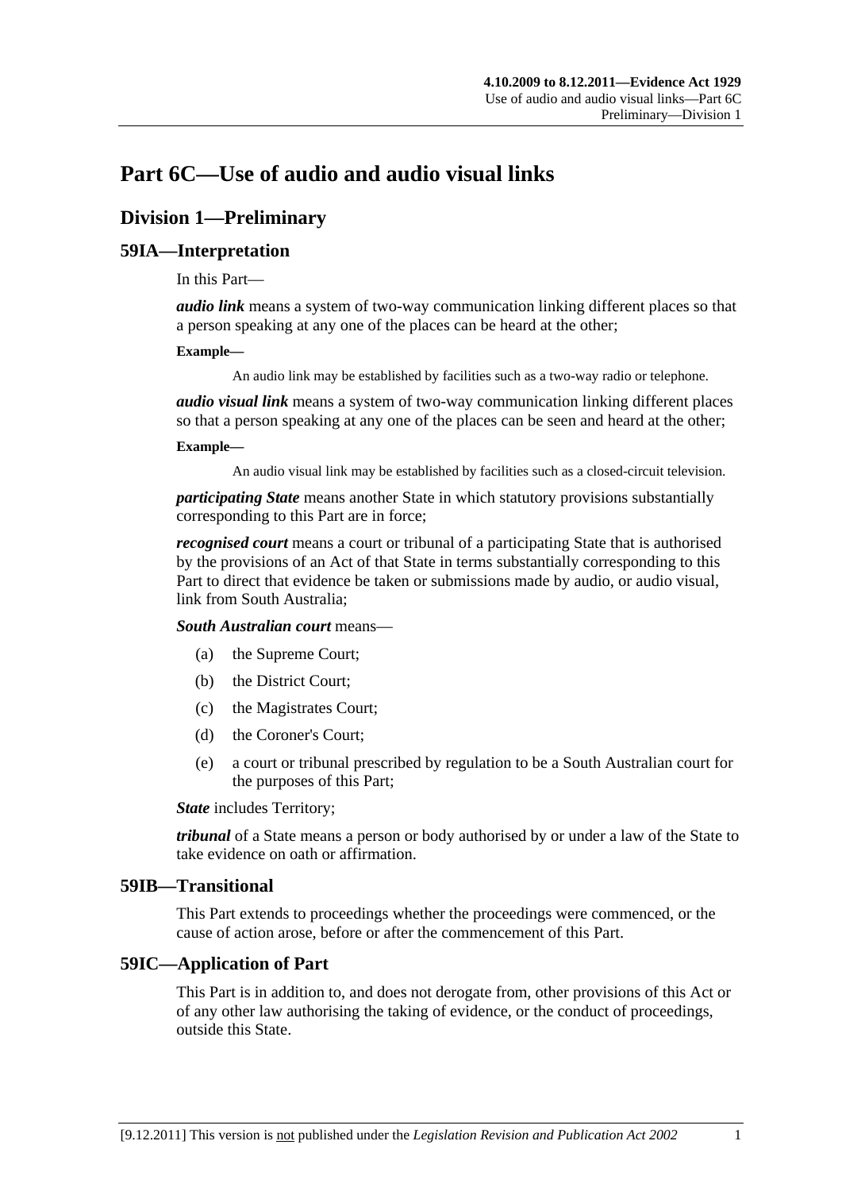# Part 6C—Use of audio and audio visual links

## Division 1—Preliminary

### 59IA—Interpretation

In this Part—

***audio link*** means a system of two-way communication linking different places so that a person speaking at any one of the places can be heard at the other;

**Example—**

An audio link may be established by facilities such as a two-way radio or telephone.

***audio visual link*** means a system of two-way communication linking different places so that a person speaking at any one of the places can be seen and heard at the other;

**Example—**

An audio visual link may be established by facilities such as a closed-circuit television.

***participating State*** means another State in which statutory provisions substantially corresponding to this Part are in force;

***recognised court*** means a court or tribunal of a participating State that is authorised by the provisions of an Act of that State in terms substantially corresponding to this Part to direct that evidence be taken or submissions made by audio, or audio visual, link from South Australia;

***South Australian court*** means—

(a) the Supreme Court;

(b) the District Court;

(c) the Magistrates Court;

(d) the Coroner's Court;

(e) a court or tribunal prescribed by regulation to be a South Australian court for the purposes of this Part;

***State*** includes Territory;

***tribunal*** of a State means a person or body authorised by or under a law of the State to take evidence on oath or affirmation.

### 59IB—Transitional

This Part extends to proceedings whether the proceedings were commenced, or the cause of action arose, before or after the commencement of this Part.

### 59IC—Application of Part

This Part is in addition to, and does not derogate from, other provisions of this Act or of any other law authorising the taking of evidence, or the conduct of proceedings, outside this State.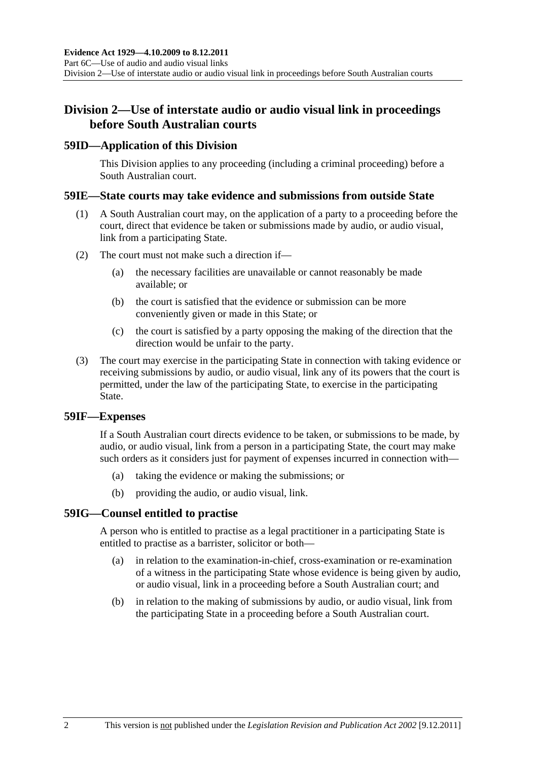## Division 2—Use of interstate audio or audio visual link in proceedings before South Australian courts

### 59ID—Application of this Division

This Division applies to any proceeding (including a criminal proceeding) before a South Australian court.

### 59IE—State courts may take evidence and submissions from outside State

(1) A South Australian court may, on the application of a party to a proceeding before the court, direct that evidence be taken or submissions made by audio, or audio visual, link from a participating State.

(2) The court must not make such a direction if—

- (a) the necessary facilities are unavailable or cannot reasonably be made available; or
- (b) the court is satisfied that the evidence or submission can be more conveniently given or made in this State; or
- (c) the court is satisfied by a party opposing the making of the direction that the direction would be unfair to the party.

(3) The court may exercise in the participating State in connection with taking evidence or receiving submissions by audio, or audio visual, link any of its powers that the court is permitted, under the law of the participating State, to exercise in the participating State.

### 59IF—Expenses

If a South Australian court directs evidence to be taken, or submissions to be made, by audio, or audio visual, link from a person in a participating State, the court may make such orders as it considers just for payment of expenses incurred in connection with—

- (a) taking the evidence or making the submissions; or
- (b) providing the audio, or audio visual, link.

### 59IG—Counsel entitled to practise

A person who is entitled to practise as a legal practitioner in a participating State is entitled to practise as a barrister, solicitor or both—

- (a) in relation to the examination-in-chief, cross-examination or re-examination of a witness in the participating State whose evidence is being given by audio, or audio visual, link in a proceeding before a South Australian court; and
- (b) in relation to the making of submissions by audio, or audio visual, link from the participating State in a proceeding before a South Australian court.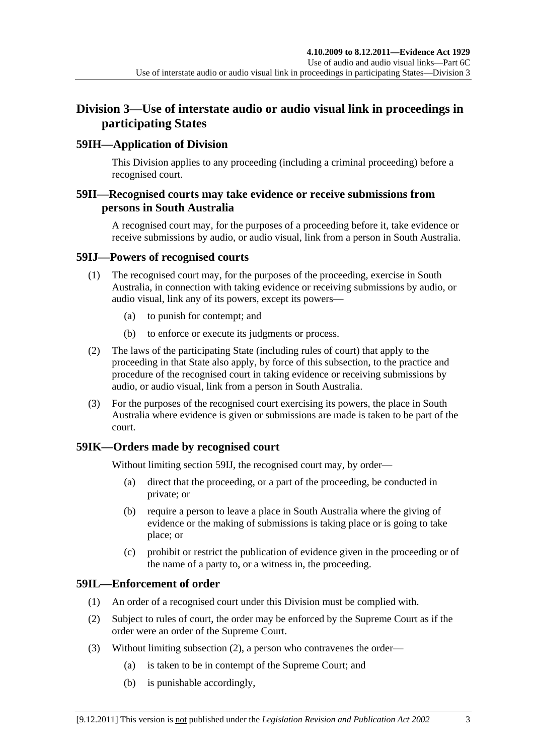## Division 3—Use of interstate audio or audio visual link in proceedings in participating States

### 59IH—Application of Division

This Division applies to any proceeding (including a criminal proceeding) before a recognised court.

### 59II—Recognised courts may take evidence or receive submissions from persons in South Australia

A recognised court may, for the purposes of a proceeding before it, take evidence or receive submissions by audio, or audio visual, link from a person in South Australia.

### 59IJ—Powers of recognised courts

(1) The recognised court may, for the purposes of the proceeding, exercise in South Australia, in connection with taking evidence or receiving submissions by audio, or audio visual, link any of its powers, except its powers—

- (a) to punish for contempt; and
- (b) to enforce or execute its judgments or process.

(2) The laws of the participating State (including rules of court) that apply to the proceeding in that State also apply, by force of this subsection, to the practice and procedure of the recognised court in taking evidence or receiving submissions by audio, or audio visual, link from a person in South Australia.

(3) For the purposes of the recognised court exercising its powers, the place in South Australia where evidence is given or submissions are made is taken to be part of the court.

### 59IK—Orders made by recognised court

Without limiting section 59IJ, the recognised court may, by order—

- (a) direct that the proceeding, or a part of the proceeding, be conducted in private; or
- (b) require a person to leave a place in South Australia where the giving of evidence or the making of submissions is taking place or is going to take place; or
- (c) prohibit or restrict the publication of evidence given in the proceeding or of the name of a party to, or a witness in, the proceeding.

### 59IL—Enforcement of order

(1) An order of a recognised court under this Division must be complied with.

(2) Subject to rules of court, the order may be enforced by the Supreme Court as if the order were an order of the Supreme Court.

(3) Without limiting subsection (2), a person who contravenes the order—

- (a) is taken to be in contempt of the Supreme Court; and
- (b) is punishable accordingly,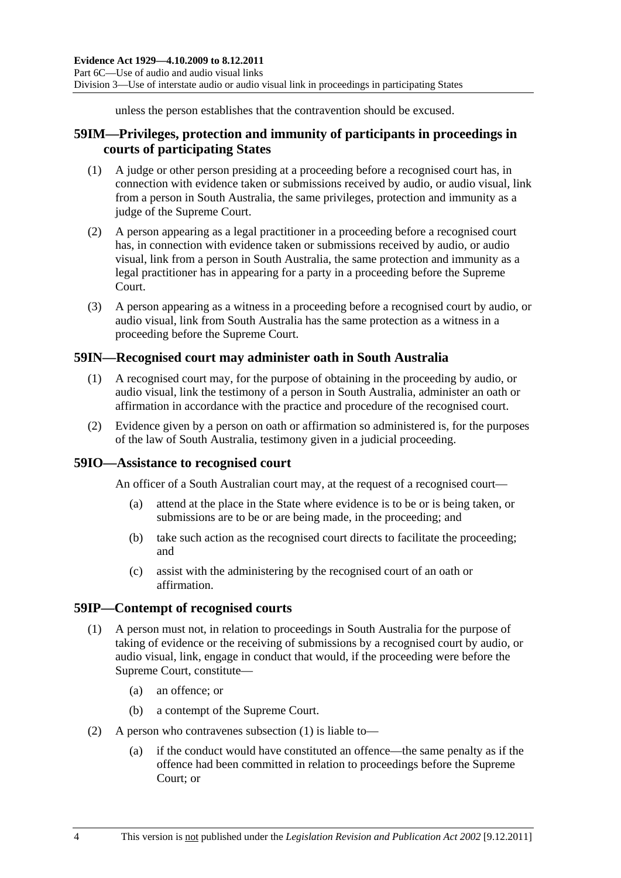unless the person establishes that the contravention should be excused.

## 59IM—Privileges, protection and immunity of participants in proceedings in courts of participating States

(1) A judge or other person presiding at a proceeding before a recognised court has, in connection with evidence taken or submissions received by audio, or audio visual, link from a person in South Australia, the same privileges, protection and immunity as a judge of the Supreme Court.

(2) A person appearing as a legal practitioner in a proceeding before a recognised court has, in connection with evidence taken or submissions received by audio, or audio visual, link from a person in South Australia, the same protection and immunity as a legal practitioner has in appearing for a party in a proceeding before the Supreme Court.

(3) A person appearing as a witness in a proceeding before a recognised court by audio, or audio visual, link from South Australia has the same protection as a witness in a proceeding before the Supreme Court.

## 59IN—Recognised court may administer oath in South Australia

(1) A recognised court may, for the purpose of obtaining in the proceeding by audio, or audio visual, link the testimony of a person in South Australia, administer an oath or affirmation in accordance with the practice and procedure of the recognised court.

(2) Evidence given by a person on oath or affirmation so administered is, for the purposes of the law of South Australia, testimony given in a judicial proceeding.

## 59IO—Assistance to recognised court

An officer of a South Australian court may, at the request of a recognised court—

(a) attend at the place in the State where evidence is to be or is being taken, or submissions are to be or are being made, in the proceeding; and

(b) take such action as the recognised court directs to facilitate the proceeding; and

(c) assist with the administering by the recognised court of an oath or affirmation.

## 59IP—Contempt of recognised courts

(1) A person must not, in relation to proceedings in South Australia for the purpose of taking of evidence or the receiving of submissions by a recognised court by audio, or audio visual, link, engage in conduct that would, if the proceeding were before the Supreme Court, constitute—

(a) an offence; or

(b) a contempt of the Supreme Court.

(2) A person who contravenes subsection (1) is liable to—

(a) if the conduct would have constituted an offence—the same penalty as if the offence had been committed in relation to proceedings before the Supreme Court; or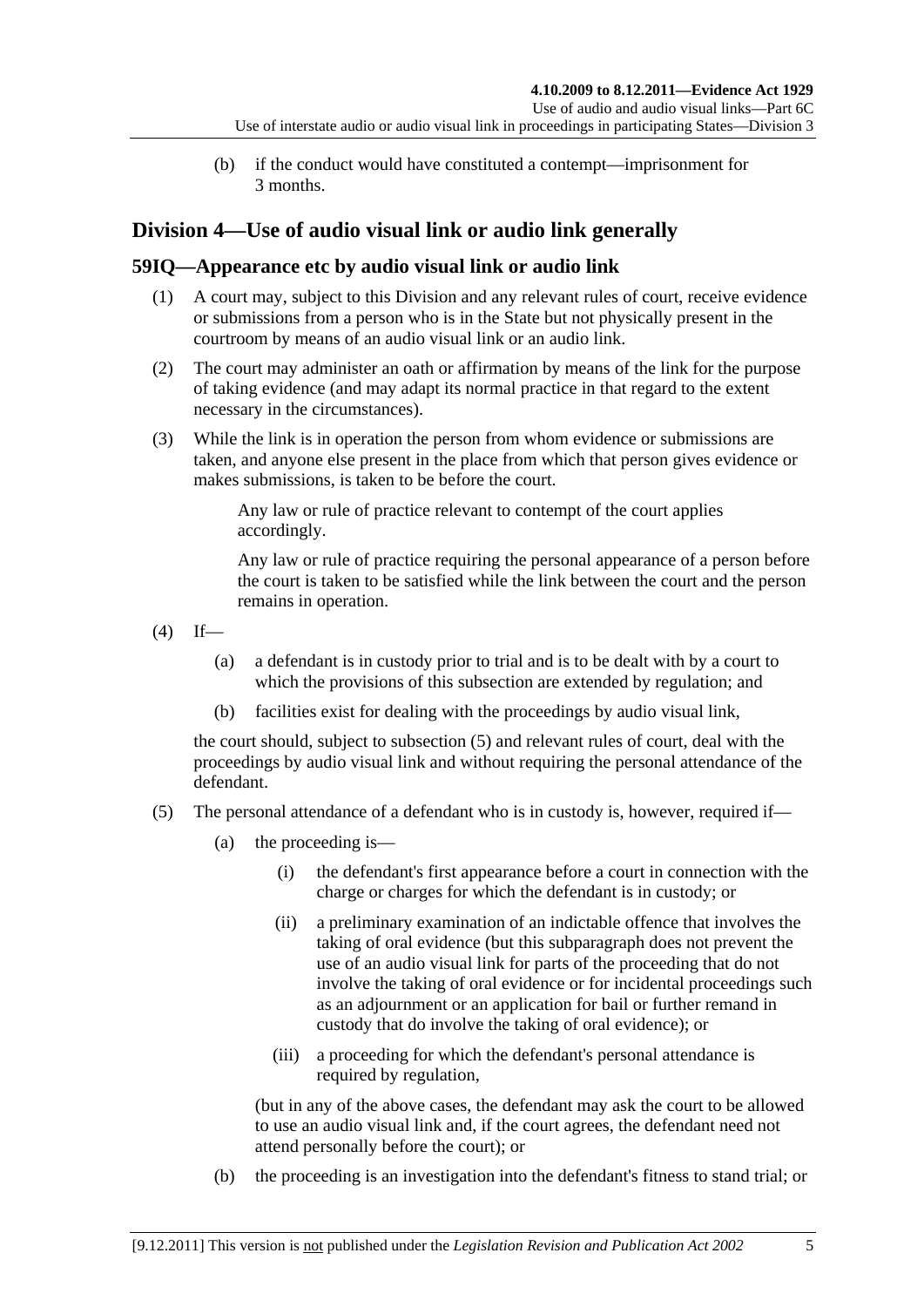(b) if the conduct would have constituted a contempt—imprisonment for 3 months.

## Division 4—Use of audio visual link or audio link generally

### 59IQ—Appearance etc by audio visual link or audio link

(1) A court may, subject to this Division and any relevant rules of court, receive evidence or submissions from a person who is in the State but not physically present in the courtroom by means of an audio visual link or an audio link.

(2) The court may administer an oath or affirmation by means of the link for the purpose of taking evidence (and may adapt its normal practice in that regard to the extent necessary in the circumstances).

(3) While the link is in operation the person from whom evidence or submissions are taken, and anyone else present in the place from which that person gives evidence or makes submissions, is taken to be before the court.

Any law or rule of practice relevant to contempt of the court applies accordingly.

Any law or rule of practice requiring the personal appearance of a person before the court is taken to be satisfied while the link between the court and the person remains in operation.

(4) If—

- (a) a defendant is in custody prior to trial and is to be dealt with by a court to which the provisions of this subsection are extended by regulation; and
- (b) facilities exist for dealing with the proceedings by audio visual link,

the court should, subject to subsection (5) and relevant rules of court, deal with the proceedings by audio visual link and without requiring the personal attendance of the defendant.

(5) The personal attendance of a defendant who is in custody is, however, required if—

- (a) the proceeding is—
  - (i) the defendant's first appearance before a court in connection with the charge or charges for which the defendant is in custody; or
  - (ii) a preliminary examination of an indictable offence that involves the taking of oral evidence (but this subparagraph does not prevent the use of an audio visual link for parts of the proceeding that do not involve the taking of oral evidence or for incidental proceedings such as an adjournment or an application for bail or further remand in custody that do involve the taking of oral evidence); or
  - (iii) a proceeding for which the defendant's personal attendance is required by regulation,

  (but in any of the above cases, the defendant may ask the court to be allowed to use an audio visual link and, if the court agrees, the defendant need not attend personally before the court); or
- (b) the proceeding is an investigation into the defendant's fitness to stand trial; or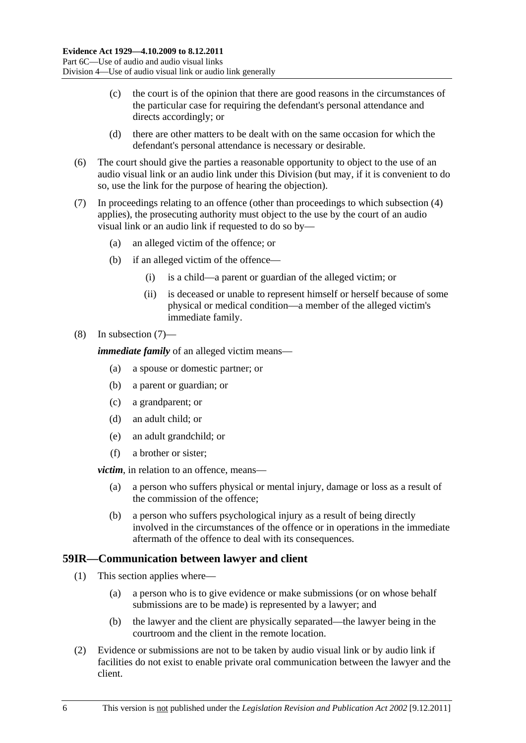(c) the court is of the opinion that there are good reasons in the circumstances of the particular case for requiring the defendant's personal attendance and directs accordingly; or

(d) there are other matters to be dealt with on the same occasion for which the defendant's personal attendance is necessary or desirable.

(6) The court should give the parties a reasonable opportunity to object to the use of an audio visual link or an audio link under this Division (but may, if it is convenient to do so, use the link for the purpose of hearing the objection).

(7) In proceedings relating to an offence (other than proceedings to which subsection (4) applies), the prosecuting authority must object to the use by the court of an audio visual link or an audio link if requested to do so by—

(a) an alleged victim of the offence; or

(b) if an alleged victim of the offence—

(i) is a child—a parent or guardian of the alleged victim; or

(ii) is deceased or unable to represent himself or herself because of some physical or medical condition—a member of the alleged victim's immediate family.

(8) In subsection (7)—

***immediate family*** of an alleged victim means—

(a) a spouse or domestic partner; or

(b) a parent or guardian; or

(c) a grandparent; or

(d) an adult child; or

(e) an adult grandchild; or

(f) a brother or sister;

***victim***, in relation to an offence, means—

(a) a person who suffers physical or mental injury, damage or loss as a result of the commission of the offence;

(b) a person who suffers psychological injury as a result of being directly involved in the circumstances of the offence or in operations in the immediate aftermath of the offence to deal with its consequences.

## 59IR—Communication between lawyer and client

(1) This section applies where—

(a) a person who is to give evidence or make submissions (or on whose behalf submissions are to be made) is represented by a lawyer; and

(b) the lawyer and the client are physically separated—the lawyer being in the courtroom and the client in the remote location.

(2) Evidence or submissions are not to be taken by audio visual link or by audio link if facilities do not exist to enable private oral communication between the lawyer and the client.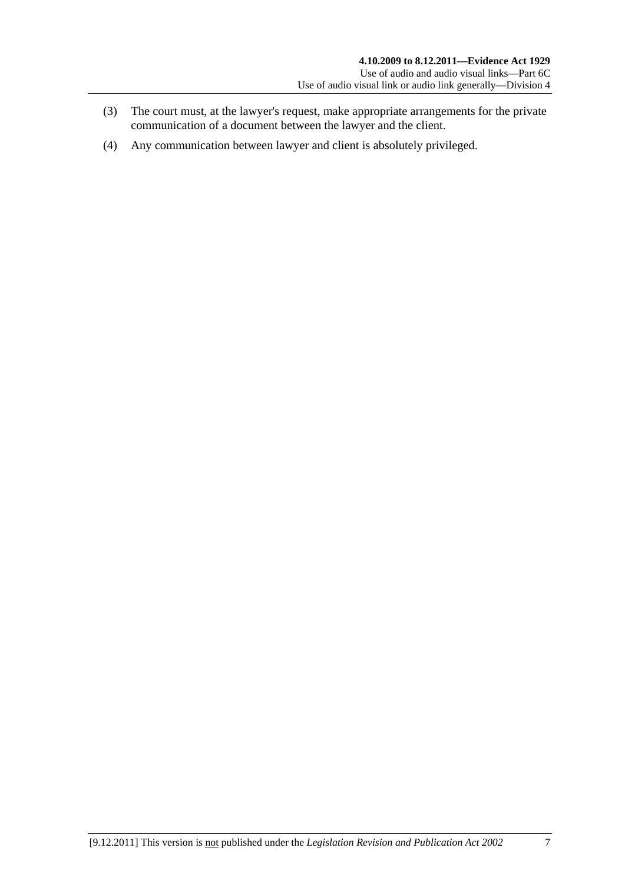(3) The court must, at the lawyer's request, make appropriate arrangements for the private communication of a document between the lawyer and the client.

(4) Any communication between lawyer and client is absolutely privileged.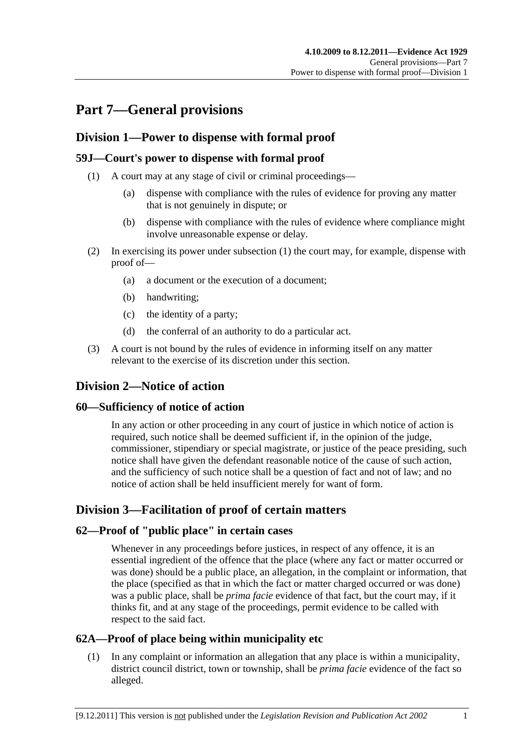# Part 7—General provisions

## Division 1—Power to dispense with formal proof

### 59J—Court's power to dispense with formal proof

(1) A court may at any stage of civil or criminal proceedings—

- (a) dispense with compliance with the rules of evidence for proving any matter that is not genuinely in dispute; or
- (b) dispense with compliance with the rules of evidence where compliance might involve unreasonable expense or delay.

(2) In exercising its power under subsection (1) the court may, for example, dispense with proof of—

- (a) a document or the execution of a document;
- (b) handwriting;
- (c) the identity of a party;
- (d) the conferral of an authority to do a particular act.

(3) A court is not bound by the rules of evidence in informing itself on any matter relevant to the exercise of its discretion under this section.

## Division 2—Notice of action

### 60—Sufficiency of notice of action

In any action or other proceeding in any court of justice in which notice of action is required, such notice shall be deemed sufficient if, in the opinion of the judge, commissioner, stipendiary or special magistrate, or justice of the peace presiding, such notice shall have given the defendant reasonable notice of the cause of such action, and the sufficiency of such notice shall be a question of fact and not of law; and no notice of action shall be held insufficient merely for want of form.

## Division 3—Facilitation of proof of certain matters

### 62—Proof of "public place" in certain cases

Whenever in any proceedings before justices, in respect of any offence, it is an essential ingredient of the offence that the place (where any fact or matter occurred or was done) should be a public place, an allegation, in the complaint or information, that the place (specified as that in which the fact or matter charged occurred or was done) was a public place, shall be *prima facie* evidence of that fact, but the court may, if it thinks fit, and at any stage of the proceedings, permit evidence to be called with respect to the said fact.

### 62A—Proof of place being within municipality etc

(1) In any complaint or information an allegation that any place is within a municipality, district council district, town or township, shall be *prima facie* evidence of the fact so alleged.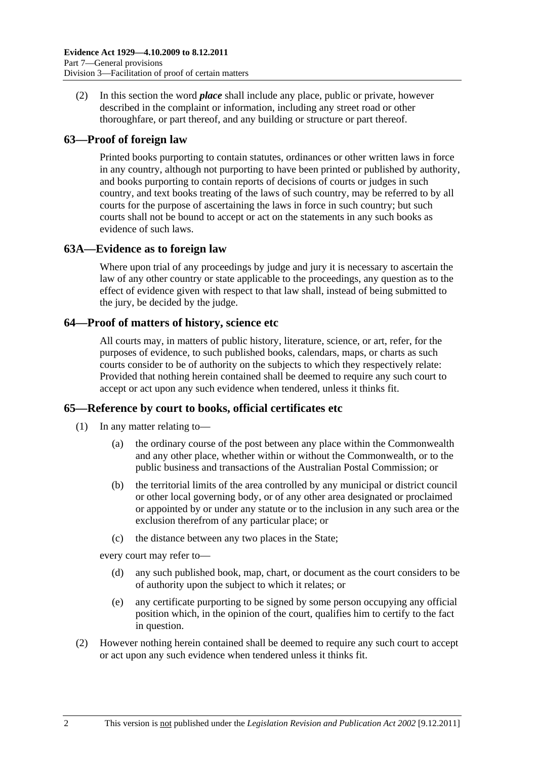(2) In this section the word ***place*** shall include any place, public or private, however described in the complaint or information, including any street road or other thoroughfare, or part thereof, and any building or structure or part thereof.

## 63—Proof of foreign law

Printed books purporting to contain statutes, ordinances or other written laws in force in any country, although not purporting to have been printed or published by authority, and books purporting to contain reports of decisions of courts or judges in such country, and text books treating of the laws of such country, may be referred to by all courts for the purpose of ascertaining the laws in force in such country; but such courts shall not be bound to accept or act on the statements in any such books as evidence of such laws.

## 63A—Evidence as to foreign law

Where upon trial of any proceedings by judge and jury it is necessary to ascertain the law of any other country or state applicable to the proceedings, any question as to the effect of evidence given with respect to that law shall, instead of being submitted to the jury, be decided by the judge.

## 64—Proof of matters of history, science etc

All courts may, in matters of public history, literature, science, or art, refer, for the purposes of evidence, to such published books, calendars, maps, or charts as such courts consider to be of authority on the subjects to which they respectively relate: Provided that nothing herein contained shall be deemed to require any such court to accept or act upon any such evidence when tendered, unless it thinks fit.

## 65—Reference by court to books, official certificates etc

(1) In any matter relating to—

(a) the ordinary course of the post between any place within the Commonwealth and any other place, whether within or without the Commonwealth, or to the public business and transactions of the Australian Postal Commission; or

(b) the territorial limits of the area controlled by any municipal or district council or other local governing body, or of any other area designated or proclaimed or appointed by or under any statute or to the inclusion in any such area or the exclusion therefrom of any particular place; or

(c) the distance between any two places in the State;

every court may refer to—

(d) any such published book, map, chart, or document as the court considers to be of authority upon the subject to which it relates; or

(e) any certificate purporting to be signed by some person occupying any official position which, in the opinion of the court, qualifies him to certify to the fact in question.

(2) However nothing herein contained shall be deemed to require any such court to accept or act upon any such evidence when tendered unless it thinks fit.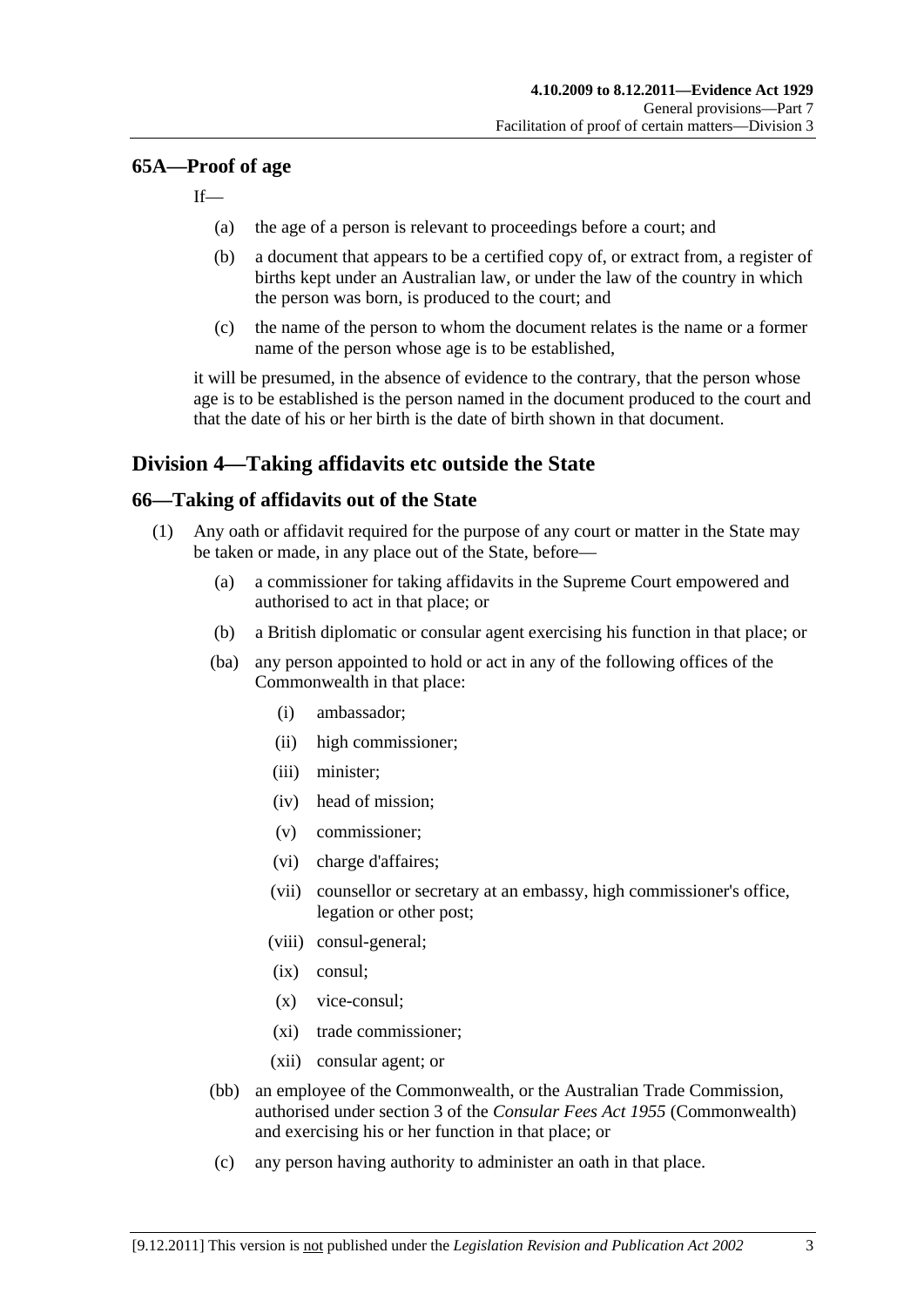## 65A—Proof of age

If—

(a) the age of a person is relevant to proceedings before a court; and

(b) a document that appears to be a certified copy of, or extract from, a register of births kept under an Australian law, or under the law of the country in which the person was born, is produced to the court; and

(c) the name of the person to whom the document relates is the name or a former name of the person whose age is to be established,

it will be presumed, in the absence of evidence to the contrary, that the person whose age is to be established is the person named in the document produced to the court and that the date of his or her birth is the date of birth shown in that document.

# Division 4—Taking affidavits etc outside the State

## 66—Taking of affidavits out of the State

(1) Any oath or affidavit required for the purpose of any court or matter in the State may be taken or made, in any place out of the State, before—

(a) a commissioner for taking affidavits in the Supreme Court empowered and authorised to act in that place; or

(b) a British diplomatic or consular agent exercising his function in that place; or

(ba) any person appointed to hold or act in any of the following offices of the Commonwealth in that place:

(i) ambassador;

(ii) high commissioner;

(iii) minister;

(iv) head of mission;

(v) commissioner;

(vi) charge d'affaires;

(vii) counsellor or secretary at an embassy, high commissioner's office, legation or other post;

(viii) consul-general;

(ix) consul;

(x) vice-consul;

(xi) trade commissioner;

(xii) consular agent; or

(bb) an employee of the Commonwealth, or the Australian Trade Commission, authorised under section 3 of the *Consular Fees Act 1955* (Commonwealth) and exercising his or her function in that place; or

(c) any person having authority to administer an oath in that place.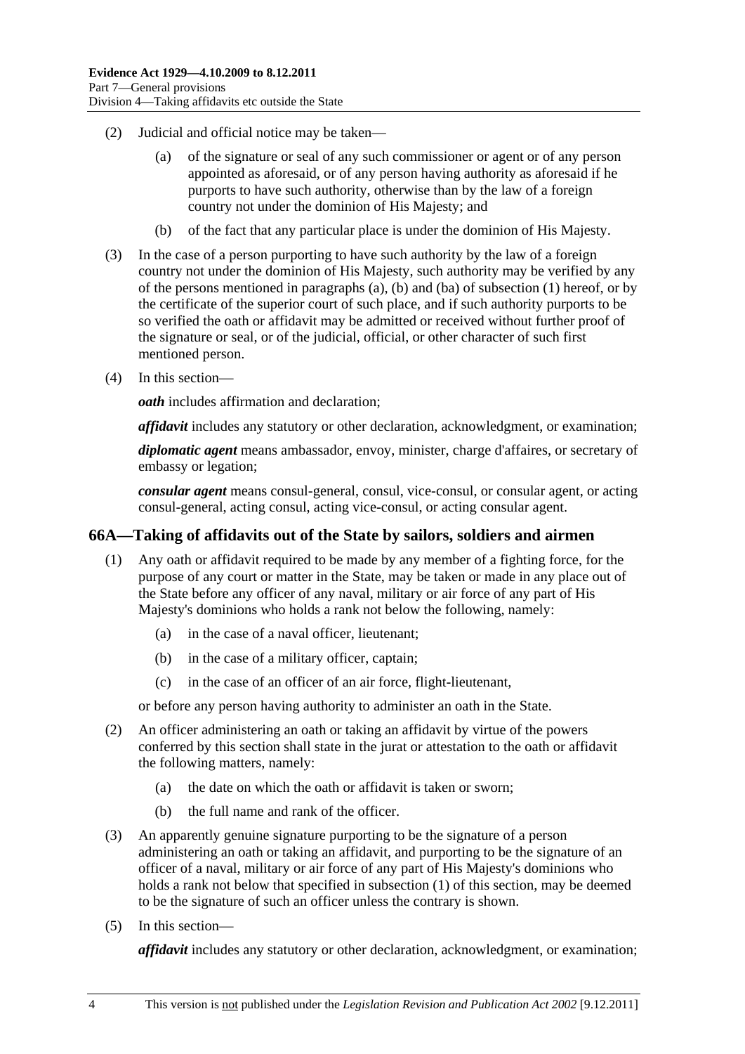(2) Judicial and official notice may be taken—

(a) of the signature or seal of any such commissioner or agent or of any person appointed as aforesaid, or of any person having authority as aforesaid if he purports to have such authority, otherwise than by the law of a foreign country not under the dominion of His Majesty; and

(b) of the fact that any particular place is under the dominion of His Majesty.

(3) In the case of a person purporting to have such authority by the law of a foreign country not under the dominion of His Majesty, such authority may be verified by any of the persons mentioned in paragraphs (a), (b) and (ba) of subsection (1) hereof, or by the certificate of the superior court of such place, and if such authority purports to be so verified the oath or affidavit may be admitted or received without further proof of the signature or seal, or of the judicial, official, or other character of such first mentioned person.

(4) In this section—

***oath*** includes affirmation and declaration;

***affidavit*** includes any statutory or other declaration, acknowledgment, or examination;

***diplomatic agent*** means ambassador, envoy, minister, charge d'affaires, or secretary of embassy or legation;

***consular agent*** means consul-general, consul, vice-consul, or consular agent, or acting consul-general, acting consul, acting vice-consul, or acting consular agent.

## 66A—Taking of affidavits out of the State by sailors, soldiers and airmen

(1) Any oath or affidavit required to be made by any member of a fighting force, for the purpose of any court or matter in the State, may be taken or made in any place out of the State before any officer of any naval, military or air force of any part of His Majesty's dominions who holds a rank not below the following, namely:

(a) in the case of a naval officer, lieutenant;

(b) in the case of a military officer, captain;

(c) in the case of an officer of an air force, flight-lieutenant,

or before any person having authority to administer an oath in the State.

(2) An officer administering an oath or taking an affidavit by virtue of the powers conferred by this section shall state in the jurat or attestation to the oath or affidavit the following matters, namely:

(a) the date on which the oath or affidavit is taken or sworn;

(b) the full name and rank of the officer.

(3) An apparently genuine signature purporting to be the signature of a person administering an oath or taking an affidavit, and purporting to be the signature of an officer of a naval, military or air force of any part of His Majesty's dominions who holds a rank not below that specified in subsection (1) of this section, may be deemed to be the signature of such an officer unless the contrary is shown.

(5) In this section—

***affidavit*** includes any statutory or other declaration, acknowledgment, or examination;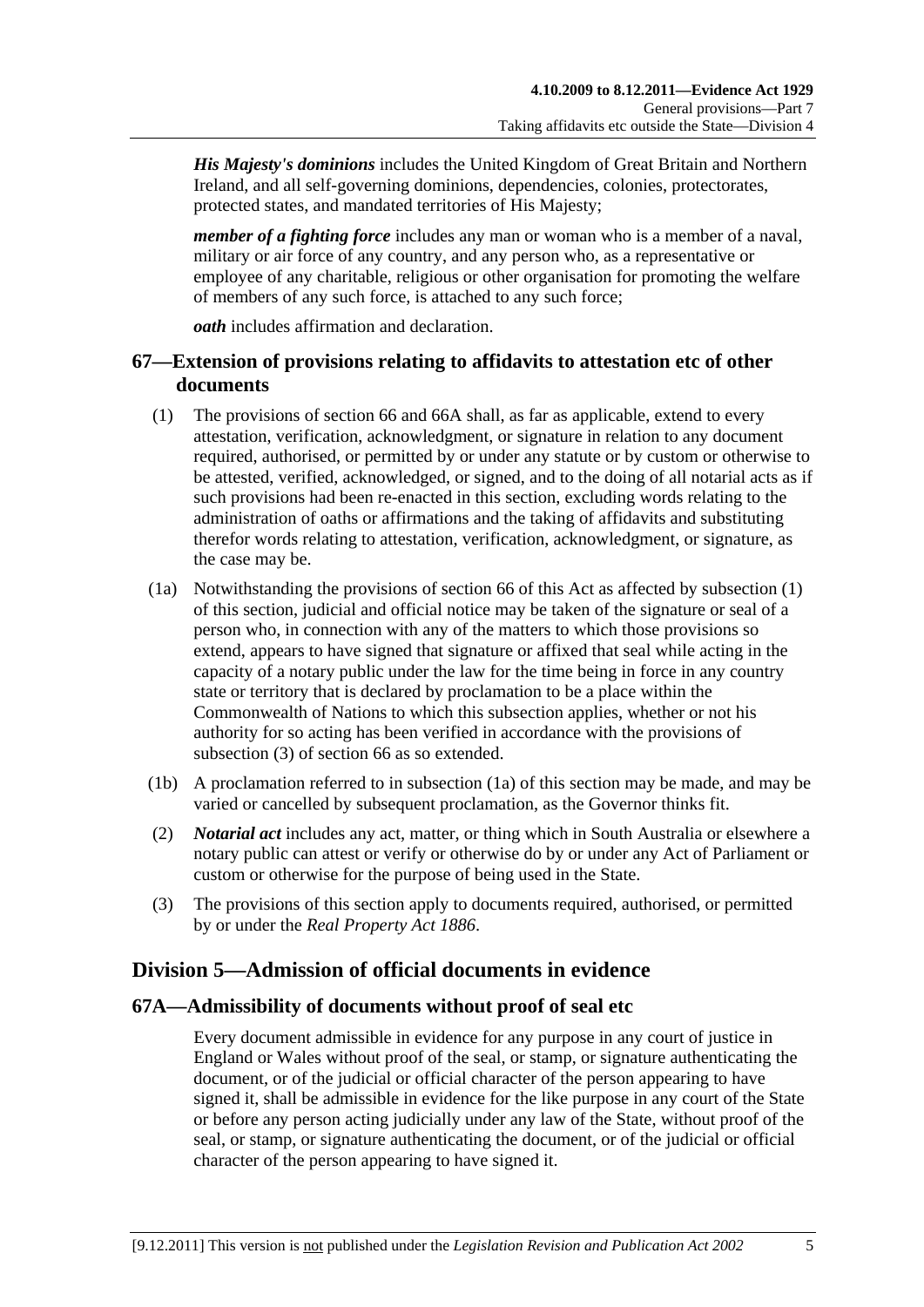***His Majesty's dominions*** includes the United Kingdom of Great Britain and Northern Ireland, and all self-governing dominions, dependencies, colonies, protectorates, protected states, and mandated territories of His Majesty;

***member of a fighting force*** includes any man or woman who is a member of a naval, military or air force of any country, and any person who, as a representative or employee of any charitable, religious or other organisation for promoting the welfare of members of any such force, is attached to any such force;

***oath*** includes affirmation and declaration.

## 67—Extension of provisions relating to affidavits to attestation etc of other documents

(1) The provisions of section 66 and 66A shall, as far as applicable, extend to every attestation, verification, acknowledgment, or signature in relation to any document required, authorised, or permitted by or under any statute or by custom or otherwise to be attested, verified, acknowledged, or signed, and to the doing of all notarial acts as if such provisions had been re-enacted in this section, excluding words relating to the administration of oaths or affirmations and the taking of affidavits and substituting therefor words relating to attestation, verification, acknowledgment, or signature, as the case may be.

(1a) Notwithstanding the provisions of section 66 of this Act as affected by subsection (1) of this section, judicial and official notice may be taken of the signature or seal of a person who, in connection with any of the matters to which those provisions so extend, appears to have signed that signature or affixed that seal while acting in the capacity of a notary public under the law for the time being in force in any country state or territory that is declared by proclamation to be a place within the Commonwealth of Nations to which this subsection applies, whether or not his authority for so acting has been verified in accordance with the provisions of subsection (3) of section 66 as so extended.

(1b) A proclamation referred to in subsection (1a) of this section may be made, and may be varied or cancelled by subsequent proclamation, as the Governor thinks fit.

(2) ***Notarial act*** includes any act, matter, or thing which in South Australia or elsewhere a notary public can attest or verify or otherwise do by or under any Act of Parliament or custom or otherwise for the purpose of being used in the State.

(3) The provisions of this section apply to documents required, authorised, or permitted by or under the *Real Property Act 1886*.

# Division 5—Admission of official documents in evidence

## 67A—Admissibility of documents without proof of seal etc

Every document admissible in evidence for any purpose in any court of justice in England or Wales without proof of the seal, or stamp, or signature authenticating the document, or of the judicial or official character of the person appearing to have signed it, shall be admissible in evidence for the like purpose in any court of the State or before any person acting judicially under any law of the State, without proof of the seal, or stamp, or signature authenticating the document, or of the judicial or official character of the person appearing to have signed it.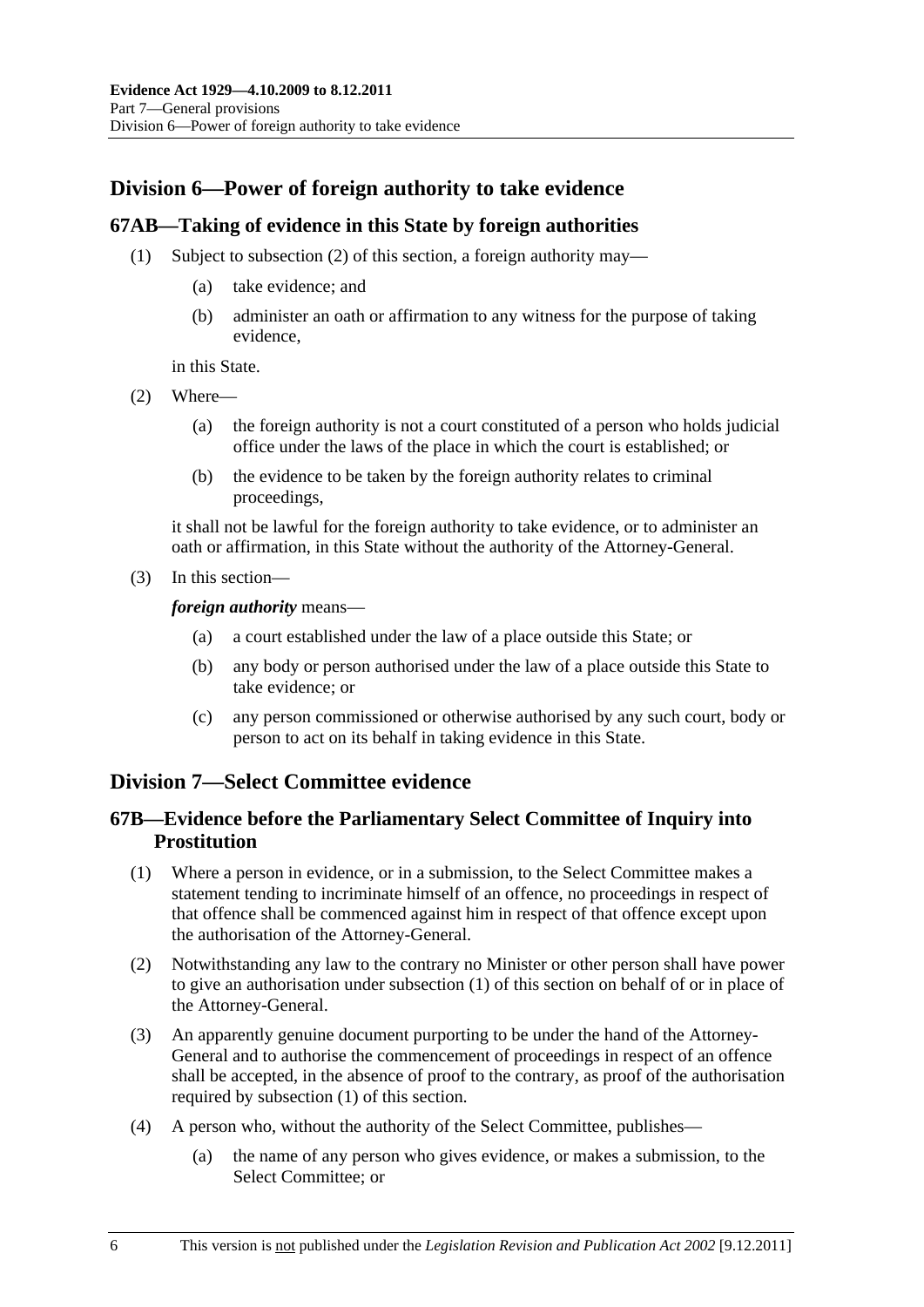## Division 6—Power of foreign authority to take evidence

### 67AB—Taking of evidence in this State by foreign authorities

(1) Subject to subsection (2) of this section, a foreign authority may—

(a) take evidence; and

(b) administer an oath or affirmation to any witness for the purpose of taking evidence,

in this State.

(2) Where—

(a) the foreign authority is not a court constituted of a person who holds judicial office under the laws of the place in which the court is established; or

(b) the evidence to be taken by the foreign authority relates to criminal proceedings,

it shall not be lawful for the foreign authority to take evidence, or to administer an oath or affirmation, in this State without the authority of the Attorney-General.

(3) In this section—

***foreign authority*** means—

(a) a court established under the law of a place outside this State; or

(b) any body or person authorised under the law of a place outside this State to take evidence; or

(c) any person commissioned or otherwise authorised by any such court, body or person to act on its behalf in taking evidence in this State.

## Division 7—Select Committee evidence

### 67B—Evidence before the Parliamentary Select Committee of Inquiry into Prostitution

(1) Where a person in evidence, or in a submission, to the Select Committee makes a statement tending to incriminate himself of an offence, no proceedings in respect of that offence shall be commenced against him in respect of that offence except upon the authorisation of the Attorney-General.

(2) Notwithstanding any law to the contrary no Minister or other person shall have power to give an authorisation under subsection (1) of this section on behalf of or in place of the Attorney-General.

(3) An apparently genuine document purporting to be under the hand of the Attorney-General and to authorise the commencement of proceedings in respect of an offence shall be accepted, in the absence of proof to the contrary, as proof of the authorisation required by subsection (1) of this section.

(4) A person who, without the authority of the Select Committee, publishes—

(a) the name of any person who gives evidence, or makes a submission, to the Select Committee; or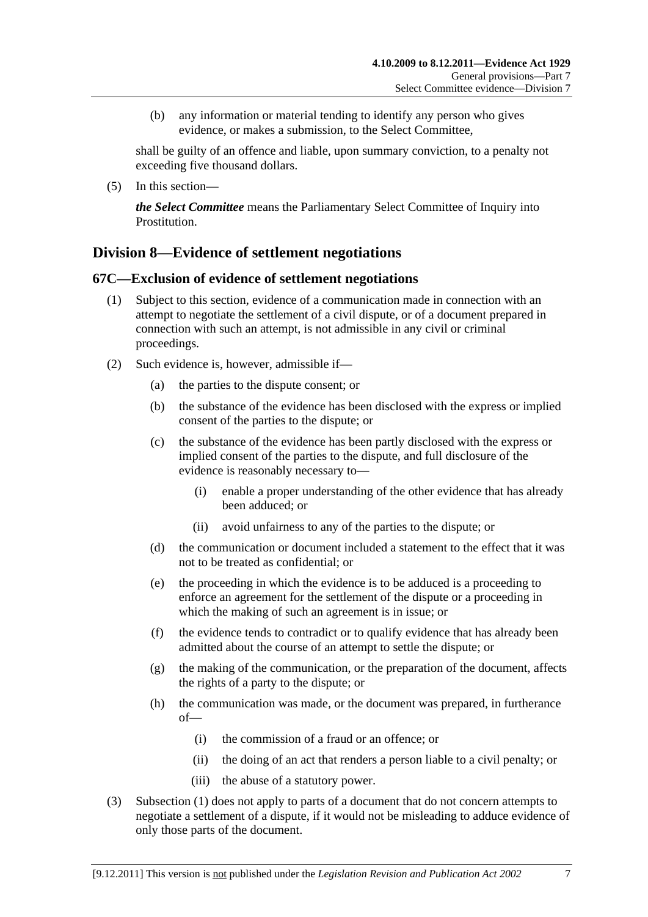(b) any information or material tending to identify any person who gives evidence, or makes a submission, to the Select Committee,

shall be guilty of an offence and liable, upon summary conviction, to a penalty not exceeding five thousand dollars.

(5) In this section—

***the Select Committee*** means the Parliamentary Select Committee of Inquiry into Prostitution.

## Division 8—Evidence of settlement negotiations

### 67C—Exclusion of evidence of settlement negotiations

(1) Subject to this section, evidence of a communication made in connection with an attempt to negotiate the settlement of a civil dispute, or of a document prepared in connection with such an attempt, is not admissible in any civil or criminal proceedings.

(2) Such evidence is, however, admissible if—

(a) the parties to the dispute consent; or

(b) the substance of the evidence has been disclosed with the express or implied consent of the parties to the dispute; or

(c) the substance of the evidence has been partly disclosed with the express or implied consent of the parties to the dispute, and full disclosure of the evidence is reasonably necessary to—

(i) enable a proper understanding of the other evidence that has already been adduced; or

(ii) avoid unfairness to any of the parties to the dispute; or

(d) the communication or document included a statement to the effect that it was not to be treated as confidential; or

(e) the proceeding in which the evidence is to be adduced is a proceeding to enforce an agreement for the settlement of the dispute or a proceeding in which the making of such an agreement is in issue; or

(f) the evidence tends to contradict or to qualify evidence that has already been admitted about the course of an attempt to settle the dispute; or

(g) the making of the communication, or the preparation of the document, affects the rights of a party to the dispute; or

(h) the communication was made, or the document was prepared, in furtherance of—

(i) the commission of a fraud or an offence; or

(ii) the doing of an act that renders a person liable to a civil penalty; or

(iii) the abuse of a statutory power.

(3) Subsection (1) does not apply to parts of a document that do not concern attempts to negotiate a settlement of a dispute, if it would not be misleading to adduce evidence of only those parts of the document.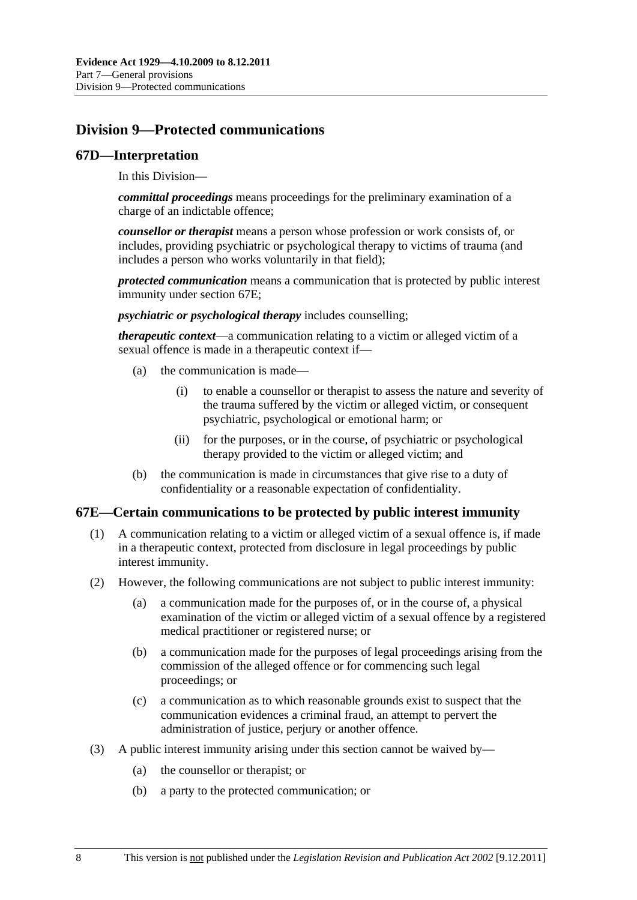## Division 9—Protected communications

### 67D—Interpretation

In this Division—

***committal proceedings*** means proceedings for the preliminary examination of a charge of an indictable offence;

***counsellor or therapist*** means a person whose profession or work consists of, or includes, providing psychiatric or psychological therapy to victims of trauma (and includes a person who works voluntarily in that field);

***protected communication*** means a communication that is protected by public interest immunity under section 67E;

***psychiatric or psychological therapy*** includes counselling;

***therapeutic context***—a communication relating to a victim or alleged victim of a sexual offence is made in a therapeutic context if—

- (a) the communication is made—
  - (i) to enable a counsellor or therapist to assess the nature and severity of the trauma suffered by the victim or alleged victim, or consequent psychiatric, psychological or emotional harm; or
  - (ii) for the purposes, or in the course, of psychiatric or psychological therapy provided to the victim or alleged victim; and
- (b) the communication is made in circumstances that give rise to a duty of confidentiality or a reasonable expectation of confidentiality.

### 67E—Certain communications to be protected by public interest immunity

(1) A communication relating to a victim or alleged victim of a sexual offence is, if made in a therapeutic context, protected from disclosure in legal proceedings by public interest immunity.

(2) However, the following communications are not subject to public interest immunity:

- (a) a communication made for the purposes of, or in the course of, a physical examination of the victim or alleged victim of a sexual offence by a registered medical practitioner or registered nurse; or
- (b) a communication made for the purposes of legal proceedings arising from the commission of the alleged offence or for commencing such legal proceedings; or
- (c) a communication as to which reasonable grounds exist to suspect that the communication evidences a criminal fraud, an attempt to pervert the administration of justice, perjury or another offence.

(3) A public interest immunity arising under this section cannot be waived by—

- (a) the counsellor or therapist; or
- (b) a party to the protected communication; or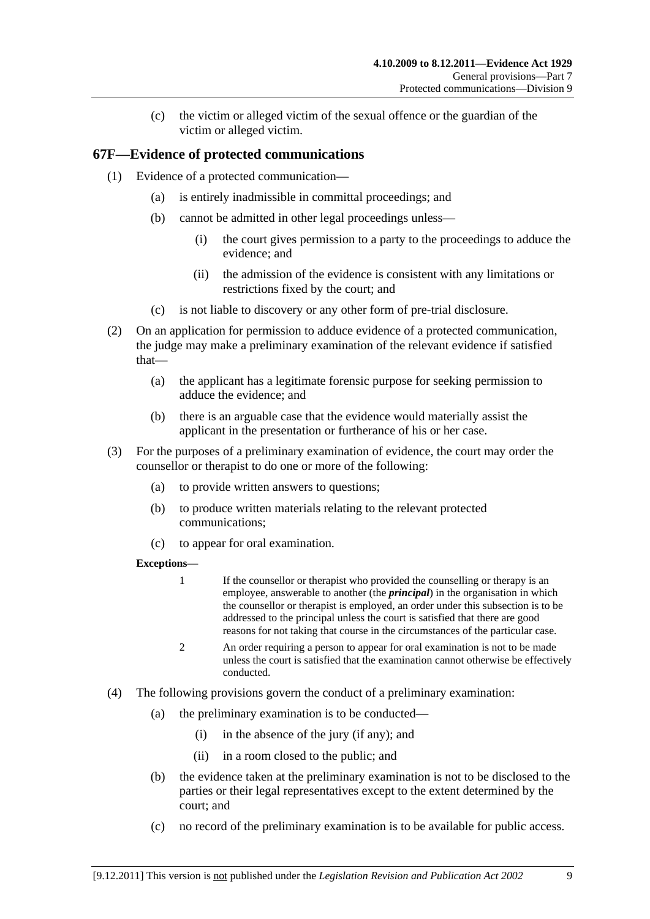(c) the victim or alleged victim of the sexual offence or the guardian of the victim or alleged victim.

## 67F—Evidence of protected communications

(1) Evidence of a protected communication—

(a) is entirely inadmissible in committal proceedings; and

(b) cannot be admitted in other legal proceedings unless—

(i) the court gives permission to a party to the proceedings to adduce the evidence; and

(ii) the admission of the evidence is consistent with any limitations or restrictions fixed by the court; and

(c) is not liable to discovery or any other form of pre-trial disclosure.

(2) On an application for permission to adduce evidence of a protected communication, the judge may make a preliminary examination of the relevant evidence if satisfied that—

(a) the applicant has a legitimate forensic purpose for seeking permission to adduce the evidence; and

(b) there is an arguable case that the evidence would materially assist the applicant in the presentation or furtherance of his or her case.

(3) For the purposes of a preliminary examination of evidence, the court may order the counsellor or therapist to do one or more of the following:

(a) to provide written answers to questions;

(b) to produce written materials relating to the relevant protected communications;

(c) to appear for oral examination.

**Exceptions—**

1 If the counsellor or therapist who provided the counselling or therapy is an employee, answerable to another (the ***principal***) in the organisation in which the counsellor or therapist is employed, an order under this subsection is to be addressed to the principal unless the court is satisfied that there are good reasons for not taking that course in the circumstances of the particular case.

2 An order requiring a person to appear for oral examination is not to be made unless the court is satisfied that the examination cannot otherwise be effectively conducted.

(4) The following provisions govern the conduct of a preliminary examination:

(a) the preliminary examination is to be conducted—

(i) in the absence of the jury (if any); and

(ii) in a room closed to the public; and

(b) the evidence taken at the preliminary examination is not to be disclosed to the parties or their legal representatives except to the extent determined by the court; and

(c) no record of the preliminary examination is to be available for public access.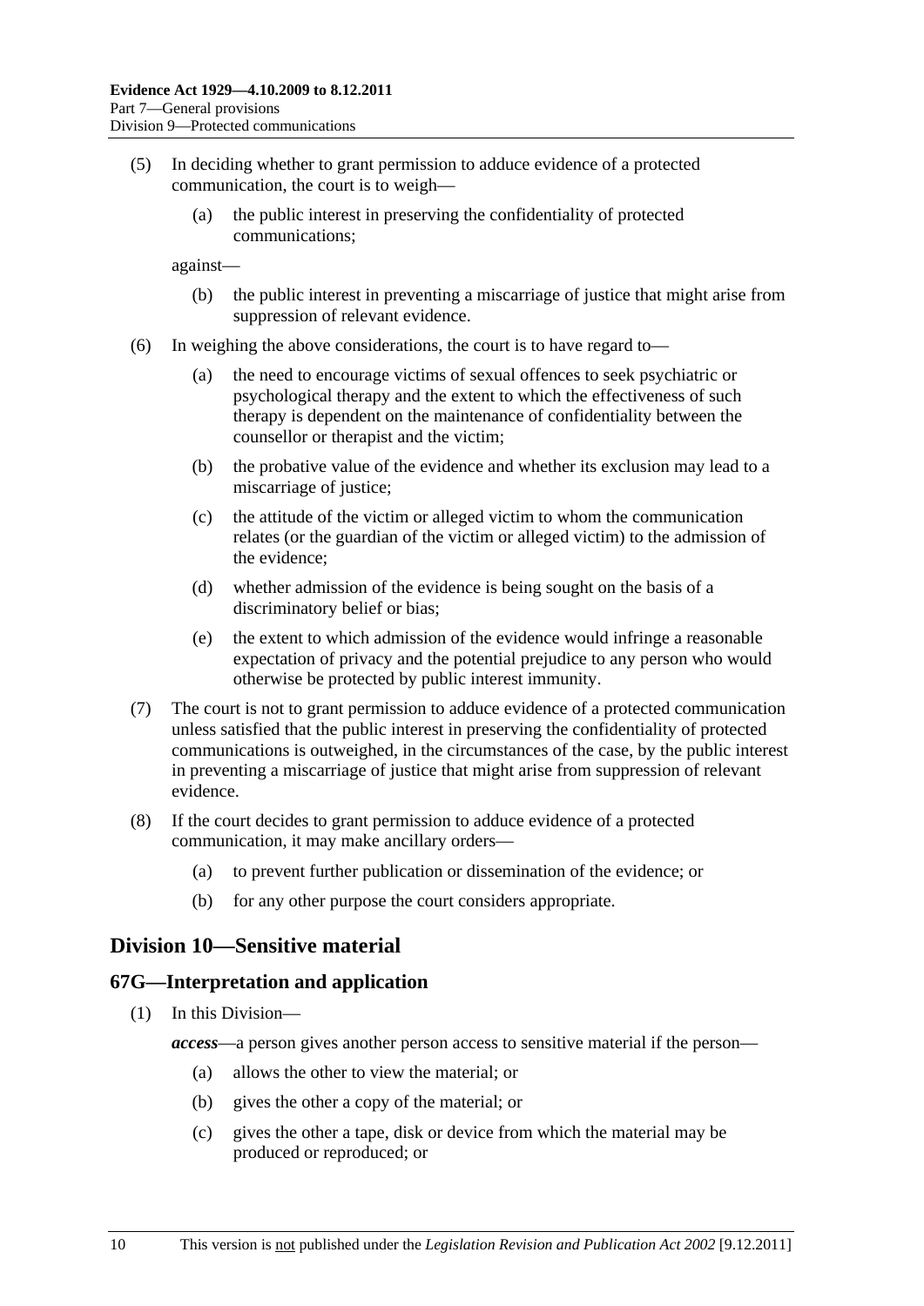(5) In deciding whether to grant permission to adduce evidence of a protected communication, the court is to weigh—

(a) the public interest in preserving the confidentiality of protected communications;

against—

(b) the public interest in preventing a miscarriage of justice that might arise from suppression of relevant evidence.

(6) In weighing the above considerations, the court is to have regard to—

(a) the need to encourage victims of sexual offences to seek psychiatric or psychological therapy and the extent to which the effectiveness of such therapy is dependent on the maintenance of confidentiality between the counsellor or therapist and the victim;

(b) the probative value of the evidence and whether its exclusion may lead to a miscarriage of justice;

(c) the attitude of the victim or alleged victim to whom the communication relates (or the guardian of the victim or alleged victim) to the admission of the evidence;

(d) whether admission of the evidence is being sought on the basis of a discriminatory belief or bias;

(e) the extent to which admission of the evidence would infringe a reasonable expectation of privacy and the potential prejudice to any person who would otherwise be protected by public interest immunity.

(7) The court is not to grant permission to adduce evidence of a protected communication unless satisfied that the public interest in preserving the confidentiality of protected communications is outweighed, in the circumstances of the case, by the public interest in preventing a miscarriage of justice that might arise from suppression of relevant evidence.

(8) If the court decides to grant permission to adduce evidence of a protected communication, it may make ancillary orders—

(a) to prevent further publication or dissemination of the evidence; or

(b) for any other purpose the court considers appropriate.

## Division 10—Sensitive material

### 67G—Interpretation and application

(1) In this Division—

***access***—a person gives another person access to sensitive material if the person—

(a) allows the other to view the material; or

(b) gives the other a copy of the material; or

(c) gives the other a tape, disk or device from which the material may be produced or reproduced; or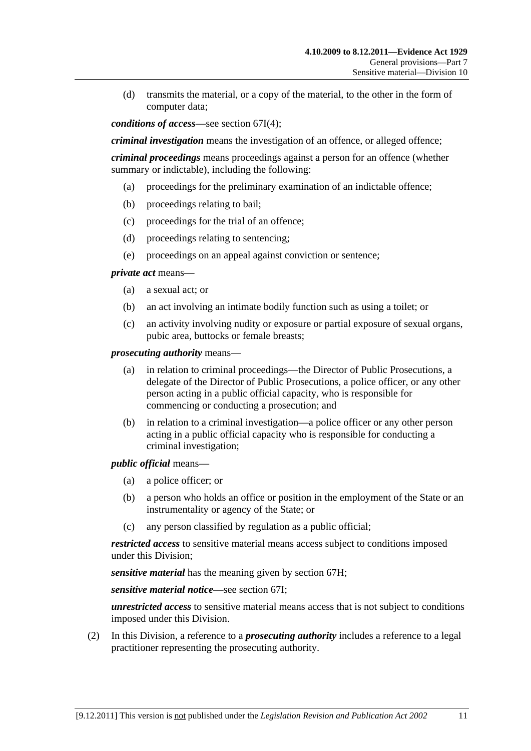(d) transmits the material, or a copy of the material, to the other in the form of computer data;

***conditions of access***—see section 67I(4);

***criminal investigation*** means the investigation of an offence, or alleged offence;

***criminal proceedings*** means proceedings against a person for an offence (whether summary or indictable), including the following:

(a) proceedings for the preliminary examination of an indictable offence;

(b) proceedings relating to bail;

(c) proceedings for the trial of an offence;

(d) proceedings relating to sentencing;

(e) proceedings on an appeal against conviction or sentence;

***private act*** means—

(a) a sexual act; or

(b) an act involving an intimate bodily function such as using a toilet; or

(c) an activity involving nudity or exposure or partial exposure of sexual organs, pubic area, buttocks or female breasts;

***prosecuting authority*** means—

(a) in relation to criminal proceedings—the Director of Public Prosecutions, a delegate of the Director of Public Prosecutions, a police officer, or any other person acting in a public official capacity, who is responsible for commencing or conducting a prosecution; and

(b) in relation to a criminal investigation—a police officer or any other person acting in a public official capacity who is responsible for conducting a criminal investigation;

***public official*** means—

(a) a police officer; or

(b) a person who holds an office or position in the employment of the State or an instrumentality or agency of the State; or

(c) any person classified by regulation as a public official;

***restricted access*** to sensitive material means access subject to conditions imposed under this Division;

***sensitive material*** has the meaning given by section 67H;

***sensitive material notice***—see section 67I;

***unrestricted access*** to sensitive material means access that is not subject to conditions imposed under this Division.

(2) In this Division, a reference to a ***prosecuting authority*** includes a reference to a legal practitioner representing the prosecuting authority.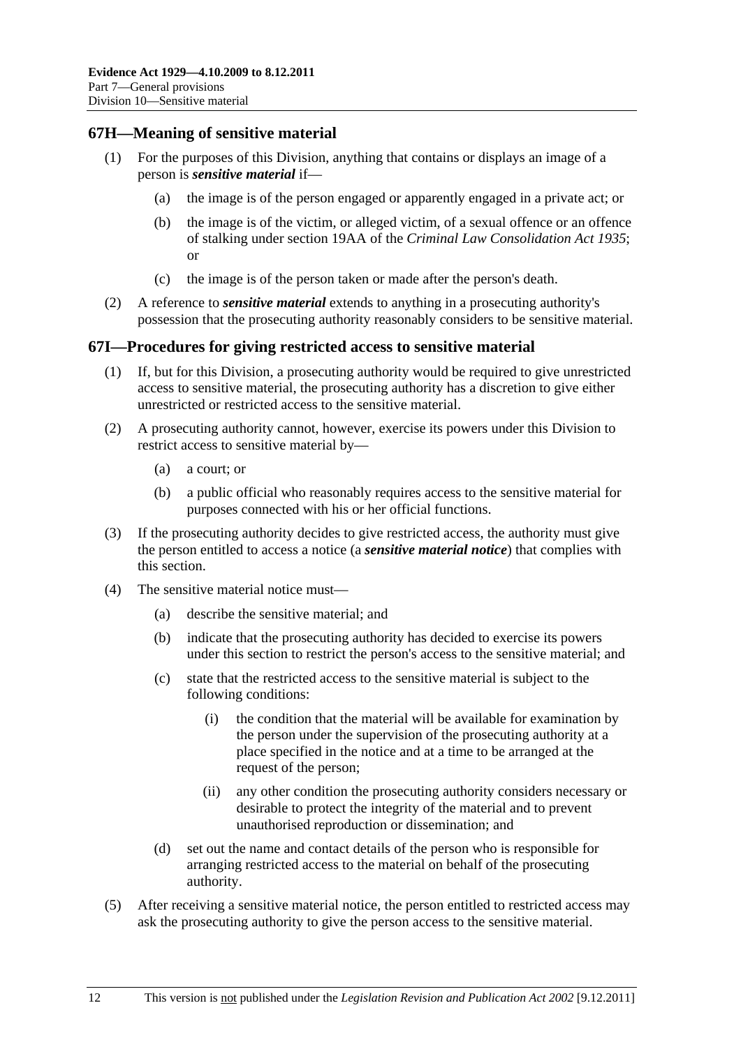## 67H—Meaning of sensitive material

(1) For the purposes of this Division, anything that contains or displays an image of a person is ***sensitive material*** if—

(a) the image is of the person engaged or apparently engaged in a private act; or

(b) the image is of the victim, or alleged victim, of a sexual offence or an offence of stalking under section 19AA of the *Criminal Law Consolidation Act 1935*; or

(c) the image is of the person taken or made after the person's death.

(2) A reference to ***sensitive material*** extends to anything in a prosecuting authority's possession that the prosecuting authority reasonably considers to be sensitive material.

## 67I—Procedures for giving restricted access to sensitive material

(1) If, but for this Division, a prosecuting authority would be required to give unrestricted access to sensitive material, the prosecuting authority has a discretion to give either unrestricted or restricted access to the sensitive material.

(2) A prosecuting authority cannot, however, exercise its powers under this Division to restrict access to sensitive material by—

(a) a court; or

(b) a public official who reasonably requires access to the sensitive material for purposes connected with his or her official functions.

(3) If the prosecuting authority decides to give restricted access, the authority must give the person entitled to access a notice (a ***sensitive material notice***) that complies with this section.

(4) The sensitive material notice must—

(a) describe the sensitive material; and

(b) indicate that the prosecuting authority has decided to exercise its powers under this section to restrict the person's access to the sensitive material; and

(c) state that the restricted access to the sensitive material is subject to the following conditions:

(i) the condition that the material will be available for examination by the person under the supervision of the prosecuting authority at a place specified in the notice and at a time to be arranged at the request of the person;

(ii) any other condition the prosecuting authority considers necessary or desirable to protect the integrity of the material and to prevent unauthorised reproduction or dissemination; and

(d) set out the name and contact details of the person who is responsible for arranging restricted access to the material on behalf of the prosecuting authority.

(5) After receiving a sensitive material notice, the person entitled to restricted access may ask the prosecuting authority to give the person access to the sensitive material.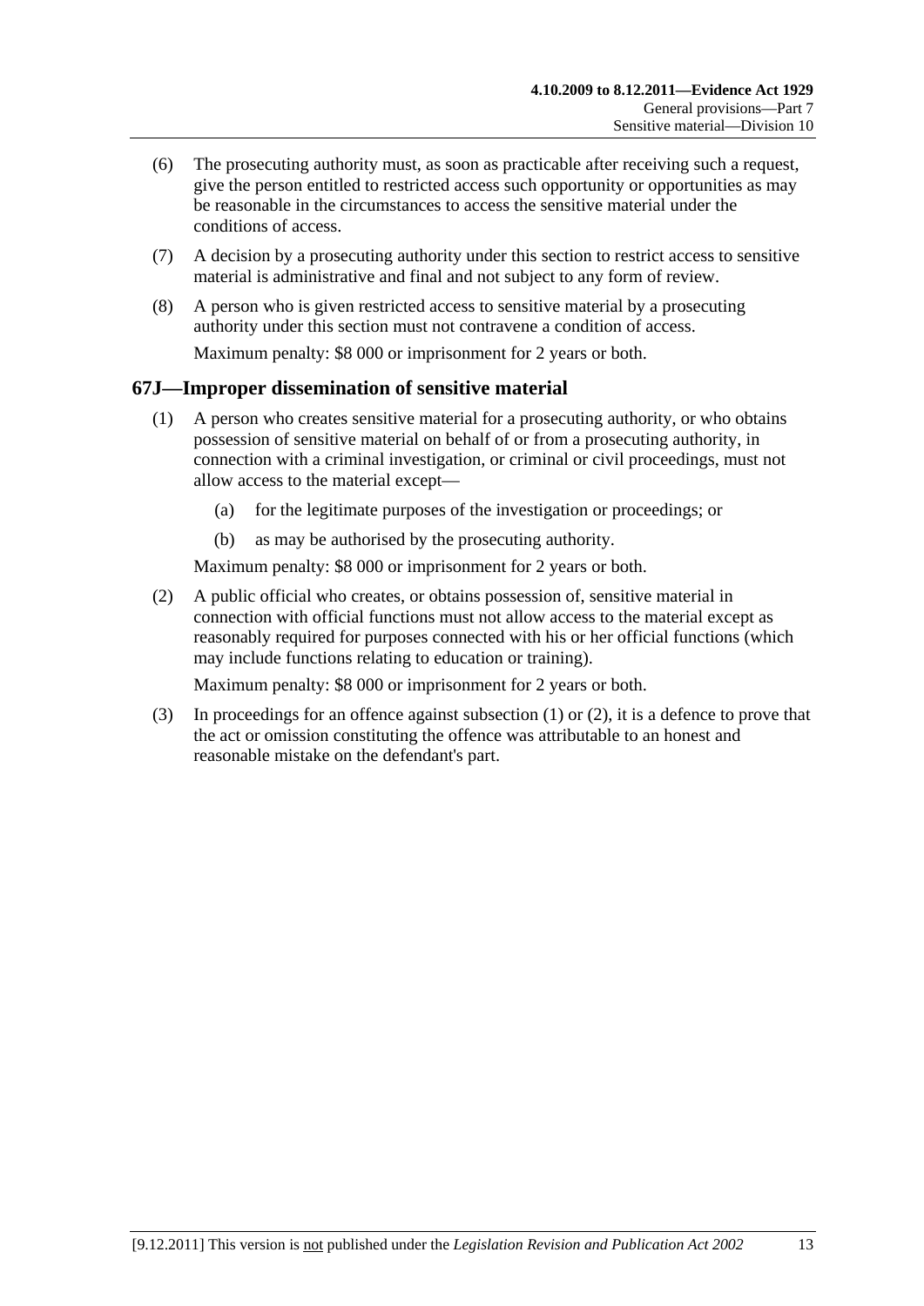(6) The prosecuting authority must, as soon as practicable after receiving such a request, give the person entitled to restricted access such opportunity or opportunities as may be reasonable in the circumstances to access the sensitive material under the conditions of access.

(7) A decision by a prosecuting authority under this section to restrict access to sensitive material is administrative and final and not subject to any form of review.

(8) A person who is given restricted access to sensitive material by a prosecuting authority under this section must not contravene a condition of access.

Maximum penalty: $8 000 or imprisonment for 2 years or both.

## 67J—Improper dissemination of sensitive material

(1) A person who creates sensitive material for a prosecuting authority, or who obtains possession of sensitive material on behalf of or from a prosecuting authority, in connection with a criminal investigation, or criminal or civil proceedings, must not allow access to the material except—

- (a) for the legitimate purposes of the investigation or proceedings; or
- (b) as may be authorised by the prosecuting authority.

Maximum penalty: $8 000 or imprisonment for 2 years or both.

(2) A public official who creates, or obtains possession of, sensitive material in connection with official functions must not allow access to the material except as reasonably required for purposes connected with his or her official functions (which may include functions relating to education or training).

Maximum penalty: $8 000 or imprisonment for 2 years or both.

(3) In proceedings for an offence against subsection (1) or (2), it is a defence to prove that the act or omission constituting the offence was attributable to an honest and reasonable mistake on the defendant's part.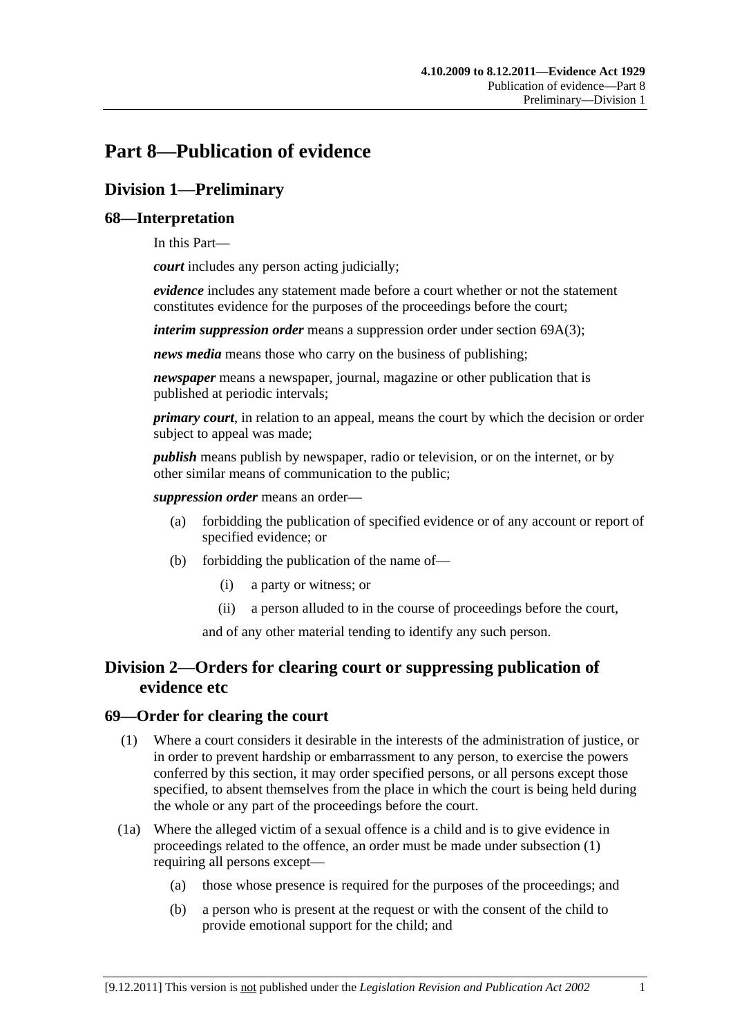# Part 8—Publication of evidence

## Division 1—Preliminary

### 68—Interpretation

In this Part—

***court*** includes any person acting judicially;

***evidence*** includes any statement made before a court whether or not the statement constitutes evidence for the purposes of the proceedings before the court;

***interim suppression order*** means a suppression order under section 69A(3);

***news media*** means those who carry on the business of publishing;

***newspaper*** means a newspaper, journal, magazine or other publication that is published at periodic intervals;

***primary court***, in relation to an appeal, means the court by which the decision or order subject to appeal was made;

***publish*** means publish by newspaper, radio or television, or on the internet, or by other similar means of communication to the public;

***suppression order*** means an order—

- (a) forbidding the publication of specified evidence or of any account or report of specified evidence; or
- (b) forbidding the publication of the name of—
  - (i) a party or witness; or
  - (ii) a person alluded to in the course of proceedings before the court,

  and of any other material tending to identify any such person.

## Division 2—Orders for clearing court or suppressing publication of evidence etc

### 69—Order for clearing the court

(1) Where a court considers it desirable in the interests of the administration of justice, or in order to prevent hardship or embarrassment to any person, to exercise the powers conferred by this section, it may order specified persons, or all persons except those specified, to absent themselves from the place in which the court is being held during the whole or any part of the proceedings before the court.

(1a) Where the alleged victim of a sexual offence is a child and is to give evidence in proceedings related to the offence, an order must be made under subsection (1) requiring all persons except—

- (a) those whose presence is required for the purposes of the proceedings; and
- (b) a person who is present at the request or with the consent of the child to provide emotional support for the child; and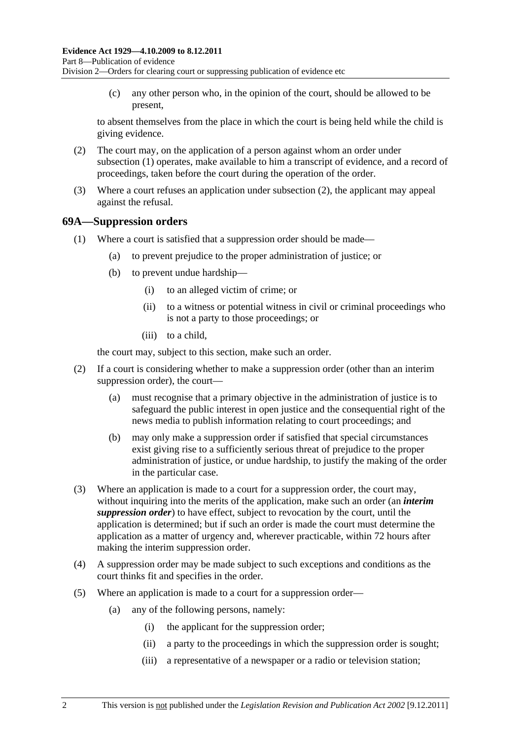(c) any other person who, in the opinion of the court, should be allowed to be present,

to absent themselves from the place in which the court is being held while the child is giving evidence.

(2) The court may, on the application of a person against whom an order under subsection (1) operates, make available to him a transcript of evidence, and a record of proceedings, taken before the court during the operation of the order.

(3) Where a court refuses an application under subsection (2), the applicant may appeal against the refusal.

## 69A—Suppression orders

(1) Where a court is satisfied that a suppression order should be made—

(a) to prevent prejudice to the proper administration of justice; or

(b) to prevent undue hardship—

(i) to an alleged victim of crime; or

(ii) to a witness or potential witness in civil or criminal proceedings who is not a party to those proceedings; or

(iii) to a child,

the court may, subject to this section, make such an order.

(2) If a court is considering whether to make a suppression order (other than an interim suppression order), the court—

(a) must recognise that a primary objective in the administration of justice is to safeguard the public interest in open justice and the consequential right of the news media to publish information relating to court proceedings; and

(b) may only make a suppression order if satisfied that special circumstances exist giving rise to a sufficiently serious threat of prejudice to the proper administration of justice, or undue hardship, to justify the making of the order in the particular case.

(3) Where an application is made to a court for a suppression order, the court may, without inquiring into the merits of the application, make such an order (an ***interim suppression order***) to have effect, subject to revocation by the court, until the application is determined; but if such an order is made the court must determine the application as a matter of urgency and, wherever practicable, within 72 hours after making the interim suppression order.

(4) A suppression order may be made subject to such exceptions and conditions as the court thinks fit and specifies in the order.

(5) Where an application is made to a court for a suppression order—

(a) any of the following persons, namely:

(i) the applicant for the suppression order;

(ii) a party to the proceedings in which the suppression order is sought;

(iii) a representative of a newspaper or a radio or television station;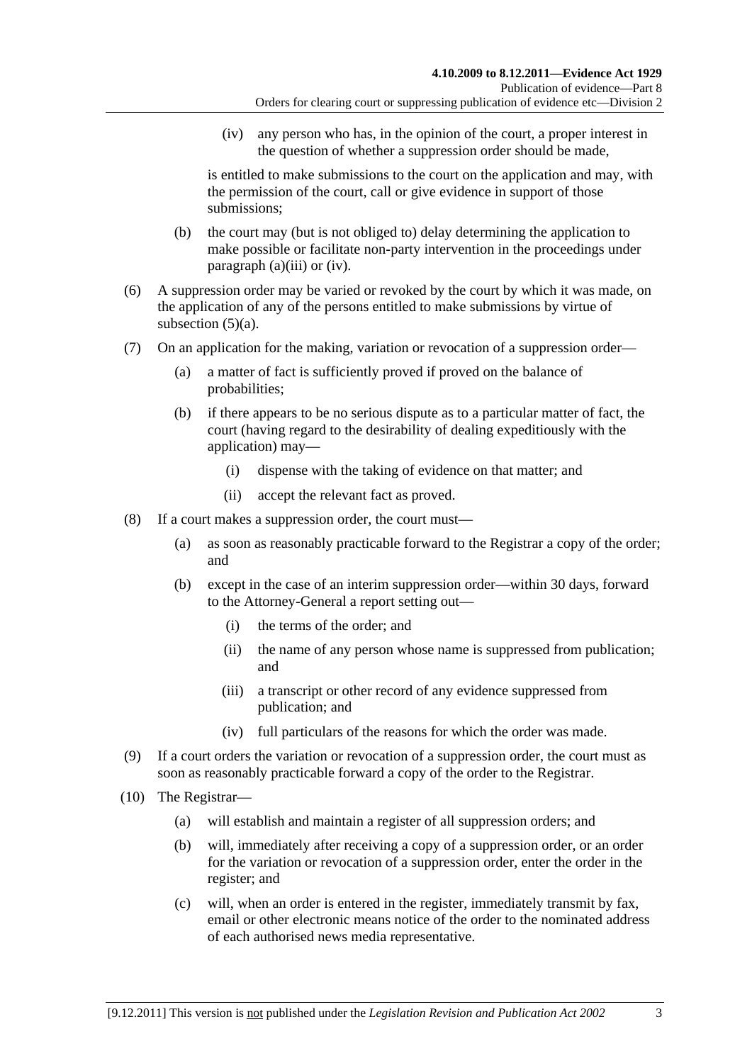(iv) any person who has, in the opinion of the court, a proper interest in the question of whether a suppression order should be made,

is entitled to make submissions to the court on the application and may, with the permission of the court, call or give evidence in support of those submissions;

(b) the court may (but is not obliged to) delay determining the application to make possible or facilitate non-party intervention in the proceedings under paragraph (a)(iii) or (iv).

(6) A suppression order may be varied or revoked by the court by which it was made, on the application of any of the persons entitled to make submissions by virtue of subsection (5)(a).

(7) On an application for the making, variation or revocation of a suppression order—

(a) a matter of fact is sufficiently proved if proved on the balance of probabilities;

(b) if there appears to be no serious dispute as to a particular matter of fact, the court (having regard to the desirability of dealing expeditiously with the application) may—

(i) dispense with the taking of evidence on that matter; and

(ii) accept the relevant fact as proved.

(8) If a court makes a suppression order, the court must—

(a) as soon as reasonably practicable forward to the Registrar a copy of the order; and

(b) except in the case of an interim suppression order—within 30 days, forward to the Attorney-General a report setting out—

(i) the terms of the order; and

(ii) the name of any person whose name is suppressed from publication; and

(iii) a transcript or other record of any evidence suppressed from publication; and

(iv) full particulars of the reasons for which the order was made.

(9) If a court orders the variation or revocation of a suppression order, the court must as soon as reasonably practicable forward a copy of the order to the Registrar.

(10) The Registrar—

(a) will establish and maintain a register of all suppression orders; and

(b) will, immediately after receiving a copy of a suppression order, or an order for the variation or revocation of a suppression order, enter the order in the register; and

(c) will, when an order is entered in the register, immediately transmit by fax, email or other electronic means notice of the order to the nominated address of each authorised news media representative.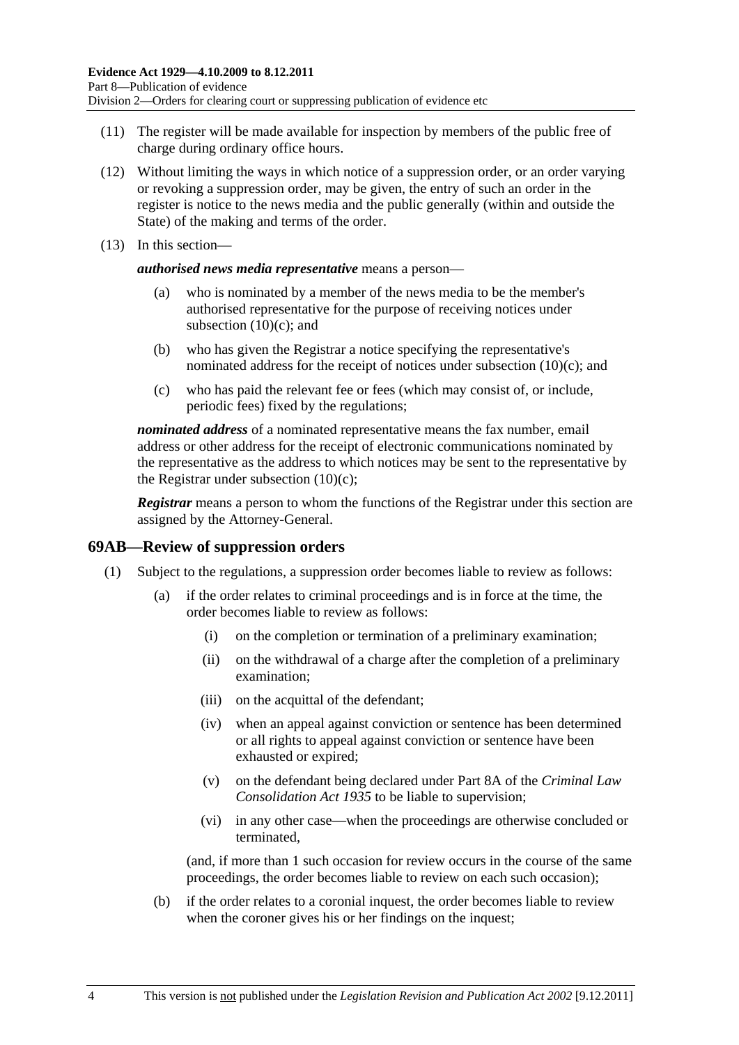(11) The register will be made available for inspection by members of the public free of charge during ordinary office hours.

(12) Without limiting the ways in which notice of a suppression order, or an order varying or revoking a suppression order, may be given, the entry of such an order in the register is notice to the news media and the public generally (within and outside the State) of the making and terms of the order.

(13) In this section—

***authorised news media representative*** means a person—

(a) who is nominated by a member of the news media to be the member's authorised representative for the purpose of receiving notices under subsection (10)(c); and

(b) who has given the Registrar a notice specifying the representative's nominated address for the receipt of notices under subsection (10)(c); and

(c) who has paid the relevant fee or fees (which may consist of, or include, periodic fees) fixed by the regulations;

***nominated address*** of a nominated representative means the fax number, email address or other address for the receipt of electronic communications nominated by the representative as the address to which notices may be sent to the representative by the Registrar under subsection (10)(c);

***Registrar*** means a person to whom the functions of the Registrar under this section are assigned by the Attorney-General.

## 69AB—Review of suppression orders

(1) Subject to the regulations, a suppression order becomes liable to review as follows:

(a) if the order relates to criminal proceedings and is in force at the time, the order becomes liable to review as follows:

(i) on the completion or termination of a preliminary examination;

(ii) on the withdrawal of a charge after the completion of a preliminary examination;

(iii) on the acquittal of the defendant;

(iv) when an appeal against conviction or sentence has been determined or all rights to appeal against conviction or sentence have been exhausted or expired;

(v) on the defendant being declared under Part 8A of the *Criminal Law Consolidation Act 1935* to be liable to supervision;

(vi) in any other case—when the proceedings are otherwise concluded or terminated,

(and, if more than 1 such occasion for review occurs in the course of the same proceedings, the order becomes liable to review on each such occasion);

(b) if the order relates to a coronial inquest, the order becomes liable to review when the coroner gives his or her findings on the inquest;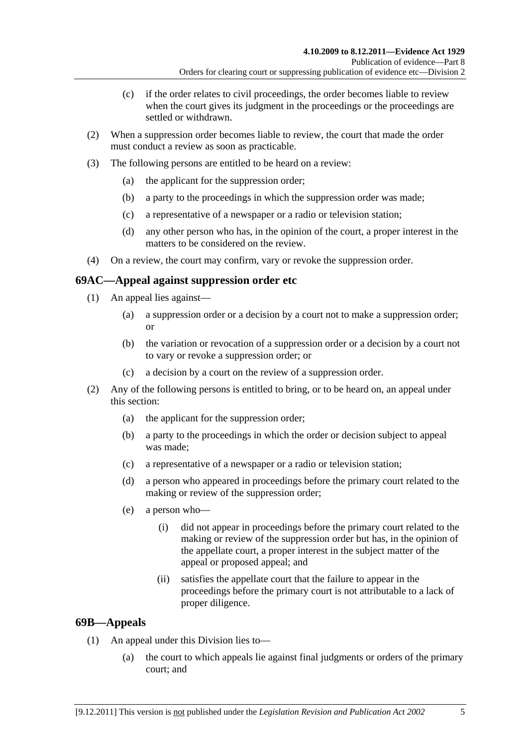(c) if the order relates to civil proceedings, the order becomes liable to review when the court gives its judgment in the proceedings or the proceedings are settled or withdrawn.

(2) When a suppression order becomes liable to review, the court that made the order must conduct a review as soon as practicable.

(3) The following persons are entitled to be heard on a review:

(a) the applicant for the suppression order;

(b) a party to the proceedings in which the suppression order was made;

(c) a representative of a newspaper or a radio or television station;

(d) any other person who has, in the opinion of the court, a proper interest in the matters to be considered on the review.

(4) On a review, the court may confirm, vary or revoke the suppression order.

## 69AC—Appeal against suppression order etc

(1) An appeal lies against—

(a) a suppression order or a decision by a court not to make a suppression order; or

(b) the variation or revocation of a suppression order or a decision by a court not to vary or revoke a suppression order; or

(c) a decision by a court on the review of a suppression order.

(2) Any of the following persons is entitled to bring, or to be heard on, an appeal under this section:

(a) the applicant for the suppression order;

(b) a party to the proceedings in which the order or decision subject to appeal was made;

(c) a representative of a newspaper or a radio or television station;

(d) a person who appeared in proceedings before the primary court related to the making or review of the suppression order;

(e) a person who—

(i) did not appear in proceedings before the primary court related to the making or review of the suppression order but has, in the opinion of the appellate court, a proper interest in the subject matter of the appeal or proposed appeal; and

(ii) satisfies the appellate court that the failure to appear in the proceedings before the primary court is not attributable to a lack of proper diligence.

## 69B—Appeals

(1) An appeal under this Division lies to—

(a) the court to which appeals lie against final judgments or orders of the primary court; and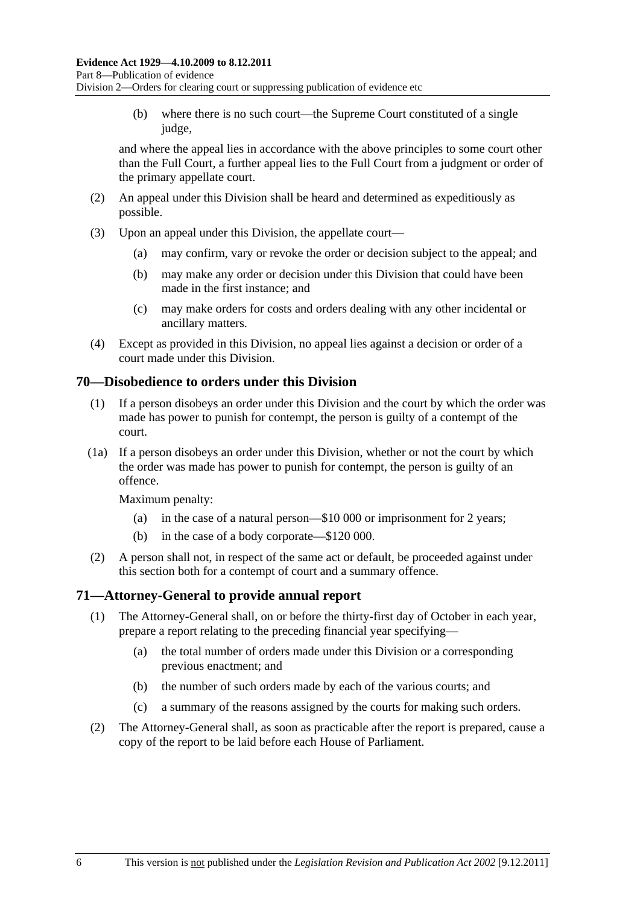(b) where there is no such court—the Supreme Court constituted of a single judge,

and where the appeal lies in accordance with the above principles to some court other than the Full Court, a further appeal lies to the Full Court from a judgment or order of the primary appellate court.

(2) An appeal under this Division shall be heard and determined as expeditiously as possible.

(3) Upon an appeal under this Division, the appellate court—

(a) may confirm, vary or revoke the order or decision subject to the appeal; and

(b) may make any order or decision under this Division that could have been made in the first instance; and

(c) may make orders for costs and orders dealing with any other incidental or ancillary matters.

(4) Except as provided in this Division, no appeal lies against a decision or order of a court made under this Division.

## 70—Disobedience to orders under this Division

(1) If a person disobeys an order under this Division and the court by which the order was made has power to punish for contempt, the person is guilty of a contempt of the court.

(1a) If a person disobeys an order under this Division, whether or not the court by which the order was made has power to punish for contempt, the person is guilty of an offence.

Maximum penalty:

(a) in the case of a natural person—$10 000 or imprisonment for 2 years;

(b) in the case of a body corporate—$120 000.

(2) A person shall not, in respect of the same act or default, be proceeded against under this section both for a contempt of court and a summary offence.

## 71—Attorney-General to provide annual report

(1) The Attorney-General shall, on or before the thirty-first day of October in each year, prepare a report relating to the preceding financial year specifying—

(a) the total number of orders made under this Division or a corresponding previous enactment; and

(b) the number of such orders made by each of the various courts; and

(c) a summary of the reasons assigned by the courts for making such orders.

(2) The Attorney-General shall, as soon as practicable after the report is prepared, cause a copy of the report to be laid before each House of Parliament.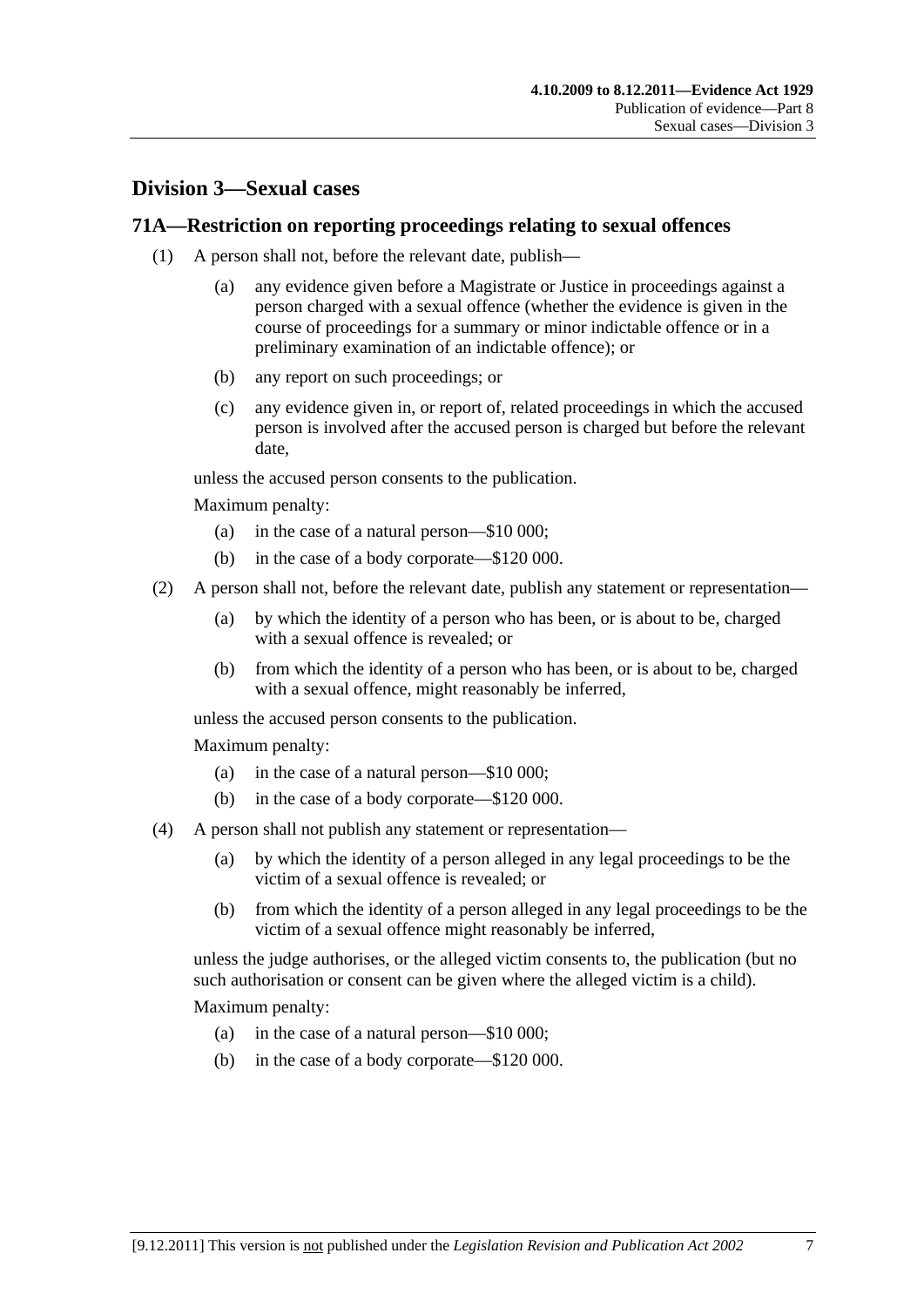## Division 3—Sexual cases

### 71A—Restriction on reporting proceedings relating to sexual offences

(1) A person shall not, before the relevant date, publish—

- (a) any evidence given before a Magistrate or Justice in proceedings against a person charged with a sexual offence (whether the evidence is given in the course of proceedings for a summary or minor indictable offence or in a preliminary examination of an indictable offence); or
- (b) any report on such proceedings; or
- (c) any evidence given in, or report of, related proceedings in which the accused person is involved after the accused person is charged but before the relevant date,

unless the accused person consents to the publication.

Maximum penalty:

- (a) in the case of a natural person—$10 000;
- (b) in the case of a body corporate—$120 000.

(2) A person shall not, before the relevant date, publish any statement or representation—

- (a) by which the identity of a person who has been, or is about to be, charged with a sexual offence is revealed; or
- (b) from which the identity of a person who has been, or is about to be, charged with a sexual offence, might reasonably be inferred,

unless the accused person consents to the publication.

Maximum penalty:

- (a) in the case of a natural person—$10 000;
- (b) in the case of a body corporate—$120 000.

(4) A person shall not publish any statement or representation—

- (a) by which the identity of a person alleged in any legal proceedings to be the victim of a sexual offence is revealed; or
- (b) from which the identity of a person alleged in any legal proceedings to be the victim of a sexual offence might reasonably be inferred,

unless the judge authorises, or the alleged victim consents to, the publication (but no such authorisation or consent can be given where the alleged victim is a child).

Maximum penalty:

- (a) in the case of a natural person—$10 000;
- (b) in the case of a body corporate—$120 000.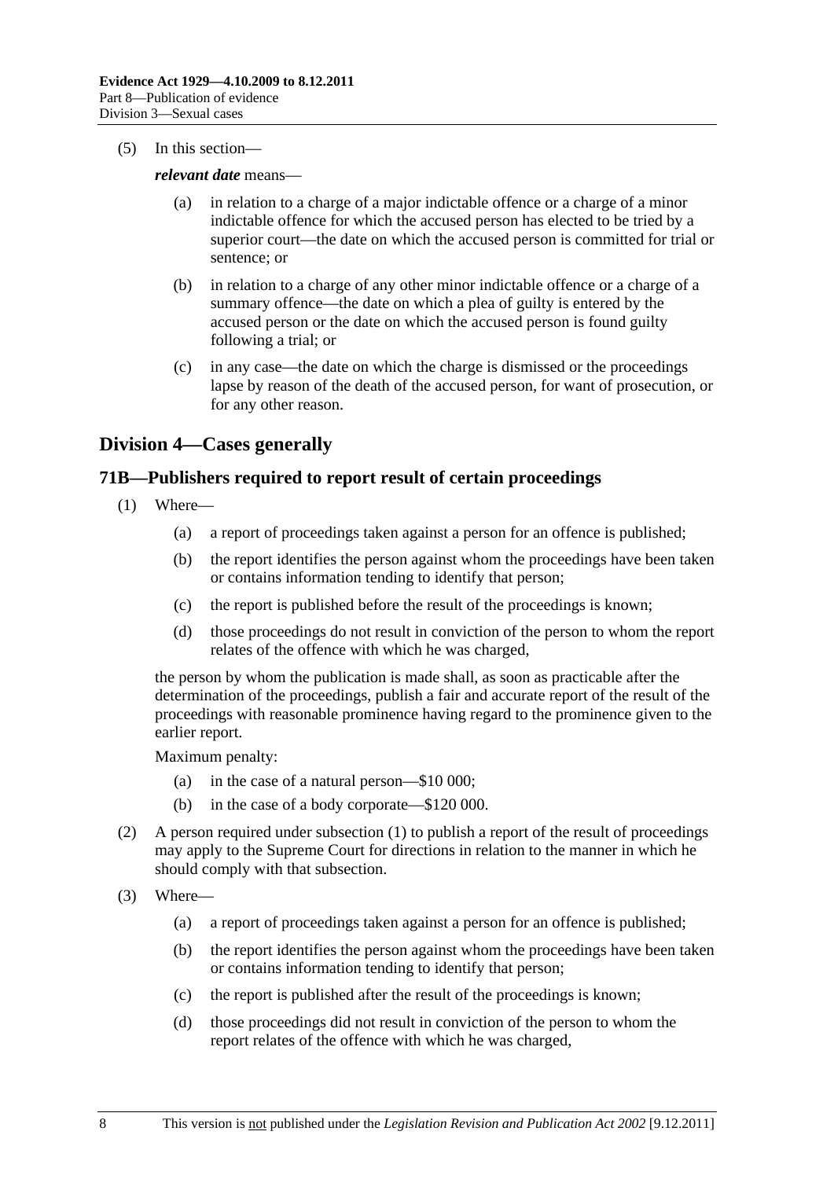(5) In this section—

***relevant date*** means—

(a) in relation to a charge of a major indictable offence or a charge of a minor indictable offence for which the accused person has elected to be tried by a superior court—the date on which the accused person is committed for trial or sentence; or

(b) in relation to a charge of any other minor indictable offence or a charge of a summary offence—the date on which a plea of guilty is entered by the accused person or the date on which the accused person is found guilty following a trial; or

(c) in any case—the date on which the charge is dismissed or the proceedings lapse by reason of the death of the accused person, for want of prosecution, or for any other reason.

## Division 4—Cases generally

### 71B—Publishers required to report result of certain proceedings

(1) Where—

(a) a report of proceedings taken against a person for an offence is published;

(b) the report identifies the person against whom the proceedings have been taken or contains information tending to identify that person;

(c) the report is published before the result of the proceedings is known;

(d) those proceedings do not result in conviction of the person to whom the report relates of the offence with which he was charged,

the person by whom the publication is made shall, as soon as practicable after the determination of the proceedings, publish a fair and accurate report of the result of the proceedings with reasonable prominence having regard to the prominence given to the earlier report.

Maximum penalty:

(a) in the case of a natural person—$10 000;

(b) in the case of a body corporate—$120 000.

(2) A person required under subsection (1) to publish a report of the result of proceedings may apply to the Supreme Court for directions in relation to the manner in which he should comply with that subsection.

(3) Where—

(a) a report of proceedings taken against a person for an offence is published;

(b) the report identifies the person against whom the proceedings have been taken or contains information tending to identify that person;

(c) the report is published after the result of the proceedings is known;

(d) those proceedings did not result in conviction of the person to whom the report relates of the offence with which he was charged,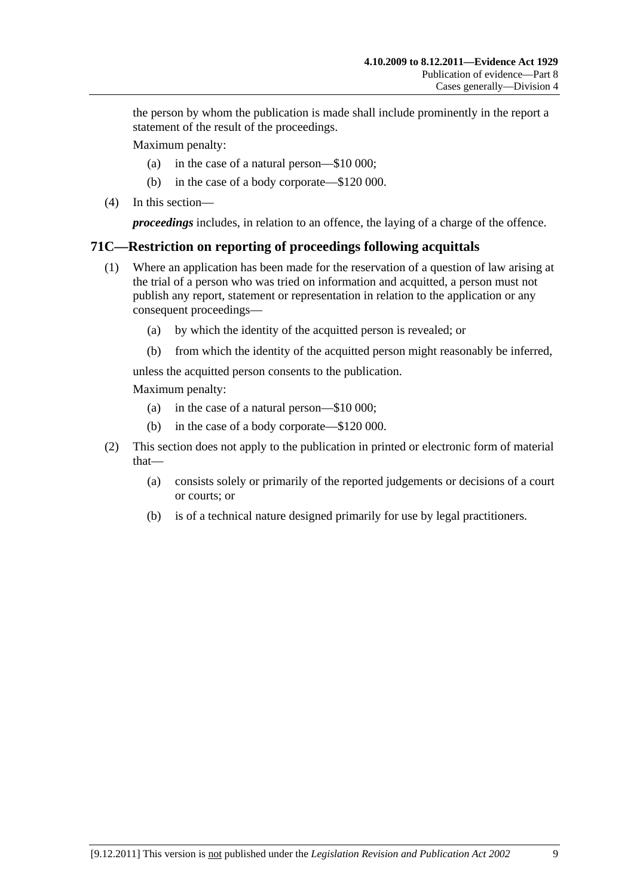the person by whom the publication is made shall include prominently in the report a statement of the result of the proceedings.

Maximum penalty:

(a) in the case of a natural person—$10 000;

(b) in the case of a body corporate—$120 000.

(4) In this section—

***proceedings*** includes, in relation to an offence, the laying of a charge of the offence.

## 71C—Restriction on reporting of proceedings following acquittals

(1) Where an application has been made for the reservation of a question of law arising at the trial of a person who was tried on information and acquitted, a person must not publish any report, statement or representation in relation to the application or any consequent proceedings—

(a) by which the identity of the acquitted person is revealed; or

(b) from which the identity of the acquitted person might reasonably be inferred,

unless the acquitted person consents to the publication.

Maximum penalty:

(a) in the case of a natural person—$10 000;

(b) in the case of a body corporate—$120 000.

(2) This section does not apply to the publication in printed or electronic form of material that—

(a) consists solely or primarily of the reported judgements or decisions of a court or courts; or

(b) is of a technical nature designed primarily for use by legal practitioners.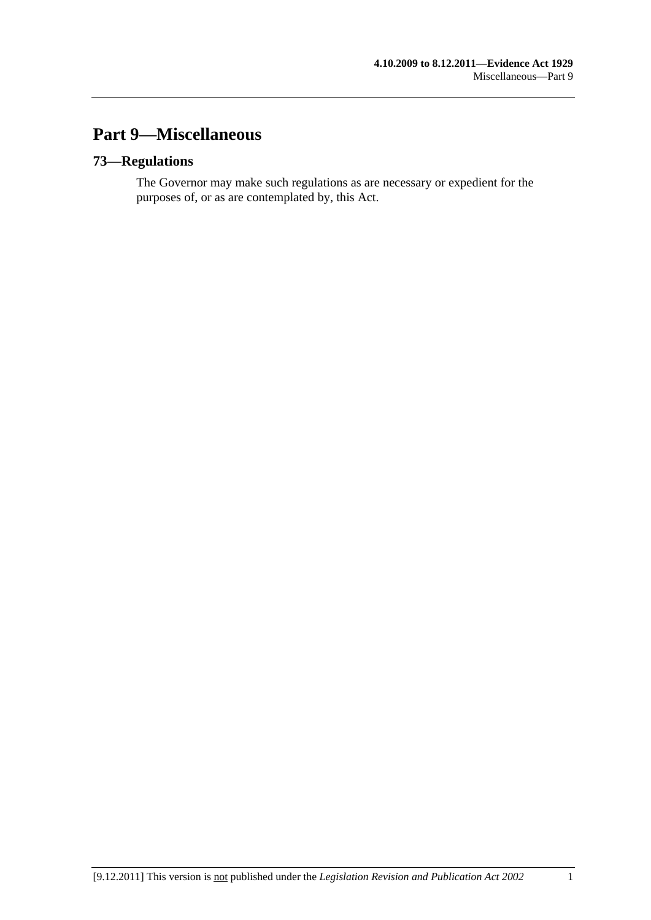# Part 9—Miscellaneous

## 73—Regulations

The Governor may make such regulations as are necessary or expedient for the purposes of, or as are contemplated by, this Act.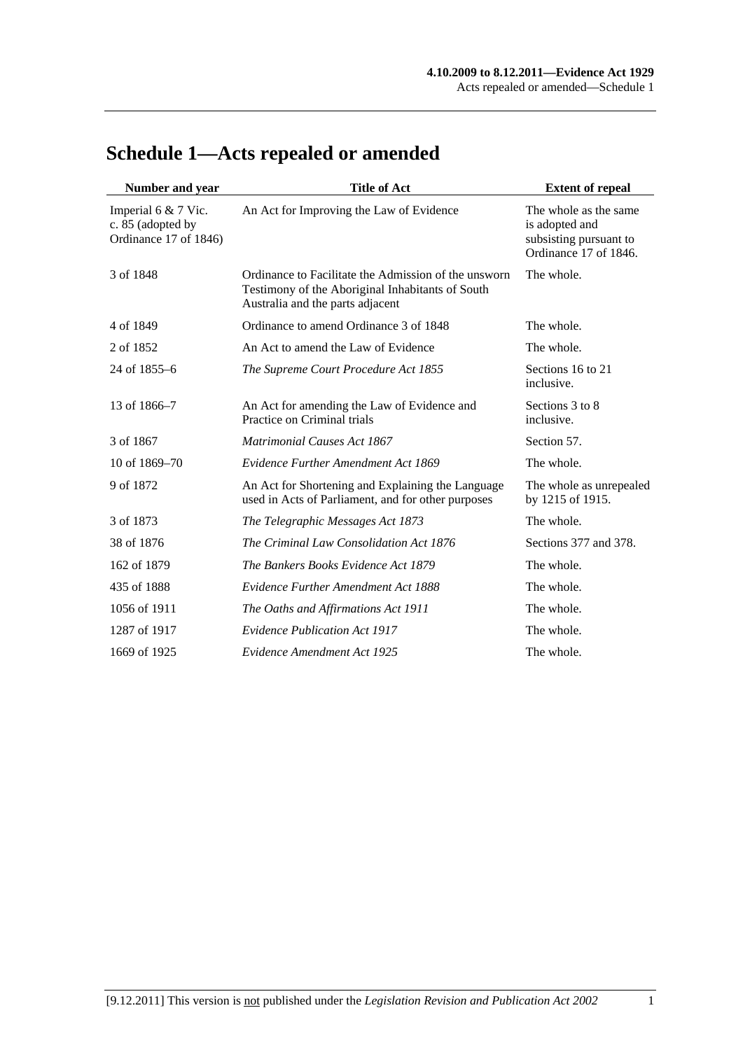# Schedule 1—Acts repealed or amended

| Number and year | Title of Act | Extent of repeal |
|---|---|---|
| Imperial 6 & 7 Vic. c. 85 (adopted by Ordinance 17 of 1846) | An Act for Improving the Law of Evidence | The whole as the same is adopted and subsisting pursuant to Ordinance 17 of 1846. |
| 3 of 1848 | Ordinance to Facilitate the Admission of the unsworn Testimony of the Aboriginal Inhabitants of South Australia and the parts adjacent | The whole. |
| 4 of 1849 | Ordinance to amend Ordinance 3 of 1848 | The whole. |
| 2 of 1852 | An Act to amend the Law of Evidence | The whole. |
| 24 of 1855–6 | *The Supreme Court Procedure Act 1855* | Sections 16 to 21 inclusive. |
| 13 of 1866–7 | An Act for amending the Law of Evidence and Practice on Criminal trials | Sections 3 to 8 inclusive. |
| 3 of 1867 | *Matrimonial Causes Act 1867* | Section 57. |
| 10 of 1869–70 | *Evidence Further Amendment Act 1869* | The whole. |
| 9 of 1872 | An Act for Shortening and Explaining the Language used in Acts of Parliament, and for other purposes | The whole as unrepealed by 1215 of 1915. |
| 3 of 1873 | *The Telegraphic Messages Act 1873* | The whole. |
| 38 of 1876 | *The Criminal Law Consolidation Act 1876* | Sections 377 and 378. |
| 162 of 1879 | *The Bankers Books Evidence Act 1879* | The whole. |
| 435 of 1888 | *Evidence Further Amendment Act 1888* | The whole. |
| 1056 of 1911 | *The Oaths and Affirmations Act 1911* | The whole. |
| 1287 of 1917 | *Evidence Publication Act 1917* | The whole. |
| 1669 of 1925 | *Evidence Amendment Act 1925* | The whole. |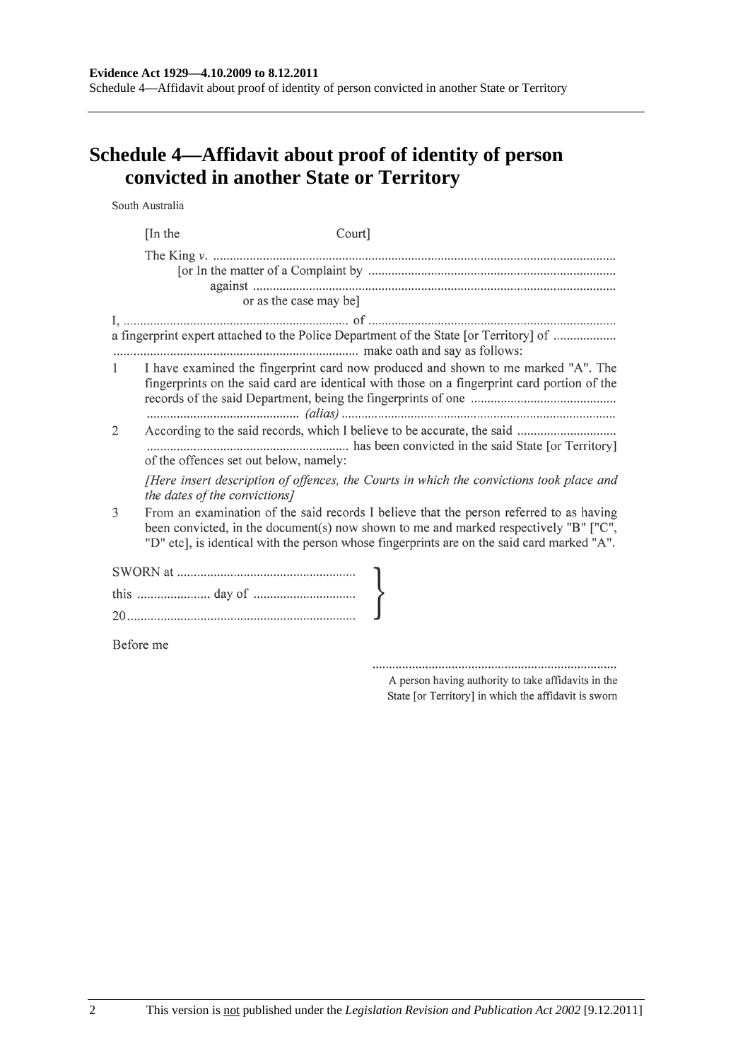# Schedule 4—Affidavit about proof of identity of person convicted in another State or Territory

South Australia

[In the Court]

The King *v.* ........................................................................................................................

[or In the matter of a Complaint by ..........................................................................

against ............................................................................................................

or as the case may be]

I, .................................................................... of ..........................................................................

a fingerprint expert attached to the Police Department of the State [or Territory] of ...................

.......................................................................... make oath and say as follows:

1 I have examined the fingerprint card now produced and shown to me marked "A". The fingerprints on the said card are identical with those on a fingerprint card portion of the records of the said Department, being the fingerprints of one ............................................ .............................................. *(alias)* ..................................................................................

2 According to the said records, which I believe to be accurate, the said .............................. ............................................................ has been convicted in the said State [or Territory] of the offences set out below, namely:

*[Here insert description of offences, the Courts in which the convictions took place and the dates of the convictions]*

3 From an examination of the said records I believe that the person referred to as having been convicted, in the document(s) now shown to me and marked respectively "B" ["C", "D" etc], is identical with the person whose fingerprints are on the said card marked "A".

SWORN at .....................................................

this ...................... day of ..............................

20....................................................................

Before me

.........................................................................

A person having authority to take affidavits in the State [or Territory] in which the affidavit is sworn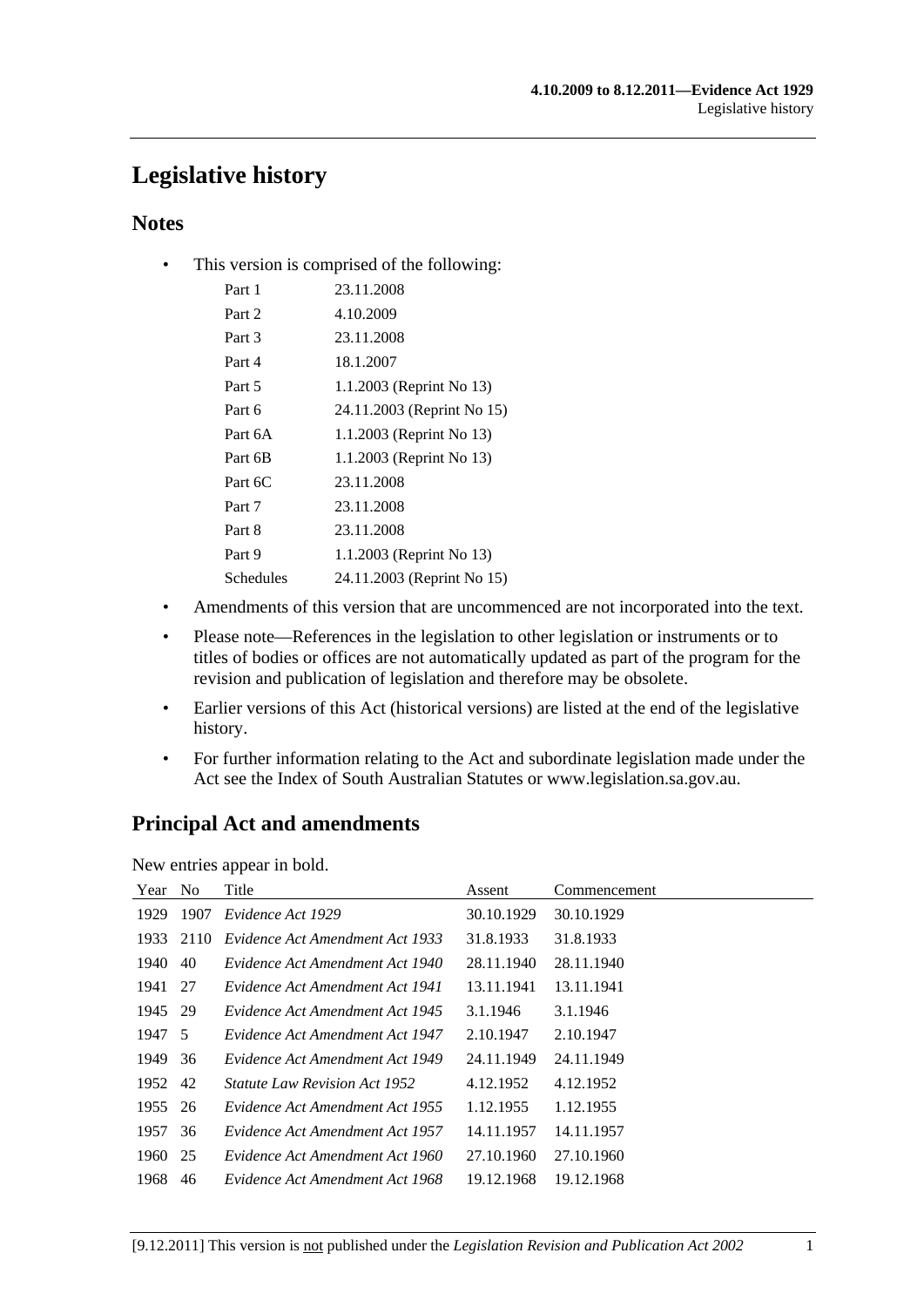# Legislative history

## Notes

- This version is comprised of the following:

| | |
|---|---|
| Part 1 | 23.11.2008 |
| Part 2 | 4.10.2009 |
| Part 3 | 23.11.2008 |
| Part 4 | 18.1.2007 |
| Part 5 | 1.1.2003 (Reprint No 13) |
| Part 6 | 24.11.2003 (Reprint No 15) |
| Part 6A | 1.1.2003 (Reprint No 13) |
| Part 6B | 1.1.2003 (Reprint No 13) |
| Part 6C | 23.11.2008 |
| Part 7 | 23.11.2008 |
| Part 8 | 23.11.2008 |
| Part 9 | 1.1.2003 (Reprint No 13) |
| Schedules | 24.11.2003 (Reprint No 15) |

- Amendments of this version that are uncommenced are not incorporated into the text.
- Please note—References in the legislation to other legislation or instruments or to titles of bodies or offices are not automatically updated as part of the program for the revision and publication of legislation and therefore may be obsolete.
- Earlier versions of this Act (historical versions) are listed at the end of the legislative history.
- For further information relating to the Act and subordinate legislation made under the Act see the Index of South Australian Statutes or www.legislation.sa.gov.au.

## Principal Act and amendments

New entries appear in bold.

| Year | No | Title | Assent | Commencement |
|---|---|---|---|---|
| 1929 | 1907 | *Evidence Act 1929* | 30.10.1929 | 30.10.1929 |
| 1933 | 2110 | *Evidence Act Amendment Act 1933* | 31.8.1933 | 31.8.1933 |
| 1940 | 40 | *Evidence Act Amendment Act 1940* | 28.11.1940 | 28.11.1940 |
| 1941 | 27 | *Evidence Act Amendment Act 1941* | 13.11.1941 | 13.11.1941 |
| 1945 | 29 | *Evidence Act Amendment Act 1945* | 3.1.1946 | 3.1.1946 |
| 1947 | 5 | *Evidence Act Amendment Act 1947* | 2.10.1947 | 2.10.1947 |
| 1949 | 36 | *Evidence Act Amendment Act 1949* | 24.11.1949 | 24.11.1949 |
| 1952 | 42 | *Statute Law Revision Act 1952* | 4.12.1952 | 4.12.1952 |
| 1955 | 26 | *Evidence Act Amendment Act 1955* | 1.12.1955 | 1.12.1955 |
| 1957 | 36 | *Evidence Act Amendment Act 1957* | 14.11.1957 | 14.11.1957 |
| 1960 | 25 | *Evidence Act Amendment Act 1960* | 27.10.1960 | 27.10.1960 |
| 1968 | 46 | *Evidence Act Amendment Act 1968* | 19.12.1968 | 19.12.1968 |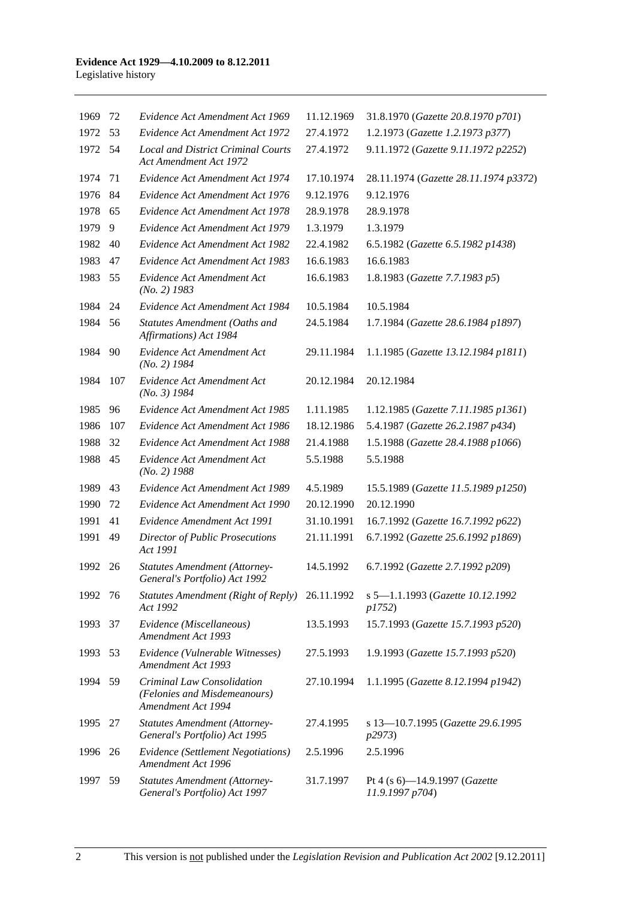| 1969 | 72 | *Evidence Act Amendment Act 1969* | 11.12.1969 | 31.8.1970 (*Gazette 20.8.1970 p701*) |
|---|---|---|---|---|
| 1972 | 53 | *Evidence Act Amendment Act 1972* | 27.4.1972 | 1.2.1973 (*Gazette 1.2.1973 p377*) |
| 1972 | 54 | *Local and District Criminal Courts Act Amendment Act 1972* | 27.4.1972 | 9.11.1972 (*Gazette 9.11.1972 p2252*) |
| 1974 | 71 | *Evidence Act Amendment Act 1974* | 17.10.1974 | 28.11.1974 (*Gazette 28.11.1974 p3372*) |
| 1976 | 84 | *Evidence Act Amendment Act 1976* | 9.12.1976 | 9.12.1976 |
| 1978 | 65 | *Evidence Act Amendment Act 1978* | 28.9.1978 | 28.9.1978 |
| 1979 | 9 | *Evidence Act Amendment Act 1979* | 1.3.1979 | 1.3.1979 |
| 1982 | 40 | *Evidence Act Amendment Act 1982* | 22.4.1982 | 6.5.1982 (*Gazette 6.5.1982 p1438*) |
| 1983 | 47 | *Evidence Act Amendment Act 1983* | 16.6.1983 | 16.6.1983 |
| 1983 | 55 | *Evidence Act Amendment Act (No. 2) 1983* | 16.6.1983 | 1.8.1983 (*Gazette 7.7.1983 p5*) |
| 1984 | 24 | *Evidence Act Amendment Act 1984* | 10.5.1984 | 10.5.1984 |
| 1984 | 56 | *Statutes Amendment (Oaths and Affirmations) Act 1984* | 24.5.1984 | 1.7.1984 (*Gazette 28.6.1984 p1897*) |
| 1984 | 90 | *Evidence Act Amendment Act (No. 2) 1984* | 29.11.1984 | 1.1.1985 (*Gazette 13.12.1984 p1811*) |
| 1984 | 107 | *Evidence Act Amendment Act (No. 3) 1984* | 20.12.1984 | 20.12.1984 |
| 1985 | 96 | *Evidence Act Amendment Act 1985* | 1.11.1985 | 1.12.1985 (*Gazette 7.11.1985 p1361*) |
| 1986 | 107 | *Evidence Act Amendment Act 1986* | 18.12.1986 | 5.4.1987 (*Gazette 26.2.1987 p434*) |
| 1988 | 32 | *Evidence Act Amendment Act 1988* | 21.4.1988 | 1.5.1988 (*Gazette 28.4.1988 p1066*) |
| 1988 | 45 | *Evidence Act Amendment Act (No. 2) 1988* | 5.5.1988 | 5.5.1988 |
| 1989 | 43 | *Evidence Act Amendment Act 1989* | 4.5.1989 | 15.5.1989 (*Gazette 11.5.1989 p1250*) |
| 1990 | 72 | *Evidence Act Amendment Act 1990* | 20.12.1990 | 20.12.1990 |
| 1991 | 41 | *Evidence Amendment Act 1991* | 31.10.1991 | 16.7.1992 (*Gazette 16.7.1992 p622*) |
| 1991 | 49 | *Director of Public Prosecutions Act 1991* | 21.11.1991 | 6.7.1992 (*Gazette 25.6.1992 p1869*) |
| 1992 | 26 | *Statutes Amendment (Attorney-General's Portfolio) Act 1992* | 14.5.1992 | 6.7.1992 (*Gazette 2.7.1992 p209*) |
| 1992 | 76 | *Statutes Amendment (Right of Reply) Act 1992* | 26.11.1992 | s 5—1.1.1993 (*Gazette 10.12.1992 p1752*) |
| 1993 | 37 | *Evidence (Miscellaneous) Amendment Act 1993* | 13.5.1993 | 15.7.1993 (*Gazette 15.7.1993 p520*) |
| 1993 | 53 | *Evidence (Vulnerable Witnesses) Amendment Act 1993* | 27.5.1993 | 1.9.1993 (*Gazette 15.7.1993 p520*) |
| 1994 | 59 | *Criminal Law Consolidation (Felonies and Misdemeanours) Amendment Act 1994* | 27.10.1994 | 1.1.1995 (*Gazette 8.12.1994 p1942*) |
| 1995 | 27 | *Statutes Amendment (Attorney-General's Portfolio) Act 1995* | 27.4.1995 | s 13—10.7.1995 (*Gazette 29.6.1995 p2973*) |
| 1996 | 26 | *Evidence (Settlement Negotiations) Amendment Act 1996* | 2.5.1996 | 2.5.1996 |
| 1997 | 59 | *Statutes Amendment (Attorney-General's Portfolio) Act 1997* | 31.7.1997 | Pt 4 (s 6)—14.9.1997 (*Gazette 11.9.1997 p704*) |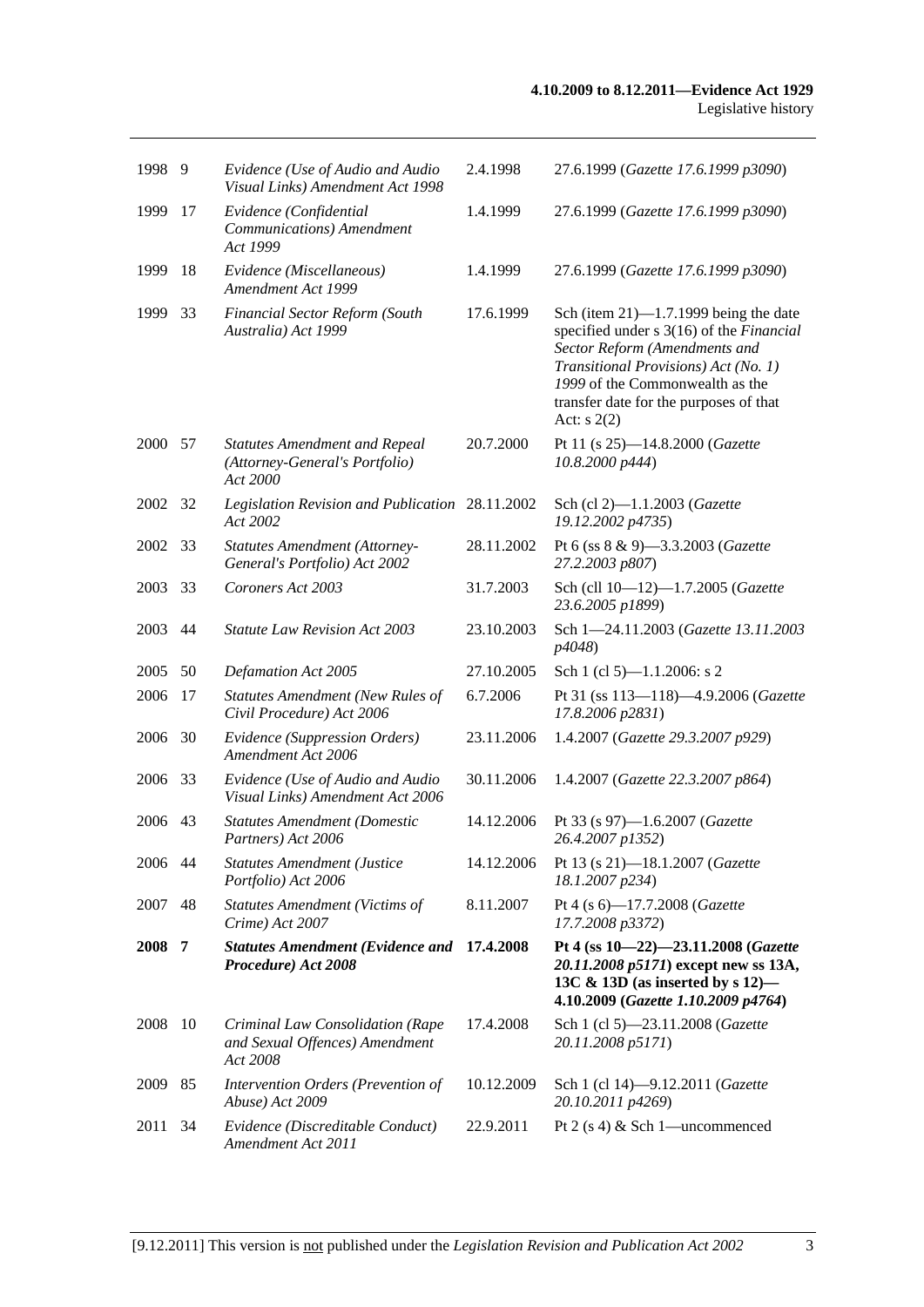| | | | | |
|---|---|---|---|---|
| 1998 | 9 | *Evidence (Use of Audio and Audio Visual Links) Amendment Act 1998* | 2.4.1998 | 27.6.1999 (*Gazette 17.6.1999 p3090*) |
| 1999 | 17 | *Evidence (Confidential Communications) Amendment Act 1999* | 1.4.1999 | 27.6.1999 (*Gazette 17.6.1999 p3090*) |
| 1999 | 18 | *Evidence (Miscellaneous) Amendment Act 1999* | 1.4.1999 | 27.6.1999 (*Gazette 17.6.1999 p3090*) |
| 1999 | 33 | *Financial Sector Reform (South Australia) Act 1999* | 17.6.1999 | Sch (item 21)—1.7.1999 being the date specified under s 3(16) of the *Financial Sector Reform (Amendments and Transitional Provisions) Act (No. 1) 1999* of the Commonwealth as the transfer date for the purposes of that Act: s 2(2) |
| 2000 | 57 | *Statutes Amendment and Repeal (Attorney-General's Portfolio) Act 2000* | 20.7.2000 | Pt 11 (s 25)—14.8.2000 (*Gazette 10.8.2000 p444*) |
| 2002 | 32 | *Legislation Revision and Publication Act 2002* | 28.11.2002 | Sch (cl 2)—1.1.2003 (*Gazette 19.12.2002 p4735*) |
| 2002 | 33 | *Statutes Amendment (Attorney-General's Portfolio) Act 2002* | 28.11.2002 | Pt 6 (ss 8 & 9)—3.3.2003 (*Gazette 27.2.2003 p807*) |
| 2003 | 33 | *Coroners Act 2003* | 31.7.2003 | Sch (cll 10—12)—1.7.2005 (*Gazette 23.6.2005 p1899*) |
| 2003 | 44 | *Statute Law Revision Act 2003* | 23.10.2003 | Sch 1—24.11.2003 (*Gazette 13.11.2003 p4048*) |
| 2005 | 50 | *Defamation Act 2005* | 27.10.2005 | Sch 1 (cl 5)—1.1.2006: s 2 |
| 2006 | 17 | *Statutes Amendment (New Rules of Civil Procedure) Act 2006* | 6.7.2006 | Pt 31 (ss 113—118)—4.9.2006 (*Gazette 17.8.2006 p2831*) |
| 2006 | 30 | *Evidence (Suppression Orders) Amendment Act 2006* | 23.11.2006 | 1.4.2007 (*Gazette 29.3.2007 p929*) |
| 2006 | 33 | *Evidence (Use of Audio and Audio Visual Links) Amendment Act 2006* | 30.11.2006 | 1.4.2007 (*Gazette 22.3.2007 p864*) |
| 2006 | 43 | *Statutes Amendment (Domestic Partners) Act 2006* | 14.12.2006 | Pt 33 (s 97)—1.6.2007 (*Gazette 26.4.2007 p1352*) |
| 2006 | 44 | *Statutes Amendment (Justice Portfolio) Act 2006* | 14.12.2006 | Pt 13 (s 21)—18.1.2007 (*Gazette 18.1.2007 p234*) |
| 2007 | 48 | *Statutes Amendment (Victims of Crime) Act 2007* | 8.11.2007 | Pt 4 (s 6)—17.7.2008 (*Gazette 17.7.2008 p3372*) |
| **2008** | **7** | ***Statutes Amendment (Evidence and Procedure) Act 2008*** | **17.4.2008** | **Pt 4 (ss 10—22)—23.11.2008 (*Gazette 20.11.2008 p5171*) except new ss 13A, 13C & 13D (as inserted by s 12)—4.10.2009 (*Gazette 1.10.2009 p4764*)** |
| 2008 | 10 | *Criminal Law Consolidation (Rape and Sexual Offences) Amendment Act 2008* | 17.4.2008 | Sch 1 (cl 5)—23.11.2008 (*Gazette 20.11.2008 p5171*) |
| 2009 | 85 | *Intervention Orders (Prevention of Abuse) Act 2009* | 10.12.2009 | Sch 1 (cl 14)—9.12.2011 (*Gazette 20.10.2011 p4269*) |
| 2011 | 34 | *Evidence (Discreditable Conduct) Amendment Act 2011* | 22.9.2011 | Pt 2 (s 4) & Sch 1—uncommenced |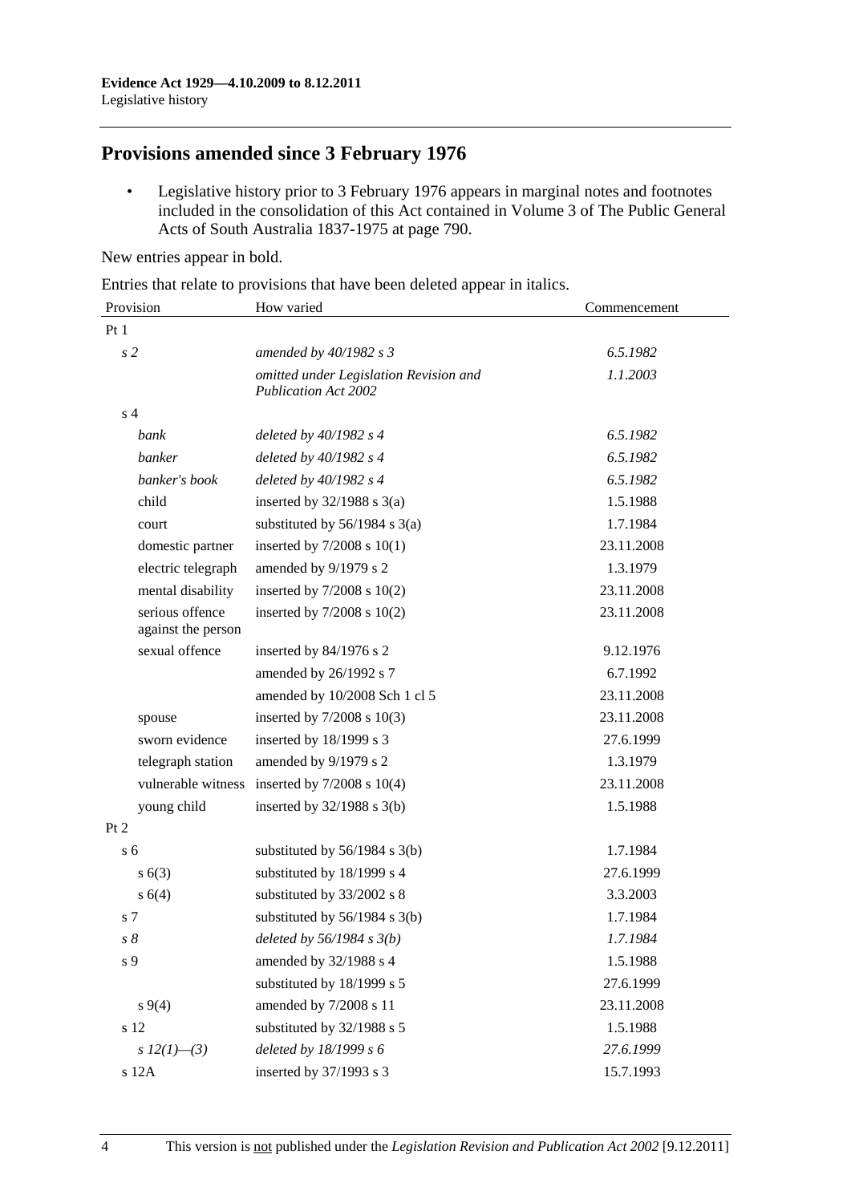## Provisions amended since 3 February 1976

- Legislative history prior to 3 February 1976 appears in marginal notes and footnotes included in the consolidation of this Act contained in Volume 3 of The Public General Acts of South Australia 1837-1975 at page 790.

New entries appear in bold.

Entries that relate to provisions that have been deleted appear in italics.

| Provision | How varied | Commencement |
|---|---|---|
| Pt 1 | | |
| *s 2* | *amended by 40/1982 s 3* | *6.5.1982* |
| | *omitted under Legislation Revision and Publication Act 2002* | *1.1.2003* |
| s 4 | | |
| *bank* | *deleted by 40/1982 s 4* | *6.5.1982* |
| *banker* | *deleted by 40/1982 s 4* | *6.5.1982* |
| *banker's book* | *deleted by 40/1982 s 4* | *6.5.1982* |
| child | inserted by 32/1988 s 3(a) | 1.5.1988 |
| court | substituted by 56/1984 s 3(a) | 1.7.1984 |
| domestic partner | inserted by 7/2008 s 10(1) | 23.11.2008 |
| electric telegraph | amended by 9/1979 s 2 | 1.3.1979 |
| mental disability | inserted by 7/2008 s 10(2) | 23.11.2008 |
| serious offence against the person | inserted by 7/2008 s 10(2) | 23.11.2008 |
| sexual offence | inserted by 84/1976 s 2 | 9.12.1976 |
| | amended by 26/1992 s 7 | 6.7.1992 |
| | amended by 10/2008 Sch 1 cl 5 | 23.11.2008 |
| spouse | inserted by 7/2008 s 10(3) | 23.11.2008 |
| sworn evidence | inserted by 18/1999 s 3 | 27.6.1999 |
| telegraph station | amended by 9/1979 s 2 | 1.3.1979 |
| vulnerable witness | inserted by 7/2008 s 10(4) | 23.11.2008 |
| young child | inserted by 32/1988 s 3(b) | 1.5.1988 |
| Pt 2 | | |
| s 6 | substituted by 56/1984 s 3(b) | 1.7.1984 |
| s 6(3) | substituted by 18/1999 s 4 | 27.6.1999 |
| s 6(4) | substituted by 33/2002 s 8 | 3.3.2003 |
| s 7 | substituted by 56/1984 s 3(b) | 1.7.1984 |
| *s 8* | *deleted by 56/1984 s 3(b)* | *1.7.1984* |
| s 9 | amended by 32/1988 s 4 | 1.5.1988 |
| | substituted by 18/1999 s 5 | 27.6.1999 |
| s 9(4) | amended by 7/2008 s 11 | 23.11.2008 |
| s 12 | substituted by 32/1988 s 5 | 1.5.1988 |
| *s 12(1)—(3)* | *deleted by 18/1999 s 6* | *27.6.1999* |
| s 12A | inserted by 37/1993 s 3 | 15.7.1993 |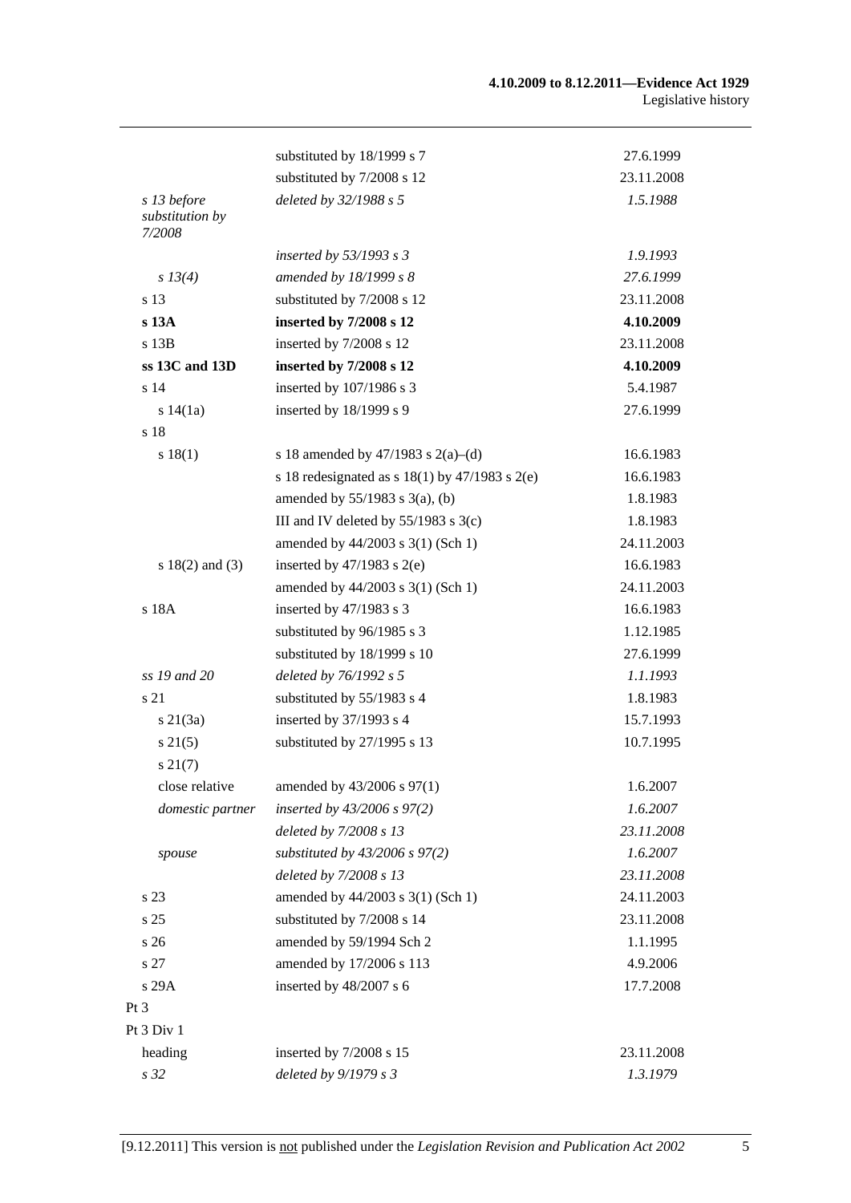| | | |
|---|---|---|
| | substituted by 18/1999 s 7 | 27.6.1999 |
| | substituted by 7/2008 s 12 | 23.11.2008 |
| *s 13 before substitution by 7/2008* | *deleted by 32/1988 s 5* | *1.5.1988* |
| | *inserted by 53/1993 s 3* | *1.9.1993* |
| *s 13(4)* | *amended by 18/1999 s 8* | *27.6.1999* |
| s 13 | substituted by 7/2008 s 12 | 23.11.2008 |
| **s 13A** | **inserted by 7/2008 s 12** | **4.10.2009** |
| s 13B | inserted by 7/2008 s 12 | 23.11.2008 |
| **ss 13C and 13D** | **inserted by 7/2008 s 12** | **4.10.2009** |
| s 14 | inserted by 107/1986 s 3 | 5.4.1987 |
| s 14(1a) | inserted by 18/1999 s 9 | 27.6.1999 |
| s 18 | | |
| s 18(1) | s 18 amended by 47/1983 s 2(a)–(d) | 16.6.1983 |
| | s 18 redesignated as s 18(1) by 47/1983 s 2(e) | 16.6.1983 |
| | amended by 55/1983 s 3(a), (b) | 1.8.1983 |
| | III and IV deleted by 55/1983 s 3(c) | 1.8.1983 |
| | amended by 44/2003 s 3(1) (Sch 1) | 24.11.2003 |
| s 18(2) and (3) | inserted by 47/1983 s 2(e) | 16.6.1983 |
| | amended by 44/2003 s 3(1) (Sch 1) | 24.11.2003 |
| s 18A | inserted by 47/1983 s 3 | 16.6.1983 |
| | substituted by 96/1985 s 3 | 1.12.1985 |
| | substituted by 18/1999 s 10 | 27.6.1999 |
| *ss 19 and 20* | *deleted by 76/1992 s 5* | *1.1.1993* |
| s 21 | substituted by 55/1983 s 4 | 1.8.1983 |
| s 21(3a) | inserted by 37/1993 s 4 | 15.7.1993 |
| s 21(5) | substituted by 27/1995 s 13 | 10.7.1995 |
| s 21(7) | | |
| close relative | amended by 43/2006 s 97(1) | 1.6.2007 |
| *domestic partner* | *inserted by 43/2006 s 97(2)* | *1.6.2007* |
| | *deleted by 7/2008 s 13* | *23.11.2008* |
| *spouse* | *substituted by 43/2006 s 97(2)* | *1.6.2007* |
| | *deleted by 7/2008 s 13* | *23.11.2008* |
| s 23 | amended by 44/2003 s 3(1) (Sch 1) | 24.11.2003 |
| s 25 | substituted by 7/2008 s 14 | 23.11.2008 |
| s 26 | amended by 59/1994 Sch 2 | 1.1.1995 |
| s 27 | amended by 17/2006 s 113 | 4.9.2006 |
| s 29A | inserted by 48/2007 s 6 | 17.7.2008 |
| Pt 3 | | |
| Pt 3 Div 1 | | |
| heading | inserted by 7/2008 s 15 | 23.11.2008 |
| *s 32* | *deleted by 9/1979 s 3* | *1.3.1979* |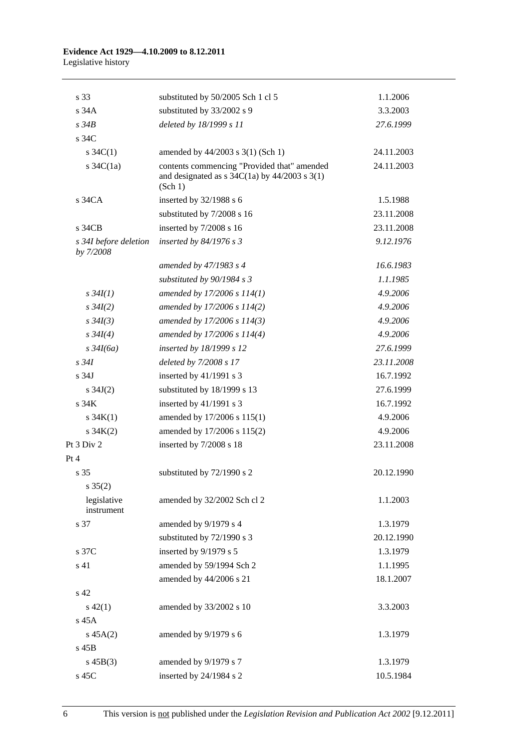| | | |
|---|---|---|
| s 33 | substituted by 50/2005 Sch 1 cl 5 | 1.1.2006 |
| s 34A | substituted by 33/2002 s 9 | 3.3.2003 |
| *s 34B* | *deleted by 18/1999 s 11* | *27.6.1999* |
| s 34C | | |
| s 34C(1) | amended by 44/2003 s 3(1) (Sch 1) | 24.11.2003 |
| s 34C(1a) | contents commencing "Provided that" amended and designated as s 34C(1a) by 44/2003 s 3(1) (Sch 1) | 24.11.2003 |
| s 34CA | inserted by 32/1988 s 6 | 1.5.1988 |
| | substituted by 7/2008 s 16 | 23.11.2008 |
| s 34CB | inserted by 7/2008 s 16 | 23.11.2008 |
| *s 34I before deletion by 7/2008* | *inserted by 84/1976 s 3* | *9.12.1976* |
| | *amended by 47/1983 s 4* | *16.6.1983* |
| | *substituted by 90/1984 s 3* | *1.1.1985* |
| *s 34I(1)* | *amended by 17/2006 s 114(1)* | *4.9.2006* |
| *s 34I(2)* | *amended by 17/2006 s 114(2)* | *4.9.2006* |
| *s 34I(3)* | *amended by 17/2006 s 114(3)* | *4.9.2006* |
| *s 34I(4)* | *amended by 17/2006 s 114(4)* | *4.9.2006* |
| *s 34I(6a)* | *inserted by 18/1999 s 12* | *27.6.1999* |
| *s 34I* | *deleted by 7/2008 s 17* | *23.11.2008* |
| s 34J | inserted by 41/1991 s 3 | 16.7.1992 |
| s 34J(2) | substituted by 18/1999 s 13 | 27.6.1999 |
| s 34K | inserted by 41/1991 s 3 | 16.7.1992 |
| s 34K(1) | amended by 17/2006 s 115(1) | 4.9.2006 |
| s 34K(2) | amended by 17/2006 s 115(2) | 4.9.2006 |
| Pt 3 Div 2 | inserted by 7/2008 s 18 | 23.11.2008 |
| Pt 4 | | |
| s 35 | substituted by 72/1990 s 2 | 20.12.1990 |
| s 35(2) | | |
| legislative instrument | amended by 32/2002 Sch cl 2 | 1.1.2003 |
| s 37 | amended by 9/1979 s 4 | 1.3.1979 |
| | substituted by 72/1990 s 3 | 20.12.1990 |
| s 37C | inserted by 9/1979 s 5 | 1.3.1979 |
| s 41 | amended by 59/1994 Sch 2 | 1.1.1995 |
| | amended by 44/2006 s 21 | 18.1.2007 |
| s 42 | | |
| s 42(1) | amended by 33/2002 s 10 | 3.3.2003 |
| s 45A | | |
| s 45A(2) | amended by 9/1979 s 6 | 1.3.1979 |
| s 45B | | |
| s 45B(3) | amended by 9/1979 s 7 | 1.3.1979 |
| s 45C | inserted by 24/1984 s 2 | 10.5.1984 |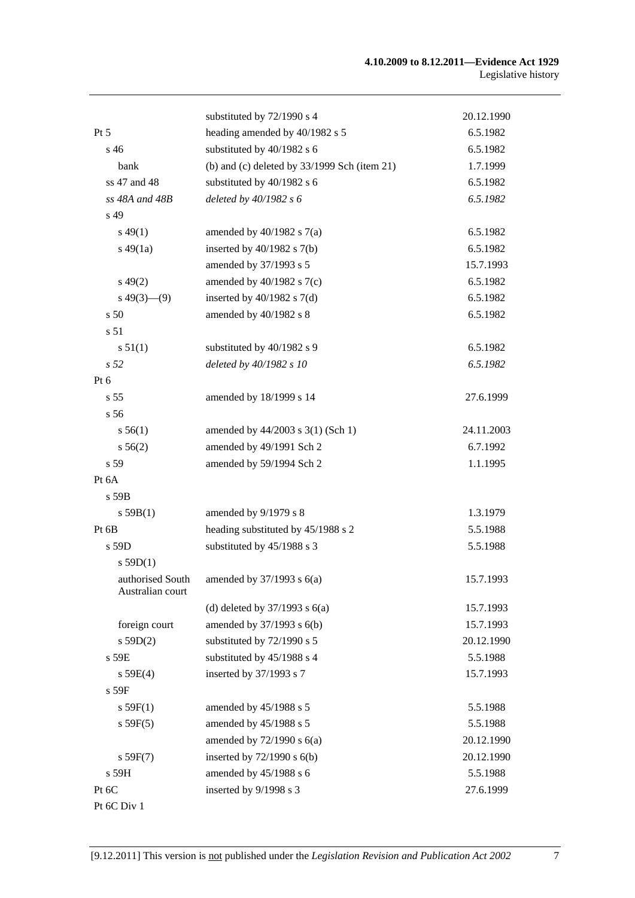| | | |
|---|---|---|
| | substituted by 72/1990 s 4 | 20.12.1990 |
| Pt 5 | heading amended by 40/1982 s 5 | 6.5.1982 |
| s 46 | substituted by 40/1982 s 6 | 6.5.1982 |
| bank | (b) and (c) deleted by 33/1999 Sch (item 21) | 1.7.1999 |
| ss 47 and 48 | substituted by 40/1982 s 6 | 6.5.1982 |
| *ss 48A and 48B* | *deleted by 40/1982 s 6* | *6.5.1982* |
| s 49 | | |
| s 49(1) | amended by 40/1982 s 7(a) | 6.5.1982 |
| s 49(1a) | inserted by 40/1982 s 7(b) | 6.5.1982 |
| | amended by 37/1993 s 5 | 15.7.1993 |
| s 49(2) | amended by 40/1982 s 7(c) | 6.5.1982 |
| s 49(3)—(9) | inserted by 40/1982 s 7(d) | 6.5.1982 |
| s 50 | amended by 40/1982 s 8 | 6.5.1982 |
| s 51 | | |
| s 51(1) | substituted by 40/1982 s 9 | 6.5.1982 |
| *s 52* | *deleted by 40/1982 s 10* | *6.5.1982* |
| Pt 6 | | |
| s 55 | amended by 18/1999 s 14 | 27.6.1999 |
| s 56 | | |
| s 56(1) | amended by 44/2003 s 3(1) (Sch 1) | 24.11.2003 |
| s 56(2) | amended by 49/1991 Sch 2 | 6.7.1992 |
| s 59 | amended by 59/1994 Sch 2 | 1.1.1995 |
| Pt 6A | | |
| s 59B | | |
| s 59B(1) | amended by 9/1979 s 8 | 1.3.1979 |
| Pt 6B | heading substituted by 45/1988 s 2 | 5.5.1988 |
| s 59D | substituted by 45/1988 s 3 | 5.5.1988 |
| s 59D(1) | | |
| authorised South Australian court | amended by 37/1993 s 6(a) | 15.7.1993 |
| | (d) deleted by 37/1993 s 6(a) | 15.7.1993 |
| foreign court | amended by 37/1993 s 6(b) | 15.7.1993 |
| s 59D(2) | substituted by 72/1990 s 5 | 20.12.1990 |
| s 59E | substituted by 45/1988 s 4 | 5.5.1988 |
| s 59E(4) | inserted by 37/1993 s 7 | 15.7.1993 |
| s 59F | | |
| s 59F(1) | amended by 45/1988 s 5 | 5.5.1988 |
| s 59F(5) | amended by 45/1988 s 5 | 5.5.1988 |
| | amended by 72/1990 s 6(a) | 20.12.1990 |
| s 59F(7) | inserted by 72/1990 s 6(b) | 20.12.1990 |
| s 59H | amended by 45/1988 s 6 | 5.5.1988 |
| Pt 6C | inserted by 9/1998 s 3 | 27.6.1999 |
| Pt 6C Div 1 | | |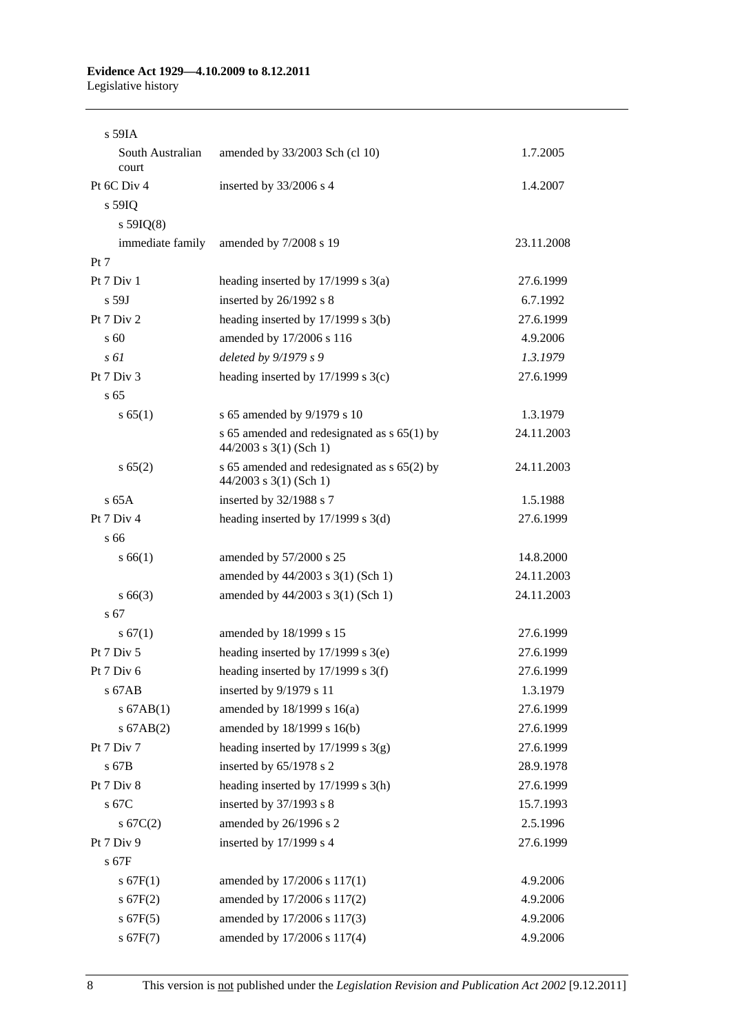| | | |
|---|---|---|
| s 59IA | | |
| South Australian court | amended by 33/2003 Sch (cl 10) | 1.7.2005 |
| Pt 6C Div 4 | inserted by 33/2006 s 4 | 1.4.2007 |
| s 59IQ | | |
| s 59IQ(8) | | |
| immediate family | amended by 7/2008 s 19 | 23.11.2008 |
| Pt 7 | | |
| Pt 7 Div 1 | heading inserted by 17/1999 s 3(a) | 27.6.1999 |
| s 59J | inserted by 26/1992 s 8 | 6.7.1992 |
| Pt 7 Div 2 | heading inserted by 17/1999 s 3(b) | 27.6.1999 |
| s 60 | amended by 17/2006 s 116 | 4.9.2006 |
| *s 61* | *deleted by 9/1979 s 9* | *1.3.1979* |
| Pt 7 Div 3 | heading inserted by 17/1999 s 3(c) | 27.6.1999 |
| s 65 | | |
| s 65(1) | s 65 amended by 9/1979 s 10 | 1.3.1979 |
| | s 65 amended and redesignated as s 65(1) by 44/2003 s 3(1) (Sch 1) | 24.11.2003 |
| s 65(2) | s 65 amended and redesignated as s 65(2) by 44/2003 s 3(1) (Sch 1) | 24.11.2003 |
| s 65A | inserted by 32/1988 s 7 | 1.5.1988 |
| Pt 7 Div 4 | heading inserted by 17/1999 s 3(d) | 27.6.1999 |
| s 66 | | |
| s 66(1) | amended by 57/2000 s 25 | 14.8.2000 |
| | amended by 44/2003 s 3(1) (Sch 1) | 24.11.2003 |
| s 66(3) | amended by 44/2003 s 3(1) (Sch 1) | 24.11.2003 |
| s 67 | | |
| s 67(1) | amended by 18/1999 s 15 | 27.6.1999 |
| Pt 7 Div 5 | heading inserted by 17/1999 s 3(e) | 27.6.1999 |
| Pt 7 Div 6 | heading inserted by 17/1999 s 3(f) | 27.6.1999 |
| s 67AB | inserted by 9/1979 s 11 | 1.3.1979 |
| s 67AB(1) | amended by 18/1999 s 16(a) | 27.6.1999 |
| s 67AB(2) | amended by 18/1999 s 16(b) | 27.6.1999 |
| Pt 7 Div 7 | heading inserted by 17/1999 s 3(g) | 27.6.1999 |
| s 67B | inserted by 65/1978 s 2 | 28.9.1978 |
| Pt 7 Div 8 | heading inserted by 17/1999 s 3(h) | 27.6.1999 |
| s 67C | inserted by 37/1993 s 8 | 15.7.1993 |
| s 67C(2) | amended by 26/1996 s 2 | 2.5.1996 |
| Pt 7 Div 9 | inserted by 17/1999 s 4 | 27.6.1999 |
| s 67F | | |
| s 67F(1) | amended by 17/2006 s 117(1) | 4.9.2006 |
| s 67F(2) | amended by 17/2006 s 117(2) | 4.9.2006 |
| s 67F(5) | amended by 17/2006 s 117(3) | 4.9.2006 |
| s 67F(7) | amended by 17/2006 s 117(4) | 4.9.2006 |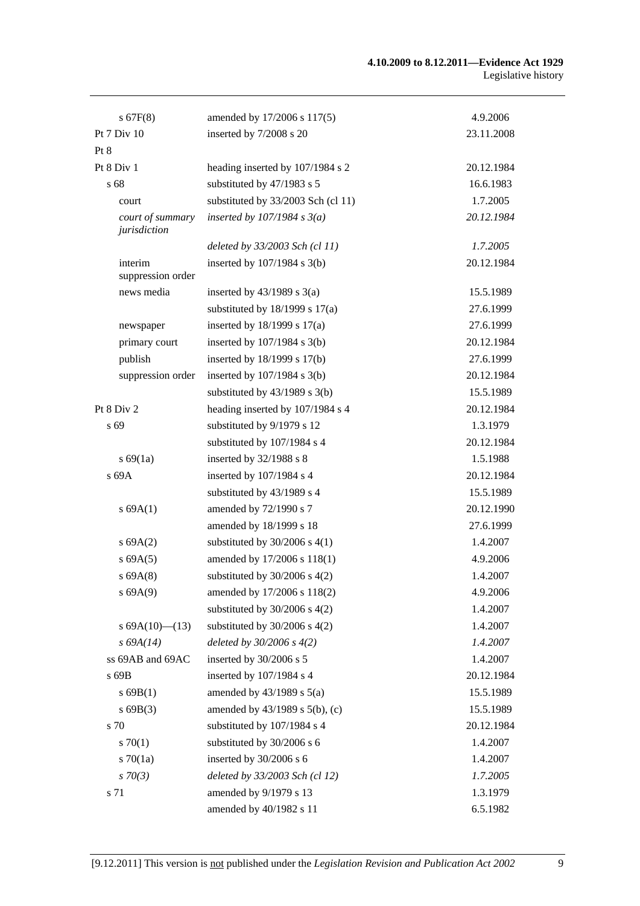| | | |
|---|---|---|
| s 67F(8) | amended by 17/2006 s 117(5) | 4.9.2006 |
| Pt 7 Div 10 | inserted by 7/2008 s 20 | 23.11.2008 |
| Pt 8 | | |
| Pt 8 Div 1 | heading inserted by 107/1984 s 2 | 20.12.1984 |
| s 68 | substituted by 47/1983 s 5 | 16.6.1983 |
| court | substituted by 33/2003 Sch (cl 11) | 1.7.2005 |
| *court of summary jurisdiction* | *inserted by 107/1984 s 3(a)* | *20.12.1984* |
| | *deleted by 33/2003 Sch (cl 11)* | *1.7.2005* |
| interim suppression order | inserted by 107/1984 s 3(b) | 20.12.1984 |
| news media | inserted by 43/1989 s 3(a) | 15.5.1989 |
| | substituted by 18/1999 s 17(a) | 27.6.1999 |
| newspaper | inserted by 18/1999 s 17(a) | 27.6.1999 |
| primary court | inserted by 107/1984 s 3(b) | 20.12.1984 |
| publish | inserted by 18/1999 s 17(b) | 27.6.1999 |
| suppression order | inserted by 107/1984 s 3(b) | 20.12.1984 |
| | substituted by 43/1989 s 3(b) | 15.5.1989 |
| Pt 8 Div 2 | heading inserted by 107/1984 s 4 | 20.12.1984 |
| s 69 | substituted by 9/1979 s 12 | 1.3.1979 |
| | substituted by 107/1984 s 4 | 20.12.1984 |
| s 69(1a) | inserted by 32/1988 s 8 | 1.5.1988 |
| s 69A | inserted by 107/1984 s 4 | 20.12.1984 |
| | substituted by 43/1989 s 4 | 15.5.1989 |
| s 69A(1) | amended by 72/1990 s 7 | 20.12.1990 |
| | amended by 18/1999 s 18 | 27.6.1999 |
| s 69A(2) | substituted by 30/2006 s 4(1) | 1.4.2007 |
| s 69A(5) | amended by 17/2006 s 118(1) | 4.9.2006 |
| s 69A(8) | substituted by 30/2006 s 4(2) | 1.4.2007 |
| s 69A(9) | amended by 17/2006 s 118(2) | 4.9.2006 |
| | substituted by 30/2006 s 4(2) | 1.4.2007 |
| s 69A(10)—(13) | substituted by 30/2006 s 4(2) | 1.4.2007 |
| *s 69A(14)* | *deleted by 30/2006 s 4(2)* | *1.4.2007* |
| ss 69AB and 69AC | inserted by 30/2006 s 5 | 1.4.2007 |
| s 69B | inserted by 107/1984 s 4 | 20.12.1984 |
| s 69B(1) | amended by 43/1989 s 5(a) | 15.5.1989 |
| s 69B(3) | amended by 43/1989 s 5(b), (c) | 15.5.1989 |
| s 70 | substituted by 107/1984 s 4 | 20.12.1984 |
| s 70(1) | substituted by 30/2006 s 6 | 1.4.2007 |
| s 70(1a) | inserted by 30/2006 s 6 | 1.4.2007 |
| *s 70(3)* | *deleted by 33/2003 Sch (cl 12)* | *1.7.2005* |
| s 71 | amended by 9/1979 s 13 | 1.3.1979 |
| | amended by 40/1982 s 11 | 6.5.1982 |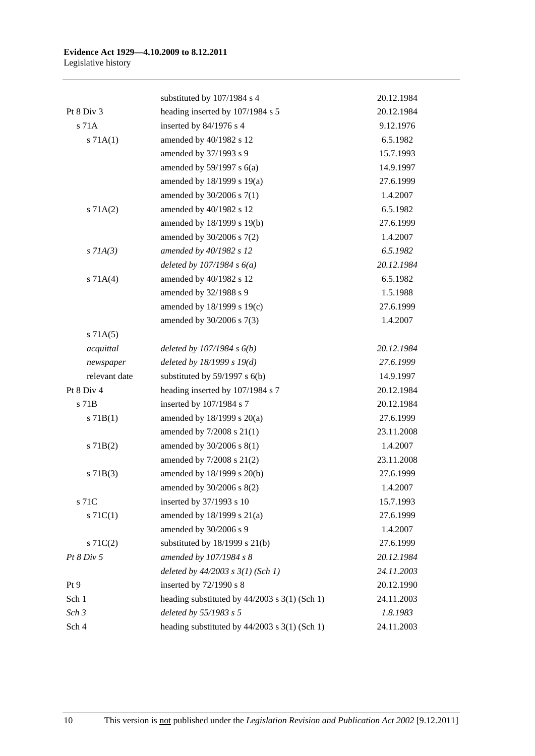| | | |
|---|---|---|
| | substituted by 107/1984 s 4 | 20.12.1984 |
| Pt 8 Div 3 | heading inserted by 107/1984 s 5 | 20.12.1984 |
| s 71A | inserted by 84/1976 s 4 | 9.12.1976 |
| s 71A(1) | amended by 40/1982 s 12 | 6.5.1982 |
| | amended by 37/1993 s 9 | 15.7.1993 |
| | amended by 59/1997 s 6(a) | 14.9.1997 |
| | amended by 18/1999 s 19(a) | 27.6.1999 |
| | amended by 30/2006 s 7(1) | 1.4.2007 |
| s 71A(2) | amended by 40/1982 s 12 | 6.5.1982 |
| | amended by 18/1999 s 19(b) | 27.6.1999 |
| | amended by 30/2006 s 7(2) | 1.4.2007 |
| *s 71A(3)* | *amended by 40/1982 s 12* | *6.5.1982* |
| | *deleted by 107/1984 s 6(a)* | *20.12.1984* |
| s 71A(4) | amended by 40/1982 s 12 | 6.5.1982 |
| | amended by 32/1988 s 9 | 1.5.1988 |
| | amended by 18/1999 s 19(c) | 27.6.1999 |
| | amended by 30/2006 s 7(3) | 1.4.2007 |
| s 71A(5) | | |
| *acquittal* | *deleted by 107/1984 s 6(b)* | *20.12.1984* |
| *newspaper* | *deleted by 18/1999 s 19(d)* | *27.6.1999* |
| relevant date | substituted by 59/1997 s 6(b) | 14.9.1997 |
| Pt 8 Div 4 | heading inserted by 107/1984 s 7 | 20.12.1984 |
| s 71B | inserted by 107/1984 s 7 | 20.12.1984 |
| s 71B(1) | amended by 18/1999 s 20(a) | 27.6.1999 |
| | amended by 7/2008 s 21(1) | 23.11.2008 |
| s 71B(2) | amended by 30/2006 s 8(1) | 1.4.2007 |
| | amended by 7/2008 s 21(2) | 23.11.2008 |
| s 71B(3) | amended by 18/1999 s 20(b) | 27.6.1999 |
| | amended by 30/2006 s 8(2) | 1.4.2007 |
| s 71C | inserted by 37/1993 s 10 | 15.7.1993 |
| s 71C(1) | amended by 18/1999 s 21(a) | 27.6.1999 |
| | amended by 30/2006 s 9 | 1.4.2007 |
| s 71C(2) | substituted by 18/1999 s 21(b) | 27.6.1999 |
| *Pt 8 Div 5* | *amended by 107/1984 s 8* | *20.12.1984* |
| | *deleted by 44/2003 s 3(1) (Sch 1)* | *24.11.2003* |
| Pt 9 | inserted by 72/1990 s 8 | 20.12.1990 |
| Sch 1 | heading substituted by 44/2003 s 3(1) (Sch 1) | 24.11.2003 |
| *Sch 3* | *deleted by 55/1983 s 5* | *1.8.1983* |
| Sch 4 | heading substituted by 44/2003 s 3(1) (Sch 1) | 24.11.2003 |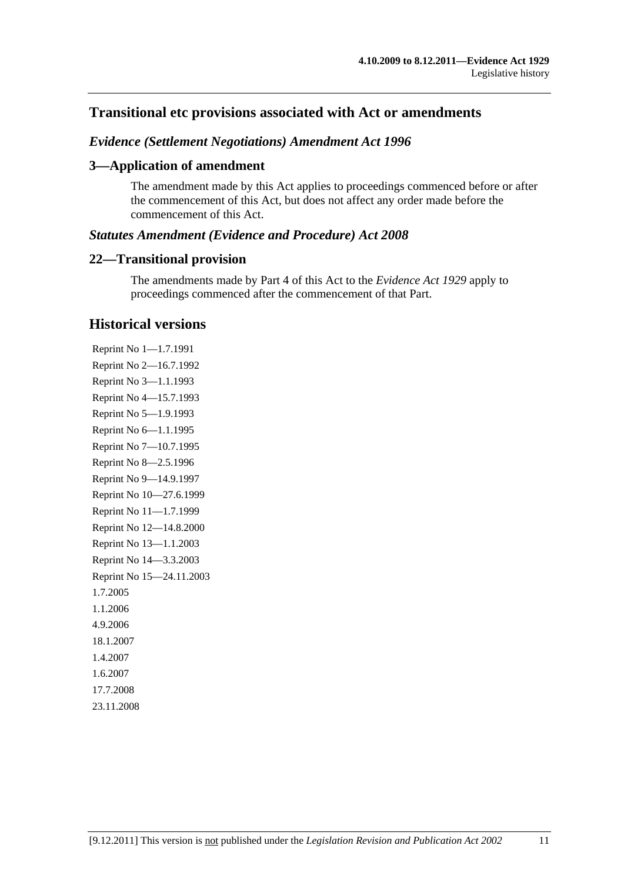## Transitional etc provisions associated with Act or amendments

### *Evidence (Settlement Negotiations) Amendment Act 1996*

### 3—Application of amendment

The amendment made by this Act applies to proceedings commenced before or after the commencement of this Act, but does not affect any order made before the commencement of this Act.

### *Statutes Amendment (Evidence and Procedure) Act 2008*

### 22—Transitional provision

The amendments made by Part 4 of this Act to the *Evidence Act 1929* apply to proceedings commenced after the commencement of that Part.

## Historical versions

Reprint No 1—1.7.1991

Reprint No 2—16.7.1992

Reprint No 3—1.1.1993

Reprint No 4—15.7.1993

Reprint No 5—1.9.1993

Reprint No 6—1.1.1995

Reprint No 7—10.7.1995

Reprint No 8—2.5.1996

Reprint No 9—14.9.1997

Reprint No 10—27.6.1999

Reprint No 11—1.7.1999

Reprint No 12—14.8.2000

Reprint No 13—1.1.2003

Reprint No 14—3.3.2003

Reprint No 15—24.11.2003

1.7.2005

1.1.2006

4.9.2006

18.1.2007

1.4.2007

1.6.2007

17.7.2008

23.11.2008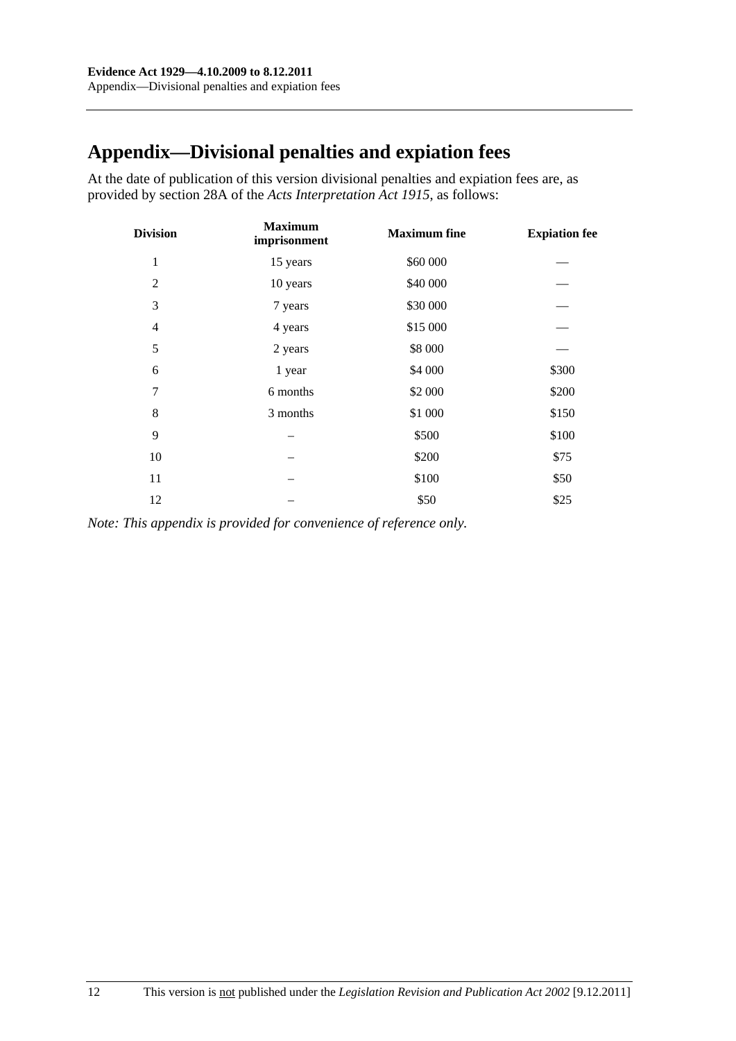# Appendix—Divisional penalties and expiation fees

At the date of publication of this version divisional penalties and expiation fees are, as provided by section 28A of the *Acts Interpretation Act 1915*, as follows:

| Division | Maximum imprisonment | Maximum fine | Expiation fee |
|---|---|---|---|
| 1 | 15 years | $60 000 | — |
| 2 | 10 years | $40 000 | — |
| 3 | 7 years | $30 000 | — |
| 4 | 4 years | $15 000 | — |
| 5 | 2 years | $8 000 | — |
| 6 | 1 year | $4 000 | $300 |
| 7 | 6 months | $2 000 | $200 |
| 8 | 3 months | $1 000 | $150 |
| 9 | – | $500 | $100 |
| 10 | – | $200 | $75 |
| 11 | – | $100 | $50 |
| 12 | – | $50 | $25 |

*Note: This appendix is provided for convenience of reference only.*